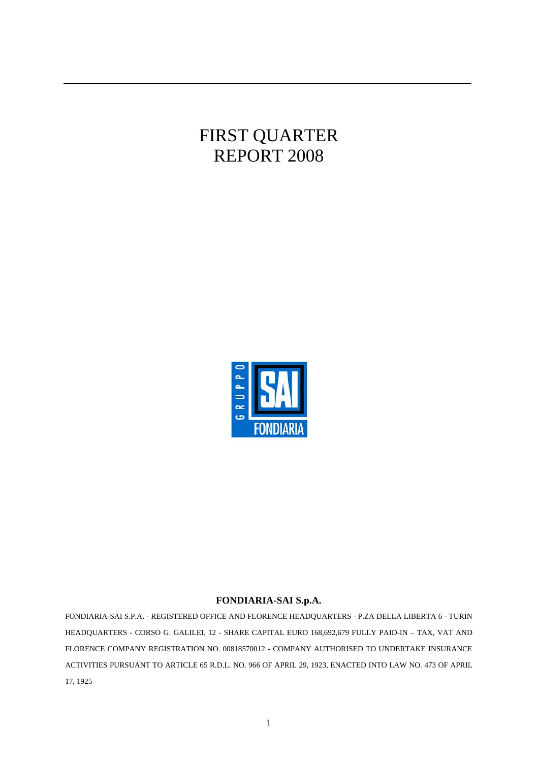# FIRST QUARTER REPORT 2008

**FONDIARIA-SAI S.p.A.**

FONDIARIA-SAI S.P.A. - REGISTERED OFFICE AND FLORENCE HEADQUARTERS - P.ZA DELLA LIBERTA 6 - TURIN HEADQUARTERS - CORSO G. GALILEI, 12 - SHARE CAPITAL EURO 168,692,679 FULLY PAID-IN – TAX, VAT AND FLORENCE COMPANY REGISTRATION NO. 00818570012 - COMPANY AUTHORISED TO UNDERTAKE INSURANCE ACTIVITIES PURSUANT TO ARTICLE 65 R.D.L. NO. 966 OF APRIL 29, 1923, ENACTED INTO LAW NO. 473 OF APRIL 17, 1925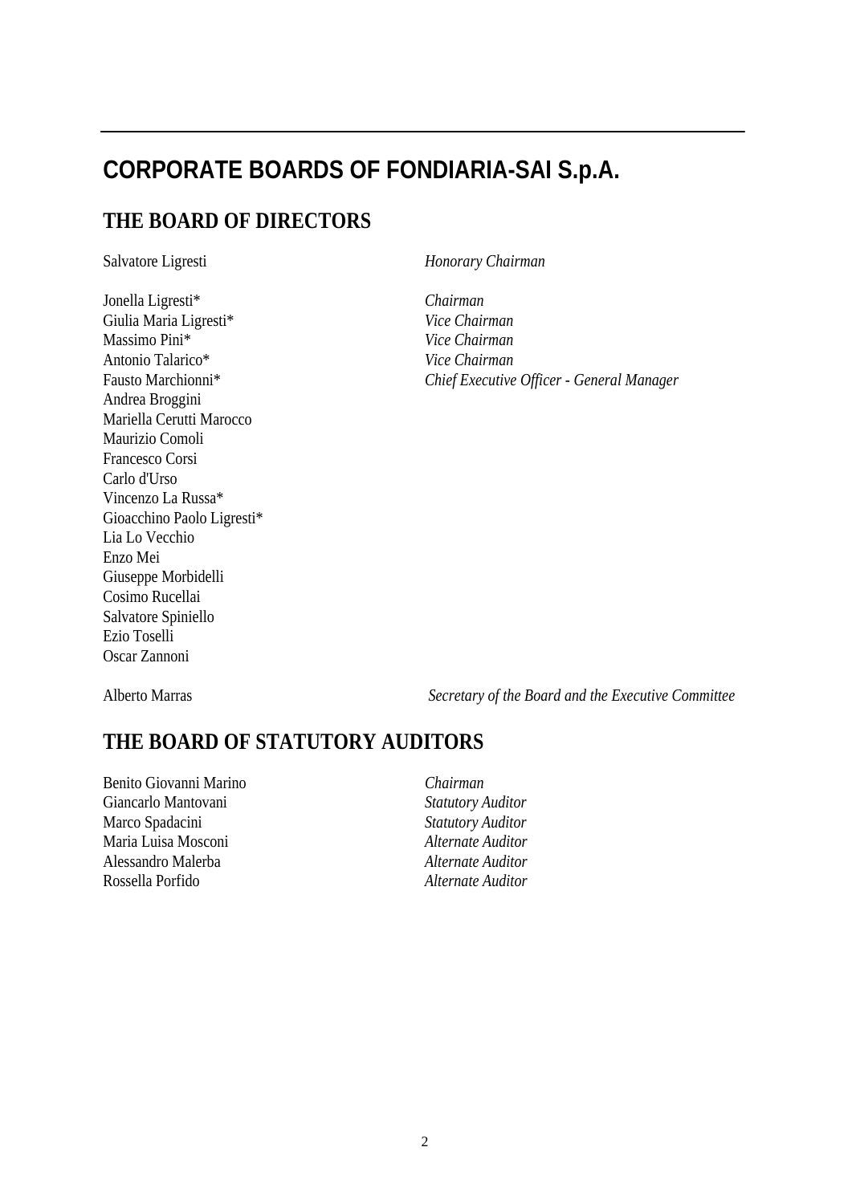# CORPORATE BOARDS OF FONDIARIA-SAI S.p.A.

## THE BOARD OF DIRECTORS

| | |
|---|---|
| Salvatore Ligresti | *Honorary Chairman* |
| Jonella Ligresti* | *Chairman* |
| Giulia Maria Ligresti* | *Vice Chairman* |
| Massimo Pini* | *Vice Chairman* |
| Antonio Talarico* | *Vice Chairman* |
| Fausto Marchionni* | *Chief Executive Officer - General Manager* |
| Andrea Broggini | |
| Mariella Cerutti Marocco | |
| Maurizio Comoli | |
| Francesco Corsi | |
| Carlo d'Urso | |
| Vincenzo La Russa* | |
| Gioacchino Paolo Ligresti* | |
| Lia Lo Vecchio | |
| Enzo Mei | |
| Giuseppe Morbidelli | |
| Cosimo Rucellai | |
| Salvatore Spiniello | |
| Ezio Toselli | |
| Oscar Zannoni | |
| Alberto Marras | *Secretary of the Board and the Executive Committee* |

## THE BOARD OF STATUTORY AUDITORS

| | |
|---|---|
| Benito Giovanni Marino | *Chairman* |
| Giancarlo Mantovani | *Statutory Auditor* |
| Marco Spadacini | *Statutory Auditor* |
| Maria Luisa Mosconi | *Alternate Auditor* |
| Alessandro Malerba | *Alternate Auditor* |
| Rossella Porfido | *Alternate Auditor* |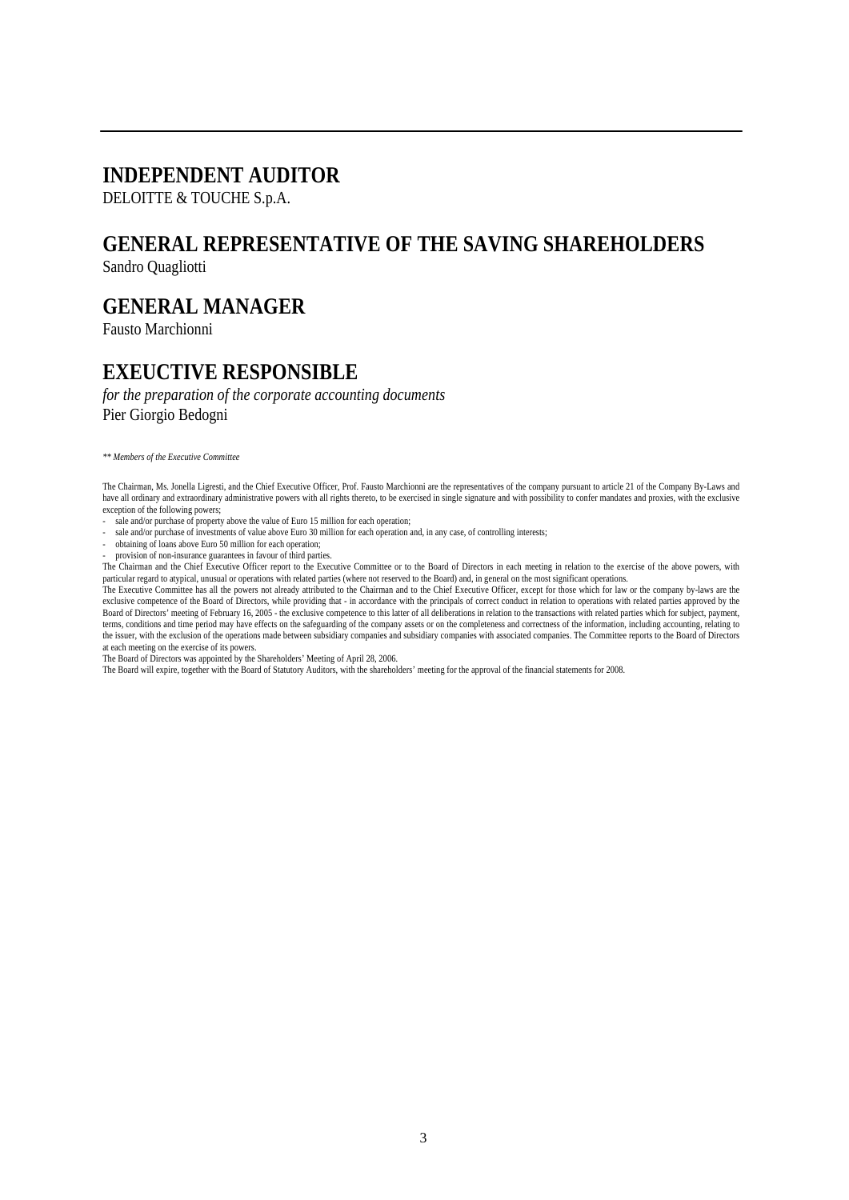## INDEPENDENT AUDITOR

DELOITTE & TOUCHE S.p.A.

## GENERAL REPRESENTATIVE OF THE SAVING SHAREHOLDERS

Sandro Quagliotti

## GENERAL MANAGER

Fausto Marchionni

## EXEUCTIVE RESPONSIBLE

*for the preparation of the corporate accounting documents*
Pier Giorgio Bedogni

*** Members of the Executive Committee*

The Chairman, Ms. Jonella Ligresti, and the Chief Executive Officer, Prof. Fausto Marchionni are the representatives of the company pursuant to article 21 of the Company By-Laws and have all ordinary and extraordinary administrative powers with all rights thereto, to be exercised in single signature and with possibility to confer mandates and proxies, with the exclusive exception of the following powers;

- sale and/or purchase of property above the value of Euro 15 million for each operation;
- sale and/or purchase of investments of value above Euro 30 million for each operation and, in any case, of controlling interests;
- obtaining of loans above Euro 50 million for each operation;
- provision of non-insurance guarantees in favour of third parties.

The Chairman and the Chief Executive Officer report to the Executive Committee or to the Board of Directors in each meeting in relation to the exercise of the above powers, with particular regard to atypical, unusual or operations with related parties (where not reserved to the Board) and, in general on the most significant operations.

The Executive Committee has all the powers not already attributed to the Chairman and to the Chief Executive Officer, except for those which for law or the company by-laws are the exclusive competence of the Board of Directors, while providing that - in accordance with the principals of correct conduct in relation to operations with related parties approved by the Board of Directors' meeting of February 16, 2005 - the exclusive competence to this latter of all deliberations in relation to the transactions with related parties which for subject, payment, terms, conditions and time period may have effects on the safeguarding of the company assets or on the completeness and correctness of the information, including accounting, relating to the issuer, with the exclusion of the operations made between subsidiary companies and subsidiary companies with associated companies. The Committee reports to the Board of Directors at each meeting on the exercise of its powers.

The Board of Directors was appointed by the Shareholders' Meeting of April 28, 2006.

The Board will expire, together with the Board of Statutory Auditors, with the shareholders' meeting for the approval of the financial statements for 2008.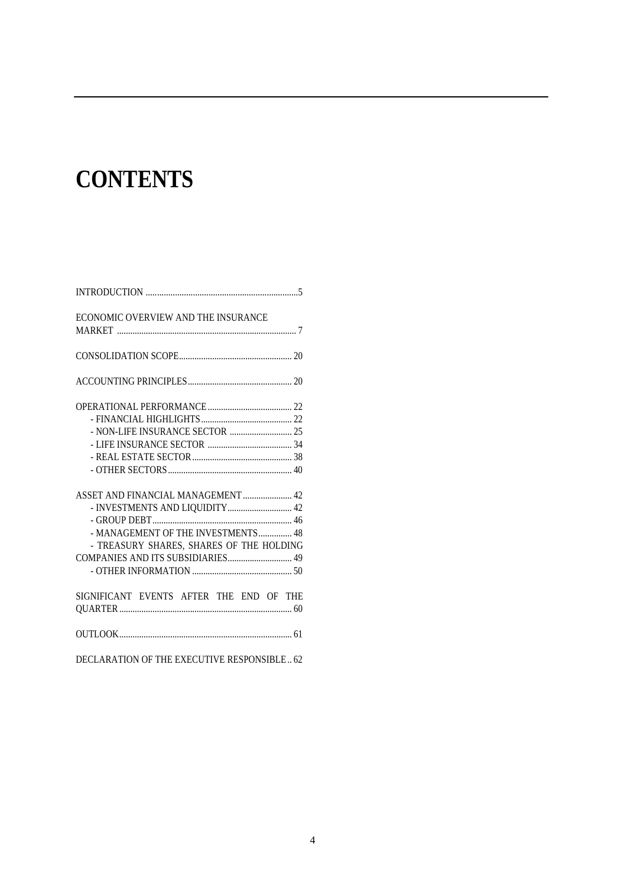# CONTENTS

INTRODUCTION .......... 5

ECONOMIC OVERVIEW AND THE INSURANCE MARKET .......... 7

CONSOLIDATION SCOPE .......... 20

ACCOUNTING PRINCIPLES .......... 20

OPERATIONAL PERFORMANCE .......... 22
- FINANCIAL HIGHLIGHTS .......... 22
- NON-LIFE INSURANCE SECTOR .......... 25
- LIFE INSURANCE SECTOR .......... 34
- REAL ESTATE SECTOR .......... 38
- OTHER SECTORS .......... 40

ASSET AND FINANCIAL MANAGEMENT .......... 42
- INVESTMENTS AND LIQUIDITY .......... 42
- GROUP DEBT .......... 46
- MANAGEMENT OF THE INVESTMENTS .......... 48
- TREASURY SHARES, SHARES OF THE HOLDING COMPANIES AND ITS SUBSIDIARIES .......... 49
- OTHER INFORMATION .......... 50

SIGNIFICANT EVENTS AFTER THE END OF THE QUARTER .......... 60

OUTLOOK .......... 61

DECLARATION OF THE EXECUTIVE RESPONSIBLE .......... 62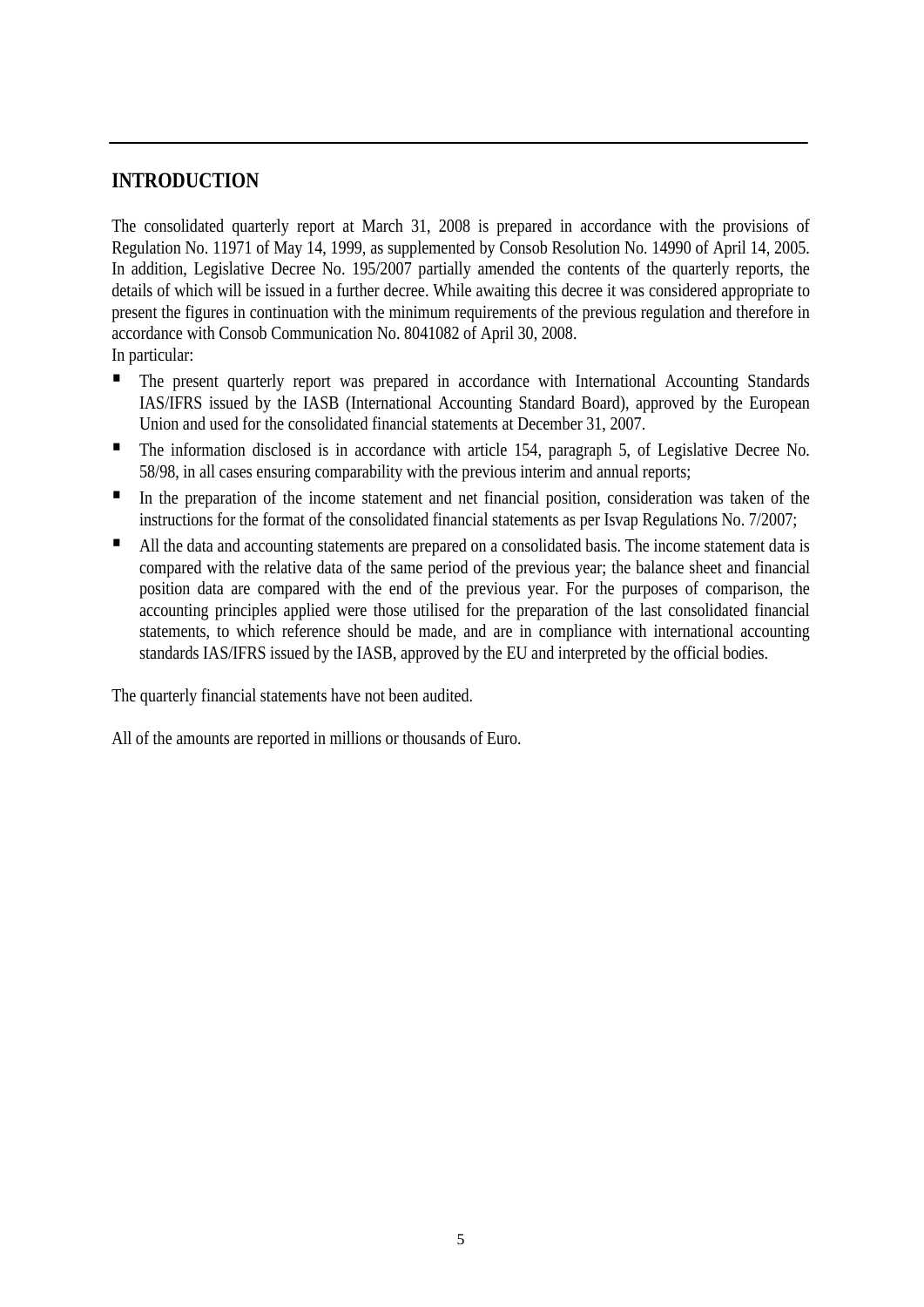## INTRODUCTION

The consolidated quarterly report at March 31, 2008 is prepared in accordance with the provisions of Regulation No. 11971 of May 14, 1999, as supplemented by Consob Resolution No. 14990 of April 14, 2005. In addition, Legislative Decree No. 195/2007 partially amended the contents of the quarterly reports, the details of which will be issued in a further decree. While awaiting this decree it was considered appropriate to present the figures in continuation with the minimum requirements of the previous regulation and therefore in accordance with Consob Communication No. 8041082 of April 30, 2008.
In particular:

- The present quarterly report was prepared in accordance with International Accounting Standards IAS/IFRS issued by the IASB (International Accounting Standard Board), approved by the European Union and used for the consolidated financial statements at December 31, 2007.
- The information disclosed is in accordance with article 154, paragraph 5, of Legislative Decree No. 58/98, in all cases ensuring comparability with the previous interim and annual reports;
- In the preparation of the income statement and net financial position, consideration was taken of the instructions for the format of the consolidated financial statements as per Isvap Regulations No. 7/2007;
- All the data and accounting statements are prepared on a consolidated basis. The income statement data is compared with the relative data of the same period of the previous year; the balance sheet and financial position data are compared with the end of the previous year. For the purposes of comparison, the accounting principles applied were those utilised for the preparation of the last consolidated financial statements, to which reference should be made, and are in compliance with international accounting standards IAS/IFRS issued by the IASB, approved by the EU and interpreted by the official bodies.

The quarterly financial statements have not been audited.

All of the amounts are reported in millions or thousands of Euro.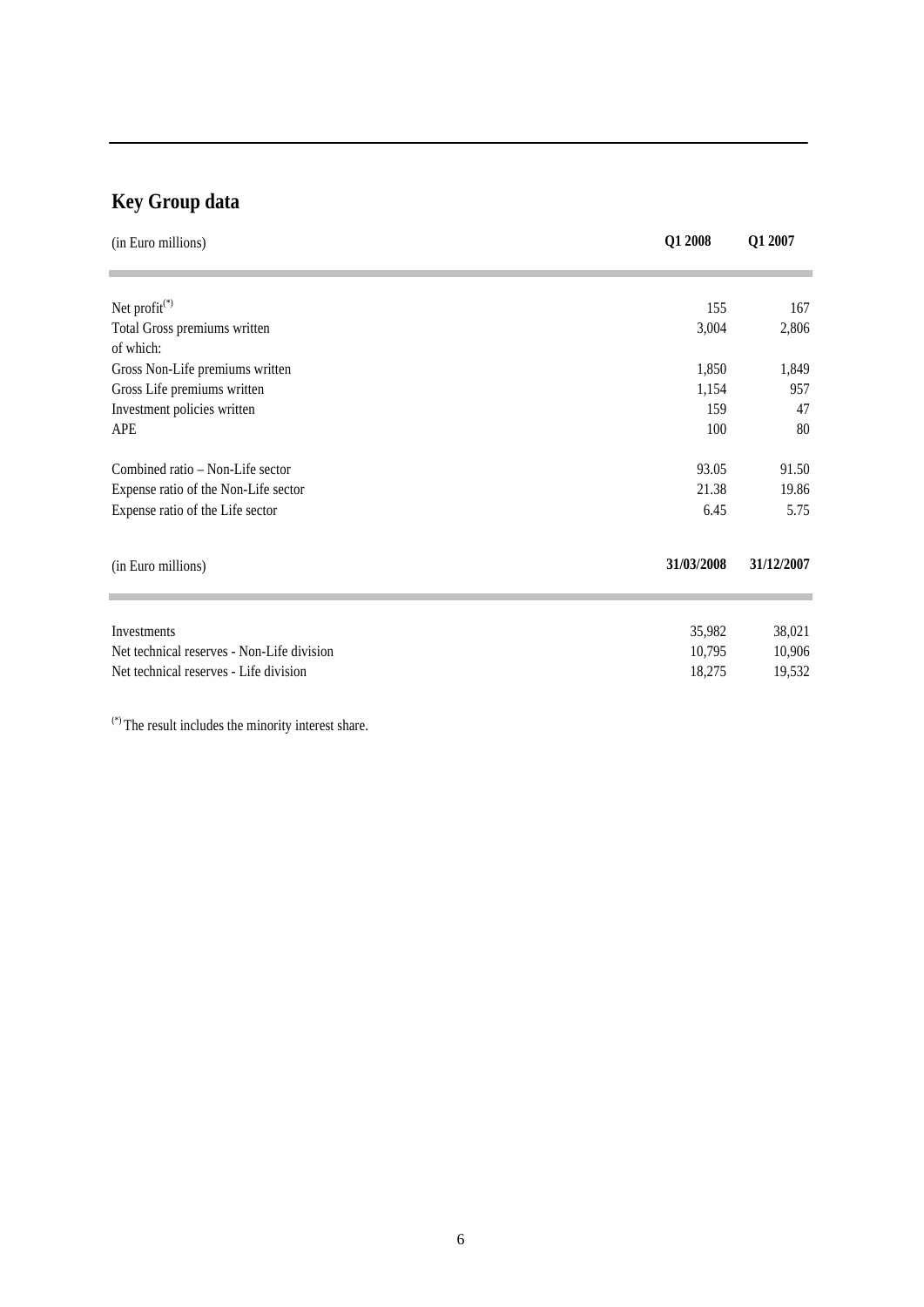## Key Group data

| (in Euro millions) | Q1 2008 | Q1 2007 |
|---|---|---|
| Net profit(*) | 155 | 167 |
| Total Gross premiums written | 3,004 | 2,806 |
| of which: | | |
| Gross Non-Life premiums written | 1,850 | 1,849 |
| Gross Life premiums written | 1,154 | 957 |
| Investment policies written | 159 | 47 |
| APE | 100 | 80 |
| Combined ratio – Non-Life sector | 93.05 | 91.50 |
| Expense ratio of the Non-Life sector | 21.38 | 19.86 |
| Expense ratio of the Life sector | 6.45 | 5.75 |

| (in Euro millions) | 31/03/2008 | 31/12/2007 |
|---|---|---|
| Investments | 35,982 | 38,021 |
| Net technical reserves - Non-Life division | 10,795 | 10,906 |
| Net technical reserves - Life division | 18,275 | 19,532 |

(*) The result includes the minority interest share.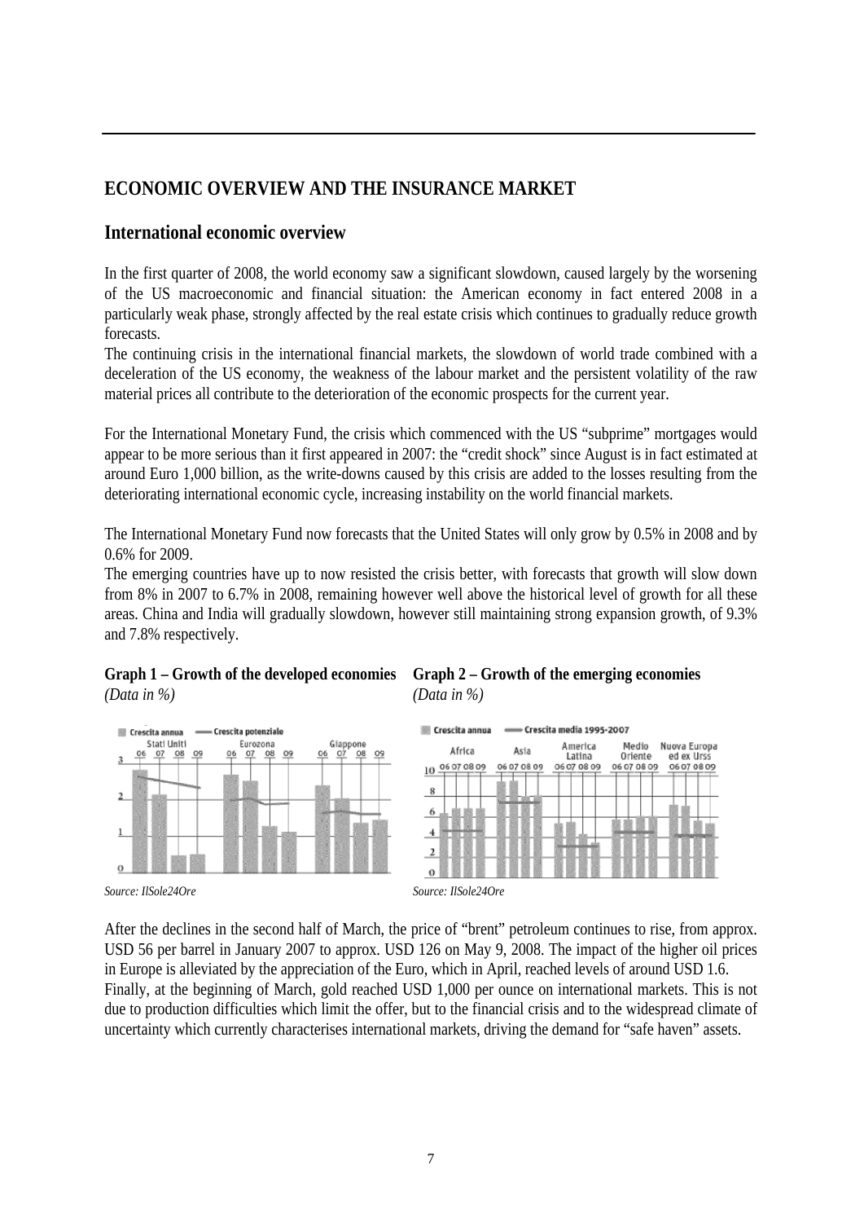# ECONOMIC OVERVIEW AND THE INSURANCE MARKET

## International economic overview

In the first quarter of 2008, the world economy saw a significant slowdown, caused largely by the worsening of the US macroeconomic and financial situation: the American economy in fact entered 2008 in a particularly weak phase, strongly affected by the real estate crisis which continues to gradually reduce growth forecasts.

The continuing crisis in the international financial markets, the slowdown of world trade combined with a deceleration of the US economy, the weakness of the labour market and the persistent volatility of the raw material prices all contribute to the deterioration of the economic prospects for the current year.

For the International Monetary Fund, the crisis which commenced with the US "subprime" mortgages would appear to be more serious than it first appeared in 2007: the "credit shock" since August is in fact estimated at around Euro 1,000 billion, as the write-downs caused by this crisis are added to the losses resulting from the deteriorating international economic cycle, increasing instability on the world financial markets.

The International Monetary Fund now forecasts that the United States will only grow by 0.5% in 2008 and by 0.6% for 2009.

The emerging countries have up to now resisted the crisis better, with forecasts that growth will slow down from 8% in 2007 to 6.7% in 2008, remaining however well above the historical level of growth for all these areas. China and India will gradually slowdown, however still maintaining strong expansion growth, of 9.3% and 7.8% respectively.

**Graph 1 – Growth of the developed economies**
*(Data in %)*

*Source: IlSole24Ore*

**Graph 2 – Growth of the emerging economies**
*(Data in %)*

*Source: IlSole24Ore*

After the declines in the second half of March, the price of "brent" petroleum continues to rise, from approx. USD 56 per barrel in January 2007 to approx. USD 126 on May 9, 2008. The impact of the higher oil prices in Europe is alleviated by the appreciation of the Euro, which in April, reached levels of around USD 1.6.

Finally, at the beginning of March, gold reached USD 1,000 per ounce on international markets. This is not due to production difficulties which limit the offer, but to the financial crisis and to the widespread climate of uncertainty which currently characterises international markets, driving the demand for "safe haven" assets.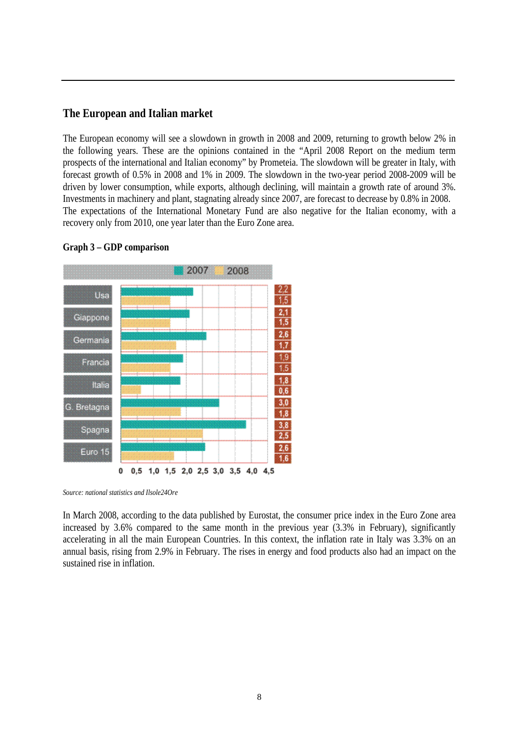## The European and Italian market

The European economy will see a slowdown in growth in 2008 and 2009, returning to growth below 2% in the following years. These are the opinions contained in the "April 2008 Report on the medium term prospects of the international and Italian economy" by Prometeia. The slowdown will be greater in Italy, with forecast growth of 0.5% in 2008 and 1% in 2009. The slowdown in the two-year period 2008-2009 will be driven by lower consumption, while exports, although declining, will maintain a growth rate of around 3%. Investments in machinery and plant, stagnating already since 2007, are forecast to decrease by 0.8% in 2008. The expectations of the International Monetary Fund are also negative for the Italian economy, with a recovery only from 2010, one year later than the Euro Zone area.

**Graph 3 – GDP comparison**

| | 2007 | 2008 |
|---|---|---|
| Usa | 2,2 | 1,5 |
| Giappone | 2,1 | 1,5 |
| Germania | 2,6 | 1,7 |
| Francia | 1,9 | 1,5 |
| Italia | 1,8 | 0,6 |
| G. Bretagna | 3,0 | 1,8 |
| Spagna | 3,8 | 2,5 |
| Euro 15 | 2,6 | 1,6 |

*Source: national statistics and Ilsole24Ore*

In March 2008, according to the data published by Eurostat, the consumer price index in the Euro Zone area increased by 3.6% compared to the same month in the previous year (3.3% in February), significantly accelerating in all the main European Countries. In this context, the inflation rate in Italy was 3.3% on an annual basis, rising from 2.9% in February. The rises in energy and food products also had an impact on the sustained rise in inflation.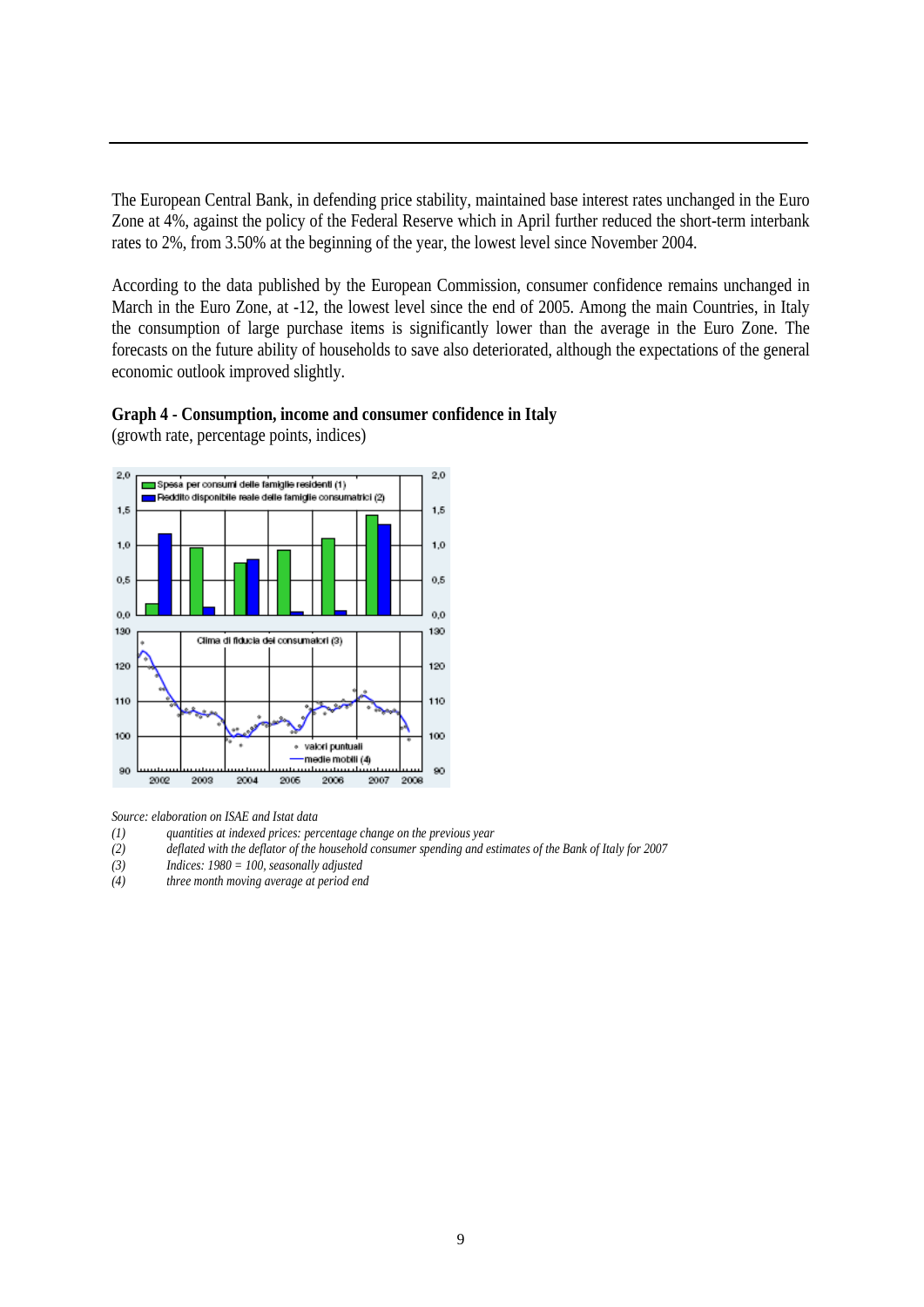The European Central Bank, in defending price stability, maintained base interest rates unchanged in the Euro Zone at 4%, against the policy of the Federal Reserve which in April further reduced the short-term interbank rates to 2%, from 3.50% at the beginning of the year, the lowest level since November 2004.

According to the data published by the European Commission, consumer confidence remains unchanged in March in the Euro Zone, at -12, the lowest level since the end of 2005. Among the main Countries, in Italy the consumption of large purchase items is significantly lower than the average in the Euro Zone. The forecasts on the future ability of households to save also deteriorated, although the expectations of the general economic outlook improved slightly.

**Graph 4 - Consumption, income and consumer confidence in Italy**
(growth rate, percentage points, indices)

*Source: elaboration on ISAE and Istat data*

(1) *quantities at indexed prices: percentage change on the previous year*
(2) *deflated with the deflator of the household consumer spending and estimates of the Bank of Italy for 2007*
(3) *Indices: 1980 = 100, seasonally adjusted*
(4) *three month moving average at period end*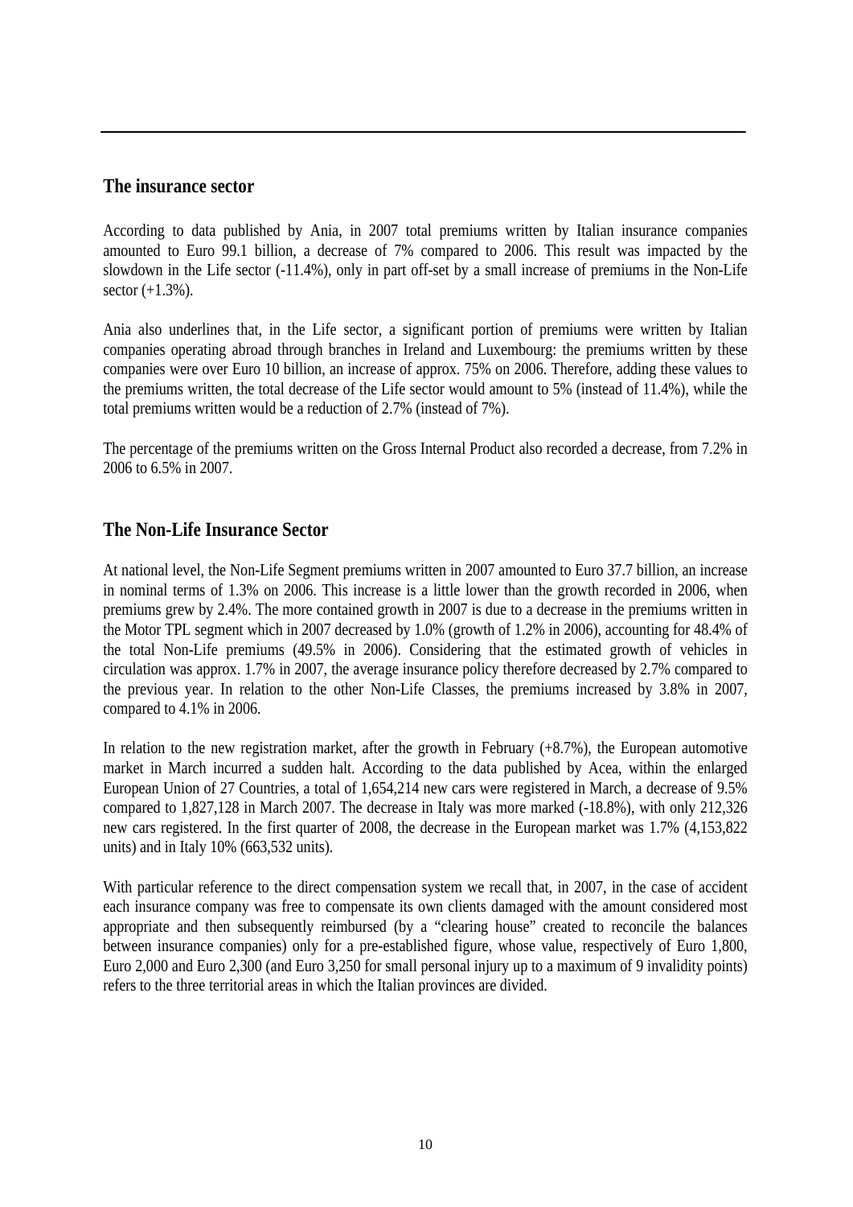## The insurance sector

According to data published by Ania, in 2007 total premiums written by Italian insurance companies amounted to Euro 99.1 billion, a decrease of 7% compared to 2006. This result was impacted by the slowdown in the Life sector (-11.4%), only in part off-set by a small increase of premiums in the Non-Life sector (+1.3%).

Ania also underlines that, in the Life sector, a significant portion of premiums were written by Italian companies operating abroad through branches in Ireland and Luxembourg: the premiums written by these companies were over Euro 10 billion, an increase of approx. 75% on 2006. Therefore, adding these values to the premiums written, the total decrease of the Life sector would amount to 5% (instead of 11.4%), while the total premiums written would be a reduction of 2.7% (instead of 7%).

The percentage of the premiums written on the Gross Internal Product also recorded a decrease, from 7.2% in 2006 to 6.5% in 2007.

## The Non-Life Insurance Sector

At national level, the Non-Life Segment premiums written in 2007 amounted to Euro 37.7 billion, an increase in nominal terms of 1.3% on 2006. This increase is a little lower than the growth recorded in 2006, when premiums grew by 2.4%. The more contained growth in 2007 is due to a decrease in the premiums written in the Motor TPL segment which in 2007 decreased by 1.0% (growth of 1.2% in 2006), accounting for 48.4% of the total Non-Life premiums (49.5% in 2006). Considering that the estimated growth of vehicles in circulation was approx. 1.7% in 2007, the average insurance policy therefore decreased by 2.7% compared to the previous year. In relation to the other Non-Life Classes, the premiums increased by 3.8% in 2007, compared to 4.1% in 2006.

In relation to the new registration market, after the growth in February (+8.7%), the European automotive market in March incurred a sudden halt. According to the data published by Acea, within the enlarged European Union of 27 Countries, a total of 1,654,214 new cars were registered in March, a decrease of 9.5% compared to 1,827,128 in March 2007. The decrease in Italy was more marked (-18.8%), with only 212,326 new cars registered. In the first quarter of 2008, the decrease in the European market was 1.7% (4,153,822 units) and in Italy 10% (663,532 units).

With particular reference to the direct compensation system we recall that, in 2007, in the case of accident each insurance company was free to compensate its own clients damaged with the amount considered most appropriate and then subsequently reimbursed (by a "clearing house" created to reconcile the balances between insurance companies) only for a pre-established figure, whose value, respectively of Euro 1,800, Euro 2,000 and Euro 2,300 (and Euro 3,250 for small personal injury up to a maximum of 9 invalidity points) refers to the three territorial areas in which the Italian provinces are divided.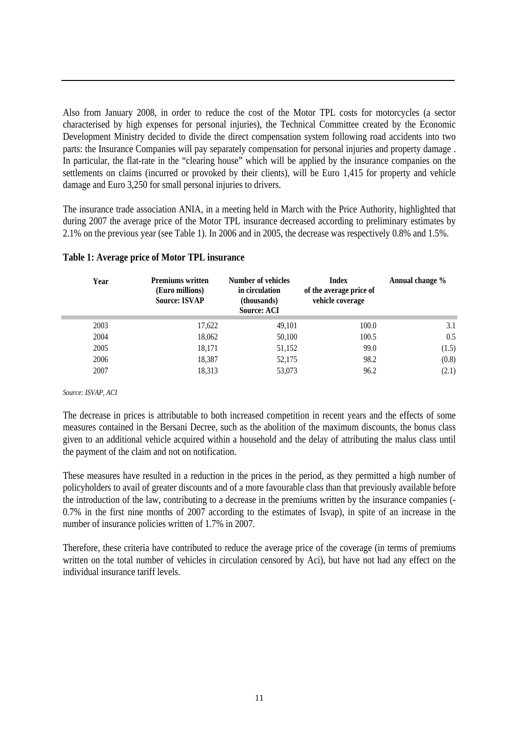Also from January 2008, in order to reduce the cost of the Motor TPL costs for motorcycles (a sector characterised by high expenses for personal injuries), the Technical Committee created by the Economic Development Ministry decided to divide the direct compensation system following road accidents into two parts: the Insurance Companies will pay separately compensation for personal injuries and property damage . In particular, the flat-rate in the "clearing house" which will be applied by the insurance companies on the settlements on claims (incurred or provoked by their clients), will be Euro 1,415 for property and vehicle damage and Euro 3,250 for small personal injuries to drivers.

The insurance trade association ANIA, in a meeting held in March with the Price Authority, highlighted that during 2007 the average price of the Motor TPL insurance decreased according to preliminary estimates by 2.1% on the previous year (see Table 1). In 2006 and in 2005, the decrease was respectively 0.8% and 1.5%.

**Table 1: Average price of Motor TPL insurance**

| Year | Premiums written (Euro millions) Source: ISVAP | Number of vehicles in circulation (thousands) Source: ACI | Index of the average price of vehicle coverage | Annual change % |
|---|---|---|---|---|
| 2003 | 17,622 | 49,101 | 100.0 | 3.1 |
| 2004 | 18,062 | 50,100 | 100.5 | 0.5 |
| 2005 | 18,171 | 51,152 | 99.0 | (1.5) |
| 2006 | 18,387 | 52,175 | 98.2 | (0.8) |
| 2007 | 18,313 | 53,073 | 96.2 | (2.1) |

*Source: ISVAP, ACI*

The decrease in prices is attributable to both increased competition in recent years and the effects of some measures contained in the Bersani Decree, such as the abolition of the maximum discounts, the bonus class given to an additional vehicle acquired within a household and the delay of attributing the malus class until the payment of the claim and not on notification.

These measures have resulted in a reduction in the prices in the period, as they permitted a high number of policyholders to avail of greater discounts and of a more favourable class than that previously available before the introduction of the law, contributing to a decrease in the premiums written by the insurance companies (-0.7% in the first nine months of 2007 according to the estimates of Isvap), in spite of an increase in the number of insurance policies written of 1.7% in 2007.

Therefore, these criteria have contributed to reduce the average price of the coverage (in terms of premiums written on the total number of vehicles in circulation censored by Aci), but have not had any effect on the individual insurance tariff levels.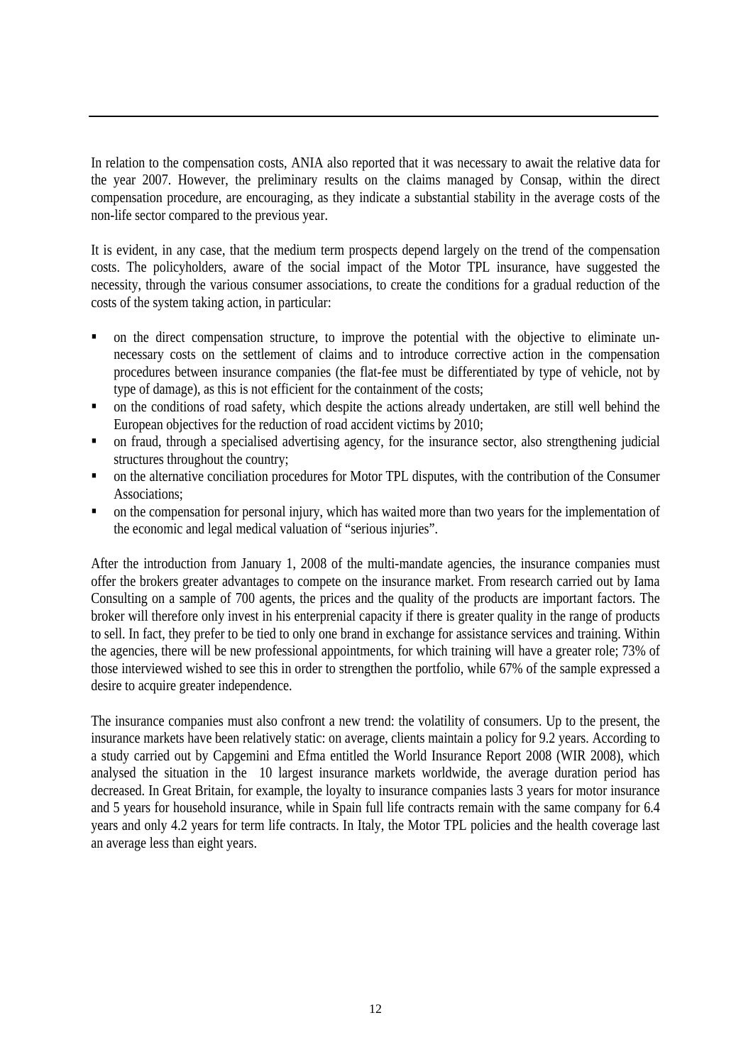In relation to the compensation costs, ANIA also reported that it was necessary to await the relative data for the year 2007. However, the preliminary results on the claims managed by Consap, within the direct compensation procedure, are encouraging, as they indicate a substantial stability in the average costs of the non-life sector compared to the previous year.

It is evident, in any case, that the medium term prospects depend largely on the trend of the compensation costs. The policyholders, aware of the social impact of the Motor TPL insurance, have suggested the necessity, through the various consumer associations, to create the conditions for a gradual reduction of the costs of the system taking action, in particular:

- on the direct compensation structure, to improve the potential with the objective to eliminate unnecessary costs on the settlement of claims and to introduce corrective action in the compensation procedures between insurance companies (the flat-fee must be differentiated by type of vehicle, not by type of damage), as this is not efficient for the containment of the costs;
- on the conditions of road safety, which despite the actions already undertaken, are still well behind the European objectives for the reduction of road accident victims by 2010;
- on fraud, through a specialised advertising agency, for the insurance sector, also strengthening judicial structures throughout the country;
- on the alternative conciliation procedures for Motor TPL disputes, with the contribution of the Consumer Associations;
- on the compensation for personal injury, which has waited more than two years for the implementation of the economic and legal medical valuation of "serious injuries".

After the introduction from January 1, 2008 of the multi-mandate agencies, the insurance companies must offer the brokers greater advantages to compete on the insurance market. From research carried out by Iama Consulting on a sample of 700 agents, the prices and the quality of the products are important factors. The broker will therefore only invest in his enterprenial capacity if there is greater quality in the range of products to sell. In fact, they prefer to be tied to only one brand in exchange for assistance services and training. Within the agencies, there will be new professional appointments, for which training will have a greater role; 73% of those interviewed wished to see this in order to strengthen the portfolio, while 67% of the sample expressed a desire to acquire greater independence.

The insurance companies must also confront a new trend: the volatility of consumers. Up to the present, the insurance markets have been relatively static: on average, clients maintain a policy for 9.2 years. According to a study carried out by Capgemini and Efma entitled the World Insurance Report 2008 (WIR 2008), which analysed the situation in the 10 largest insurance markets worldwide, the average duration period has decreased. In Great Britain, for example, the loyalty to insurance companies lasts 3 years for motor insurance and 5 years for household insurance, while in Spain full life contracts remain with the same company for 6.4 years and only 4.2 years for term life contracts. In Italy, the Motor TPL policies and the health coverage last an average less than eight years.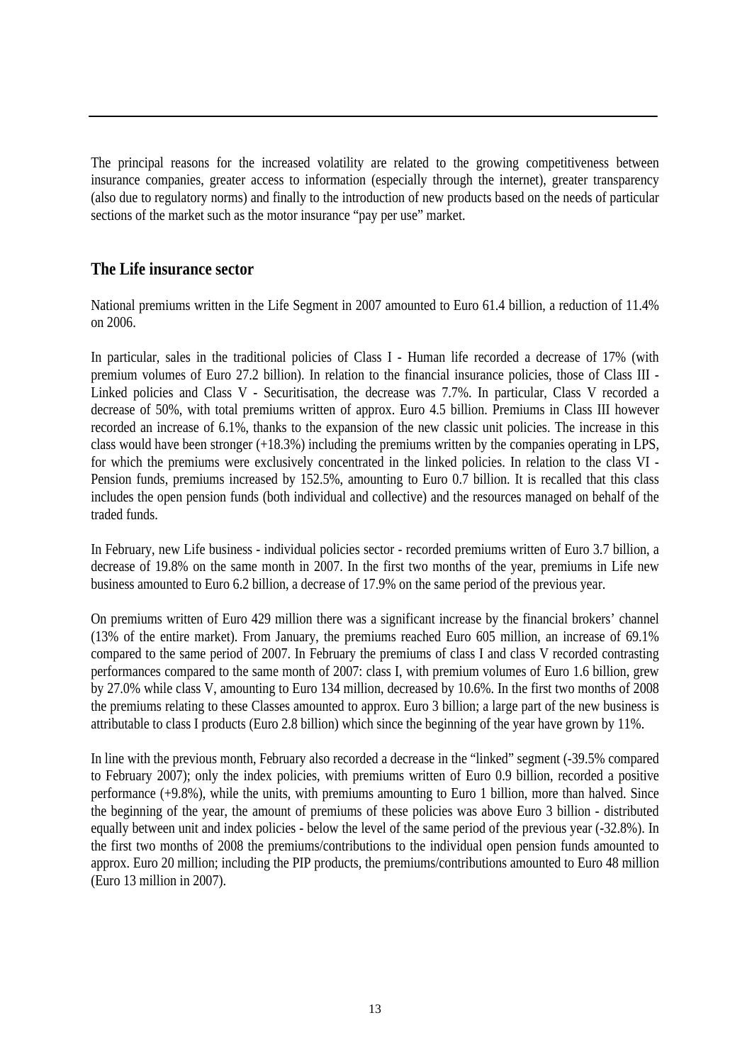The principal reasons for the increased volatility are related to the growing competitiveness between insurance companies, greater access to information (especially through the internet), greater transparency (also due to regulatory norms) and finally to the introduction of new products based on the needs of particular sections of the market such as the motor insurance "pay per use" market.

## The Life insurance sector

National premiums written in the Life Segment in 2007 amounted to Euro 61.4 billion, a reduction of 11.4% on 2006.

In particular, sales in the traditional policies of Class I - Human life recorded a decrease of 17% (with premium volumes of Euro 27.2 billion). In relation to the financial insurance policies, those of Class III - Linked policies and Class V - Securitisation, the decrease was 7.7%. In particular, Class V recorded a decrease of 50%, with total premiums written of approx. Euro 4.5 billion. Premiums in Class III however recorded an increase of 6.1%, thanks to the expansion of the new classic unit policies. The increase in this class would have been stronger (+18.3%) including the premiums written by the companies operating in LPS, for which the premiums were exclusively concentrated in the linked policies. In relation to the class VI - Pension funds, premiums increased by 152.5%, amounting to Euro 0.7 billion. It is recalled that this class includes the open pension funds (both individual and collective) and the resources managed on behalf of the traded funds.

In February, new Life business - individual policies sector - recorded premiums written of Euro 3.7 billion, a decrease of 19.8% on the same month in 2007. In the first two months of the year, premiums in Life new business amounted to Euro 6.2 billion, a decrease of 17.9% on the same period of the previous year.

On premiums written of Euro 429 million there was a significant increase by the financial brokers' channel (13% of the entire market). From January, the premiums reached Euro 605 million, an increase of 69.1% compared to the same period of 2007. In February the premiums of class I and class V recorded contrasting performances compared to the same month of 2007: class I, with premium volumes of Euro 1.6 billion, grew by 27.0% while class V, amounting to Euro 134 million, decreased by 10.6%. In the first two months of 2008 the premiums relating to these Classes amounted to approx. Euro 3 billion; a large part of the new business is attributable to class I products (Euro 2.8 billion) which since the beginning of the year have grown by 11%.

In line with the previous month, February also recorded a decrease in the "linked" segment (-39.5% compared to February 2007); only the index policies, with premiums written of Euro 0.9 billion, recorded a positive performance (+9.8%), while the units, with premiums amounting to Euro 1 billion, more than halved. Since the beginning of the year, the amount of premiums of these policies was above Euro 3 billion - distributed equally between unit and index policies - below the level of the same period of the previous year (-32.8%). In the first two months of 2008 the premiums/contributions to the individual open pension funds amounted to approx. Euro 20 million; including the PIP products, the premiums/contributions amounted to Euro 48 million (Euro 13 million in 2007).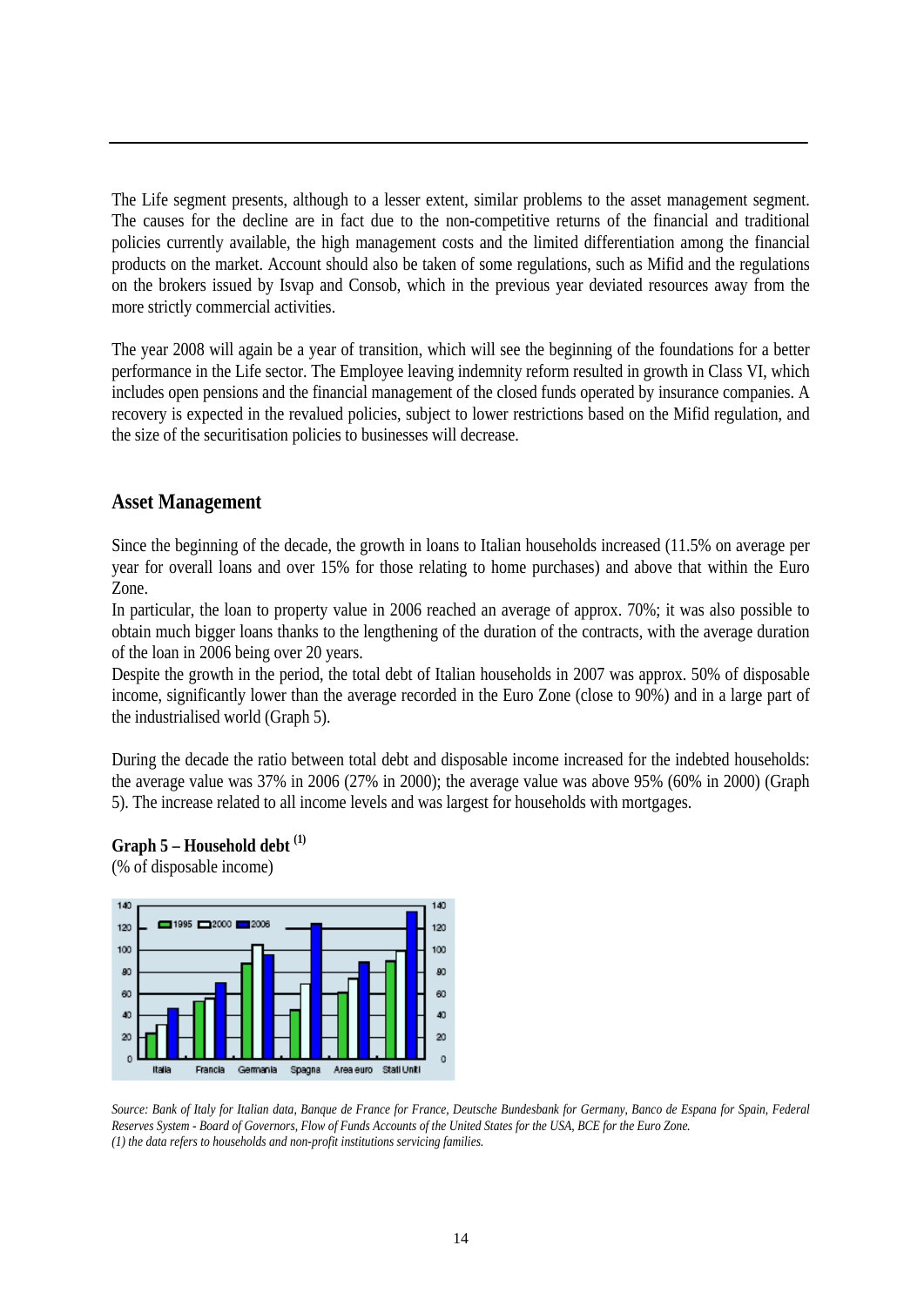The Life segment presents, although to a lesser extent, similar problems to the asset management segment. The causes for the decline are in fact due to the non-competitive returns of the financial and traditional policies currently available, the high management costs and the limited differentiation among the financial products on the market. Account should also be taken of some regulations, such as Mifid and the regulations on the brokers issued by Isvap and Consob, which in the previous year deviated resources away from the more strictly commercial activities.

The year 2008 will again be a year of transition, which will see the beginning of the foundations for a better performance in the Life sector. The Employee leaving indemnity reform resulted in growth in Class VI, which includes open pensions and the financial management of the closed funds operated by insurance companies. A recovery is expected in the revalued policies, subject to lower restrictions based on the Mifid regulation, and the size of the securitisation policies to businesses will decrease.

## Asset Management

Since the beginning of the decade, the growth in loans to Italian households increased (11.5% on average per year for overall loans and over 15% for those relating to home purchases) and above that within the Euro Zone.
In particular, the loan to property value in 2006 reached an average of approx. 70%; it was also possible to obtain much bigger loans thanks to the lengthening of the duration of the contracts, with the average duration of the loan in 2006 being over 20 years.
Despite the growth in the period, the total debt of Italian households in 2007 was approx. 50% of disposable income, significantly lower than the average recorded in the Euro Zone (close to 90%) and in a large part of the industrialised world (Graph 5).

During the decade the ratio between total debt and disposable income increased for the indebted households: the average value was 37% in 2006 (27% in 2000); the average value was above 95% (60% in 2000) (Graph 5). The increase related to all income levels and was largest for households with mortgages.

**Graph 5 – Household debt [(1)]**
(% of disposable income)

*Source: Bank of Italy for Italian data, Banque de France for France, Deutsche Bundesbank for Germany, Banco de Espana for Spain, Federal Reserves System - Board of Governors, Flow of Funds Accounts of the United States for the USA, BCE for the Euro Zone.*
*(1) the data refers to households and non-profit institutions servicing families.*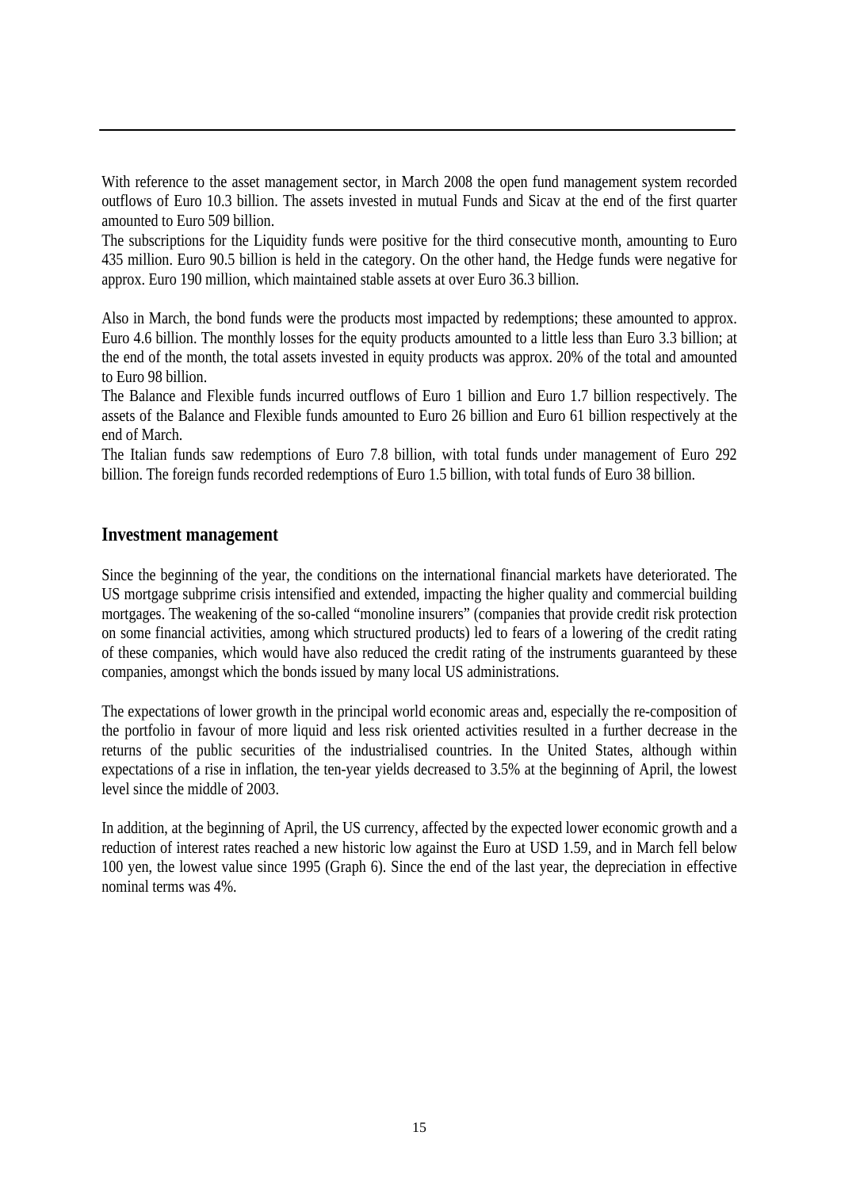With reference to the asset management sector, in March 2008 the open fund management system recorded outflows of Euro 10.3 billion. The assets invested in mutual Funds and Sicav at the end of the first quarter amounted to Euro 509 billion.
The subscriptions for the Liquidity funds were positive for the third consecutive month, amounting to Euro 435 million. Euro 90.5 billion is held in the category. On the other hand, the Hedge funds were negative for approx. Euro 190 million, which maintained stable assets at over Euro 36.3 billion.

Also in March, the bond funds were the products most impacted by redemptions; these amounted to approx. Euro 4.6 billion. The monthly losses for the equity products amounted to a little less than Euro 3.3 billion; at the end of the month, the total assets invested in equity products was approx. 20% of the total and amounted to Euro 98 billion.
The Balance and Flexible funds incurred outflows of Euro 1 billion and Euro 1.7 billion respectively. The assets of the Balance and Flexible funds amounted to Euro 26 billion and Euro 61 billion respectively at the end of March.
The Italian funds saw redemptions of Euro 7.8 billion, with total funds under management of Euro 292 billion. The foreign funds recorded redemptions of Euro 1.5 billion, with total funds of Euro 38 billion.

## Investment management

Since the beginning of the year, the conditions on the international financial markets have deteriorated. The US mortgage subprime crisis intensified and extended, impacting the higher quality and commercial building mortgages. The weakening of the so-called “monoline insurers” (companies that provide credit risk protection on some financial activities, among which structured products) led to fears of a lowering of the credit rating of these companies, which would have also reduced the credit rating of the instruments guaranteed by these companies, amongst which the bonds issued by many local US administrations.

The expectations of lower growth in the principal world economic areas and, especially the re-composition of the portfolio in favour of more liquid and less risk oriented activities resulted in a further decrease in the returns of the public securities of the industrialised countries. In the United States, although within expectations of a rise in inflation, the ten-year yields decreased to 3.5% at the beginning of April, the lowest level since the middle of 2003.

In addition, at the beginning of April, the US currency, affected by the expected lower economic growth and a reduction of interest rates reached a new historic low against the Euro at USD 1.59, and in March fell below 100 yen, the lowest value since 1995 (Graph 6). Since the end of the last year, the depreciation in effective nominal terms was 4%.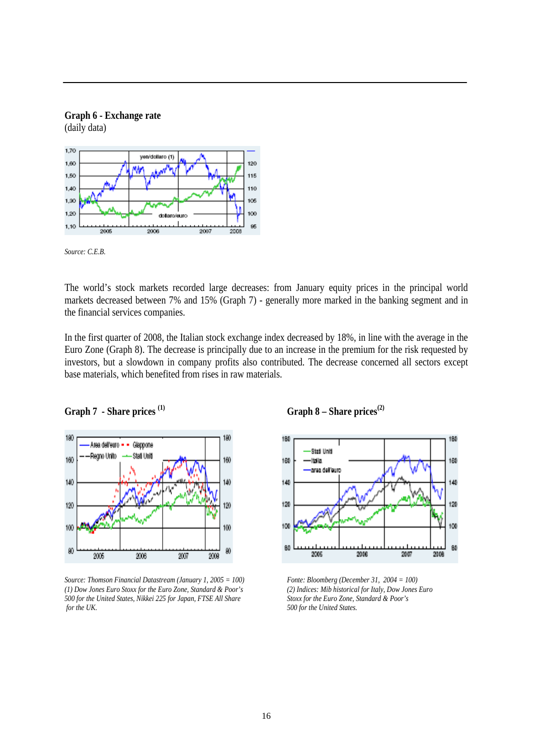**Graph 6 - Exchange rate**
(daily data)

*Source: C.E.B.*

The world's stock markets recorded large decreases: from January equity prices in the principal world markets decreased between 7% and 15% (Graph 7) - generally more marked in the banking segment and in the financial services companies.

In the first quarter of 2008, the Italian stock exchange index decreased by 18%, in line with the average in the Euro Zone (Graph 8). The decrease is principally due to an increase in the premium for the risk requested by investors, but a slowdown in company profits also contributed. The decrease concerned all sectors except base materials, which benefited from rises in raw materials.

**Graph 7 - Share prices [1]**

*Source: Thomson Financial Datastream (January 1, 2005 = 100)*
*(1) Dow Jones Euro Stoxx for the Euro Zone, Standard & Poor's 500 for the United States, Nikkei 225 for Japan, FTSE All Share for the UK.*

**Graph 8 – Share prices [2]**

*Fonte: Bloomberg (December 31, 2004 = 100)*
*(2) Indices: Mib historical for Italy, Dow Jones Euro Stoxx for the Euro Zone, Standard & Poor's 500 for the United States.*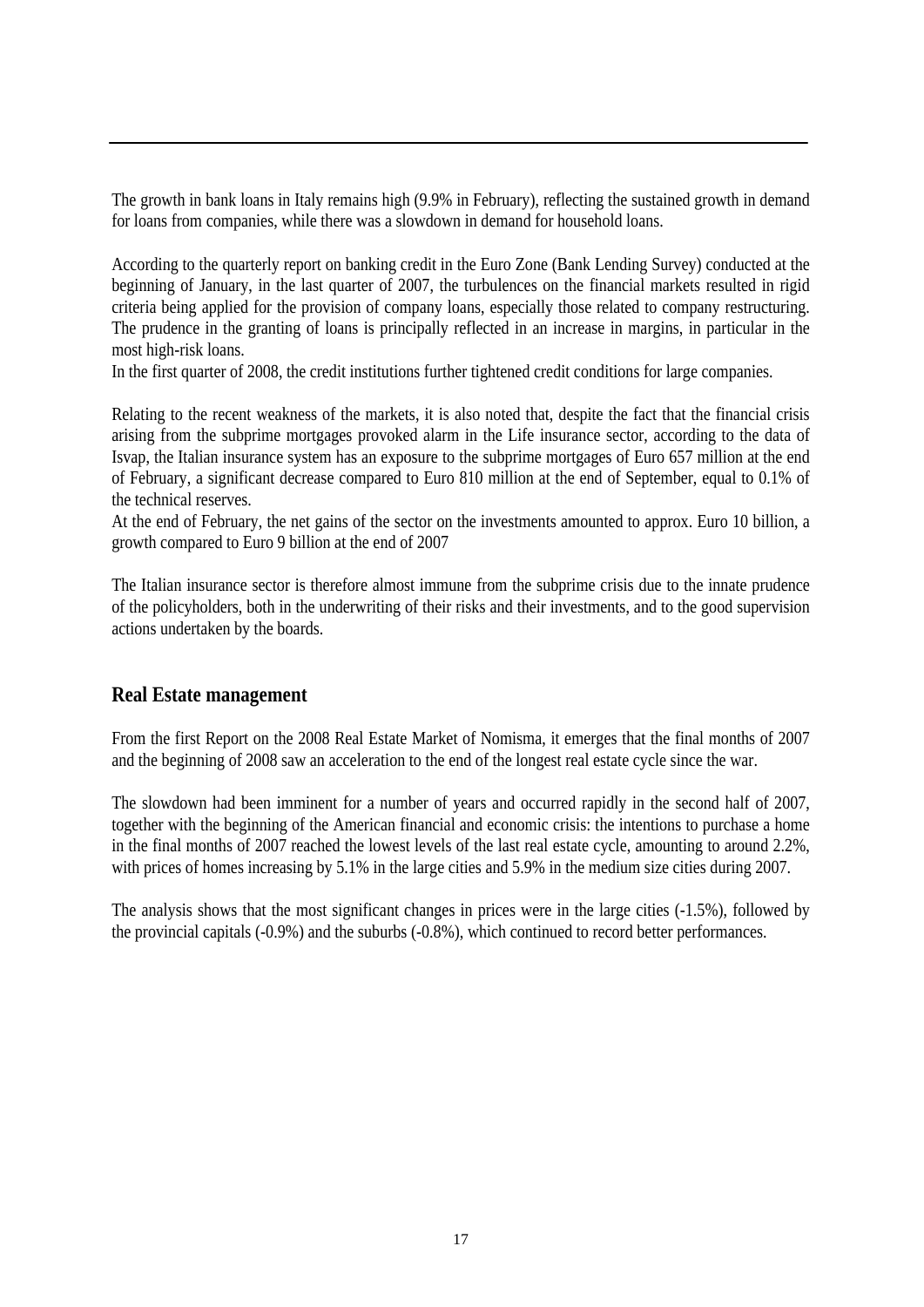The growth in bank loans in Italy remains high (9.9% in February), reflecting the sustained growth in demand for loans from companies, while there was a slowdown in demand for household loans.

According to the quarterly report on banking credit in the Euro Zone (Bank Lending Survey) conducted at the beginning of January, in the last quarter of 2007, the turbulences on the financial markets resulted in rigid criteria being applied for the provision of company loans, especially those related to company restructuring. The prudence in the granting of loans is principally reflected in an increase in margins, in particular in the most high-risk loans.
In the first quarter of 2008, the credit institutions further tightened credit conditions for large companies.

Relating to the recent weakness of the markets, it is also noted that, despite the fact that the financial crisis arising from the subprime mortgages provoked alarm in the Life insurance sector, according to the data of Isvap, the Italian insurance system has an exposure to the subprime mortgages of Euro 657 million at the end of February, a significant decrease compared to Euro 810 million at the end of September, equal to 0.1% of the technical reserves.
At the end of February, the net gains of the sector on the investments amounted to approx. Euro 10 billion, a growth compared to Euro 9 billion at the end of 2007

The Italian insurance sector is therefore almost immune from the subprime crisis due to the innate prudence of the policyholders, both in the underwriting of their risks and their investments, and to the good supervision actions undertaken by the boards.

## Real Estate management

From the first Report on the 2008 Real Estate Market of Nomisma, it emerges that the final months of 2007 and the beginning of 2008 saw an acceleration to the end of the longest real estate cycle since the war.

The slowdown had been imminent for a number of years and occurred rapidly in the second half of 2007, together with the beginning of the American financial and economic crisis: the intentions to purchase a home in the final months of 2007 reached the lowest levels of the last real estate cycle, amounting to around 2.2%, with prices of homes increasing by 5.1% in the large cities and 5.9% in the medium size cities during 2007.

The analysis shows that the most significant changes in prices were in the large cities (-1.5%), followed by the provincial capitals (-0.9%) and the suburbs (-0.8%), which continued to record better performances.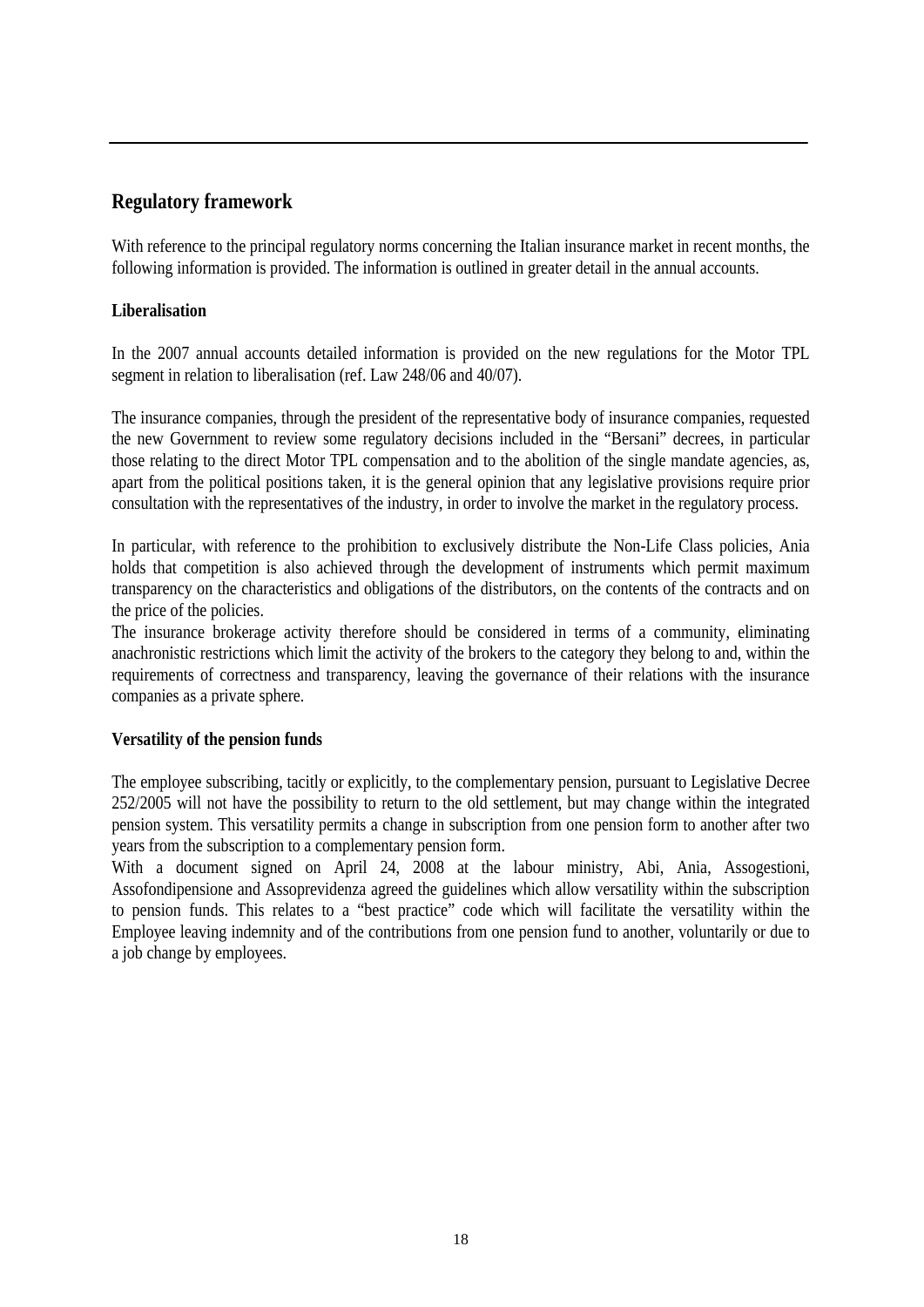## Regulatory framework

With reference to the principal regulatory norms concerning the Italian insurance market in recent months, the following information is provided. The information is outlined in greater detail in the annual accounts.

### Liberalisation

In the 2007 annual accounts detailed information is provided on the new regulations for the Motor TPL segment in relation to liberalisation (ref. Law 248/06 and 40/07).

The insurance companies, through the president of the representative body of insurance companies, requested the new Government to review some regulatory decisions included in the "Bersani" decrees, in particular those relating to the direct Motor TPL compensation and to the abolition of the single mandate agencies, as, apart from the political positions taken, it is the general opinion that any legislative provisions require prior consultation with the representatives of the industry, in order to involve the market in the regulatory process.

In particular, with reference to the prohibition to exclusively distribute the Non-Life Class policies, Ania holds that competition is also achieved through the development of instruments which permit maximum transparency on the characteristics and obligations of the distributors, on the contents of the contracts and on the price of the policies.
The insurance brokerage activity therefore should be considered in terms of a community, eliminating anachronistic restrictions which limit the activity of the brokers to the category they belong to and, within the requirements of correctness and transparency, leaving the governance of their relations with the insurance companies as a private sphere.

### Versatility of the pension funds

The employee subscribing, tacitly or explicitly, to the complementary pension, pursuant to Legislative Decree 252/2005 will not have the possibility to return to the old settlement, but may change within the integrated pension system. This versatility permits a change in subscription from one pension form to another after two years from the subscription to a complementary pension form.
With a document signed on April 24, 2008 at the labour ministry, Abi, Ania, Assogestioni, Assofondipensione and Assoprevidenza agreed the guidelines which allow versatility within the subscription to pension funds. This relates to a "best practice" code which will facilitate the versatility within the Employee leaving indemnity and of the contributions from one pension fund to another, voluntarily or due to a job change by employees.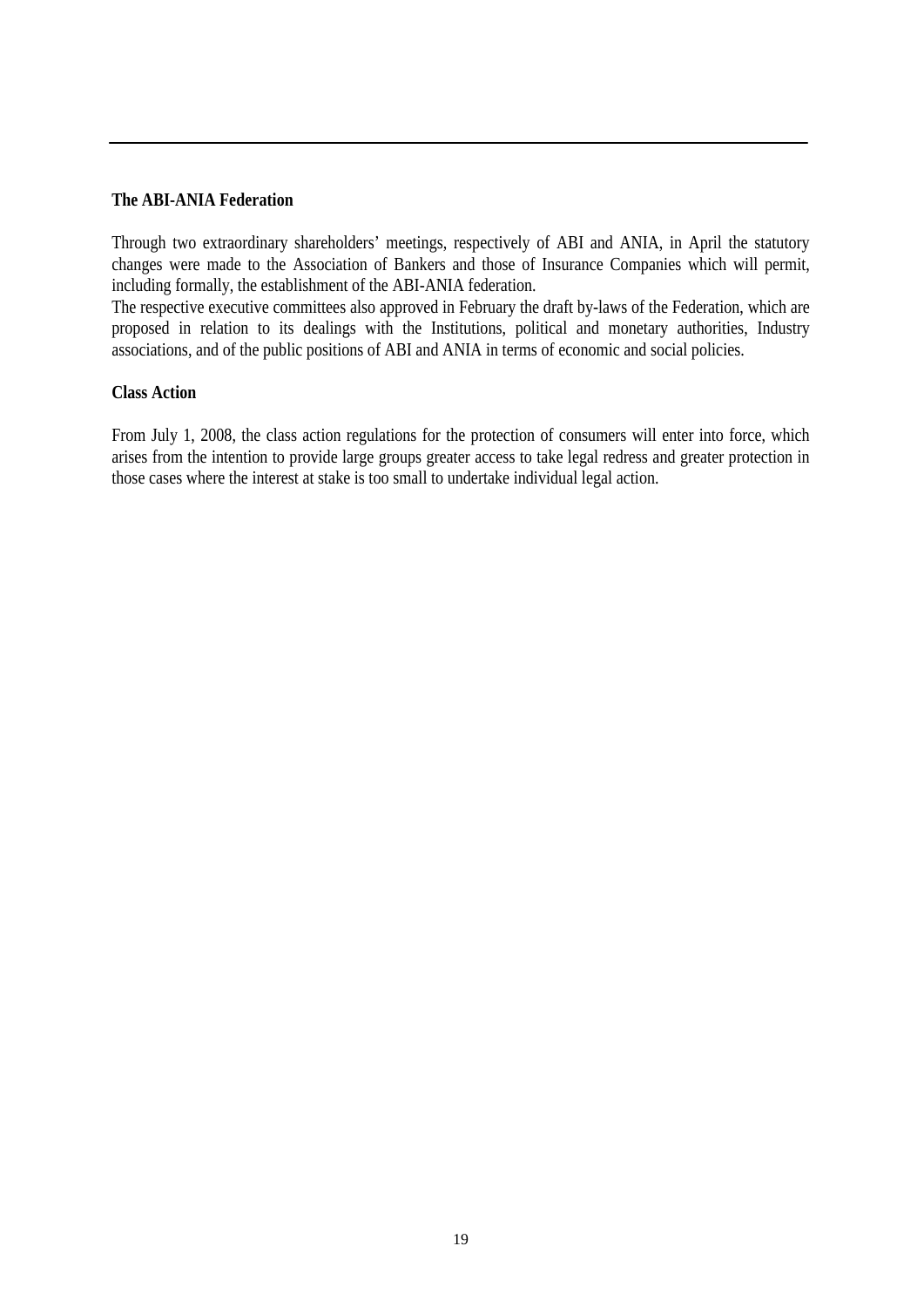**The ABI-ANIA Federation**

Through two extraordinary shareholders' meetings, respectively of ABI and ANIA, in April the statutory changes were made to the Association of Bankers and those of Insurance Companies which will permit, including formally, the establishment of the ABI-ANIA federation.
The respective executive committees also approved in February the draft by-laws of the Federation, which are proposed in relation to its dealings with the Institutions, political and monetary authorities, Industry associations, and of the public positions of ABI and ANIA in terms of economic and social policies.

**Class Action**

From July 1, 2008, the class action regulations for the protection of consumers will enter into force, which arises from the intention to provide large groups greater access to take legal redress and greater protection in those cases where the interest at stake is too small to undertake individual legal action.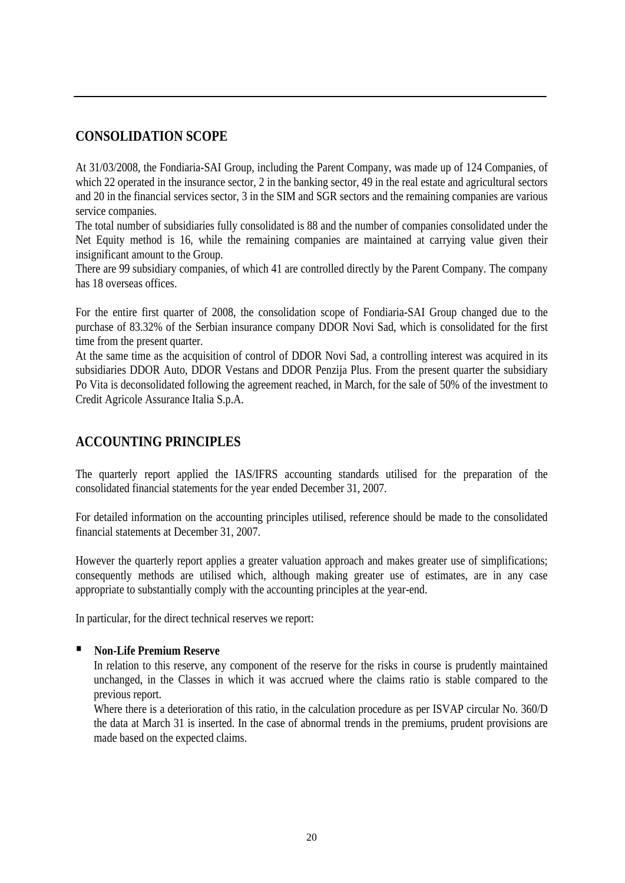## CONSOLIDATION SCOPE

At 31/03/2008, the Fondiaria-SAI Group, including the Parent Company, was made up of 124 Companies, of which 22 operated in the insurance sector, 2 in the banking sector, 49 in the real estate and agricultural sectors and 20 in the financial services sector, 3 in the SIM and SGR sectors and the remaining companies are various service companies.

The total number of subsidiaries fully consolidated is 88 and the number of companies consolidated under the Net Equity method is 16, while the remaining companies are maintained at carrying value given their insignificant amount to the Group.

There are 99 subsidiary companies, of which 41 are controlled directly by the Parent Company. The company has 18 overseas offices.

For the entire first quarter of 2008, the consolidation scope of Fondiaria-SAI Group changed due to the purchase of 83.32% of the Serbian insurance company DDOR Novi Sad, which is consolidated for the first time from the present quarter.

At the same time as the acquisition of control of DDOR Novi Sad, a controlling interest was acquired in its subsidiaries DDOR Auto, DDOR Vestans and DDOR Penzija Plus. From the present quarter the subsidiary Po Vita is deconsolidated following the agreement reached, in March, for the sale of 50% of the investment to Credit Agricole Assurance Italia S.p.A.

## ACCOUNTING PRINCIPLES

The quarterly report applied the IAS/IFRS accounting standards utilised for the preparation of the consolidated financial statements for the year ended December 31, 2007.

For detailed information on the accounting principles utilised, reference should be made to the consolidated financial statements at December 31, 2007.

However the quarterly report applies a greater valuation approach and makes greater use of simplifications; consequently methods are utilised which, although making greater use of estimates, are in any case appropriate to substantially comply with the accounting principles at the year-end.

In particular, for the direct technical reserves we report:

- **Non-Life Premium Reserve**

  In relation to this reserve, any component of the reserve for the risks in course is prudently maintained unchanged, in the Classes in which it was accrued where the claims ratio is stable compared to the previous report.

  Where there is a deterioration of this ratio, in the calculation procedure as per ISVAP circular No. 360/D the data at March 31 is inserted. In the case of abnormal trends in the premiums, prudent provisions are made based on the expected claims.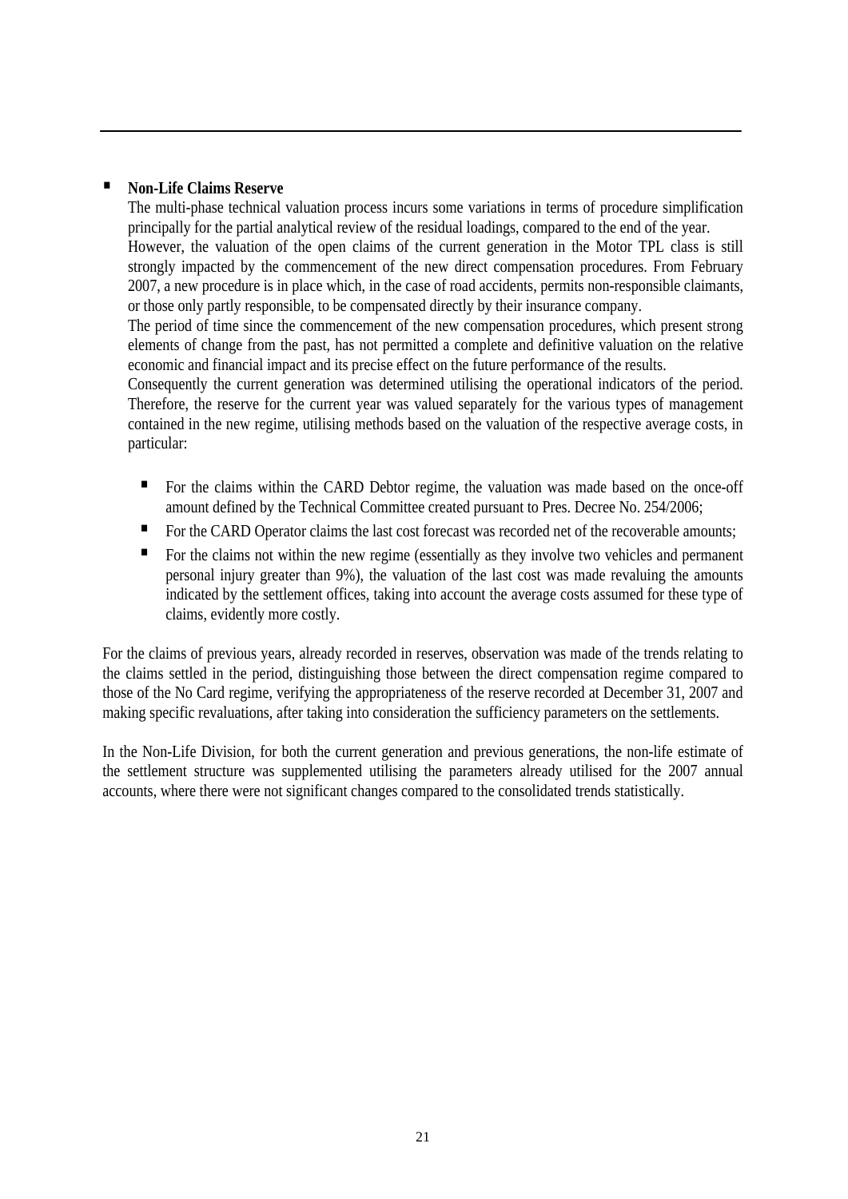- **Non-Life Claims Reserve**

  The multi-phase technical valuation process incurs some variations in terms of procedure simplification principally for the partial analytical review of the residual loadings, compared to the end of the year.

  However, the valuation of the open claims of the current generation in the Motor TPL class is still strongly impacted by the commencement of the new direct compensation procedures. From February 2007, a new procedure is in place which, in the case of road accidents, permits non-responsible claimants, or those only partly responsible, to be compensated directly by their insurance company.

  The period of time since the commencement of the new compensation procedures, which present strong elements of change from the past, has not permitted a complete and definitive valuation on the relative economic and financial impact and its precise effect on the future performance of the results.

  Consequently the current generation was determined utilising the operational indicators of the period. Therefore, the reserve for the current year was valued separately for the various types of management contained in the new regime, utilising methods based on the valuation of the respective average costs, in particular:

  - For the claims within the CARD Debtor regime, the valuation was made based on the once-off amount defined by the Technical Committee created pursuant to Pres. Decree No. 254/2006;
  - For the CARD Operator claims the last cost forecast was recorded net of the recoverable amounts;
  - For the claims not within the new regime (essentially as they involve two vehicles and permanent personal injury greater than 9%), the valuation of the last cost was made revaluing the amounts indicated by the settlement offices, taking into account the average costs assumed for these type of claims, evidently more costly.

For the claims of previous years, already recorded in reserves, observation was made of the trends relating to the claims settled in the period, distinguishing those between the direct compensation regime compared to those of the No Card regime, verifying the appropriateness of the reserve recorded at December 31, 2007 and making specific revaluations, after taking into consideration the sufficiency parameters on the settlements.

In the Non-Life Division, for both the current generation and previous generations, the non-life estimate of the settlement structure was supplemented utilising the parameters already utilised for the 2007 annual accounts, where there were not significant changes compared to the consolidated trends statistically.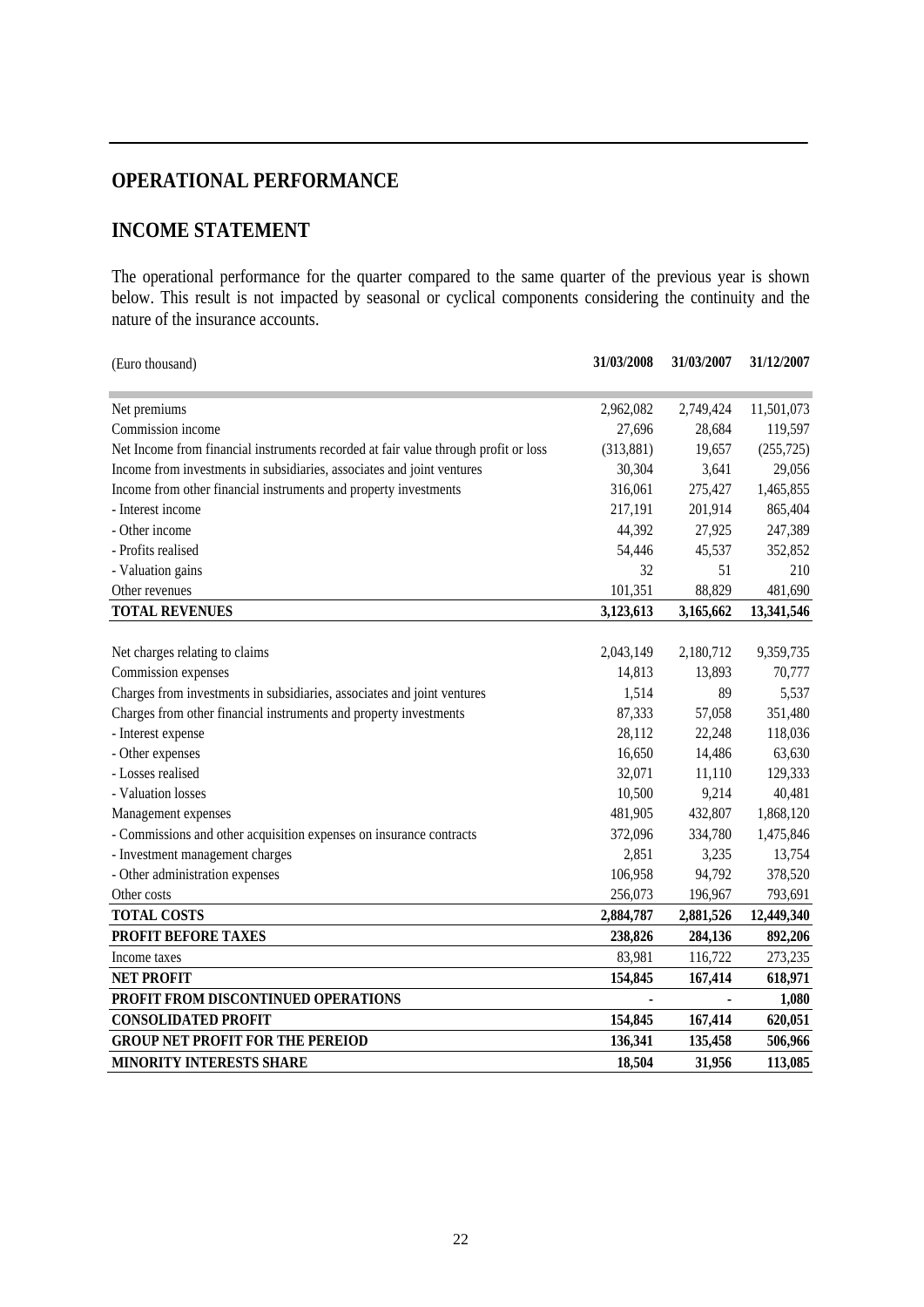## OPERATIONAL PERFORMANCE

## INCOME STATEMENT

The operational performance for the quarter compared to the same quarter of the previous year is shown below. This result is not impacted by seasonal or cyclical components considering the continuity and the nature of the insurance accounts.

| (Euro thousand) | 31/03/2008 | 31/03/2007 | 31/12/2007 |
|---|---|---|---|
| Net premiums | 2,962,082 | 2,749,424 | 11,501,073 |
| Commission income | 27,696 | 28,684 | 119,597 |
| Net Income from financial instruments recorded at fair value through profit or loss | (313,881) | 19,657 | (255,725) |
| Income from investments in subsidiaries, associates and joint ventures | 30,304 | 3,641 | 29,056 |
| Income from other financial instruments and property investments | 316,061 | 275,427 | 1,465,855 |
| - Interest income | 217,191 | 201,914 | 865,404 |
| - Other income | 44,392 | 27,925 | 247,389 |
| - Profits realised | 54,446 | 45,537 | 352,852 |
| - Valuation gains | 32 | 51 | 210 |
| Other revenues | 101,351 | 88,829 | 481,690 |
| **TOTAL REVENUES** | **3,123,613** | **3,165,662** | **13,341,546** |
| | | | |
| Net charges relating to claims | 2,043,149 | 2,180,712 | 9,359,735 |
| Commission expenses | 14,813 | 13,893 | 70,777 |
| Charges from investments in subsidiaries, associates and joint ventures | 1,514 | 89 | 5,537 |
| Charges from other financial instruments and property investments | 87,333 | 57,058 | 351,480 |
| - Interest expense | 28,112 | 22,248 | 118,036 |
| - Other expenses | 16,650 | 14,486 | 63,630 |
| - Losses realised | 32,071 | 11,110 | 129,333 |
| - Valuation losses | 10,500 | 9,214 | 40,481 |
| Management expenses | 481,905 | 432,807 | 1,868,120 |
| - Commissions and other acquisition expenses on insurance contracts | 372,096 | 334,780 | 1,475,846 |
| - Investment management charges | 2,851 | 3,235 | 13,754 |
| - Other administration expenses | 106,958 | 94,792 | 378,520 |
| Other costs | 256,073 | 196,967 | 793,691 |
| **TOTAL COSTS** | **2,884,787** | **2,881,526** | **12,449,340** |
| **PROFIT BEFORE TAXES** | **238,826** | **284,136** | **892,206** |
| Income taxes | 83,981 | 116,722 | 273,235 |
| **NET PROFIT** | **154,845** | **167,414** | **618,971** |
| **PROFIT FROM DISCONTINUED OPERATIONS** | **-** | **-** | **1,080** |
| **CONSOLIDATED PROFIT** | **154,845** | **167,414** | **620,051** |
| **GROUP NET PROFIT FOR THE PEREIOD** | **136,341** | **135,458** | **506,966** |
| **MINORITY INTERESTS SHARE** | **18,504** | **31,956** | **113,085** |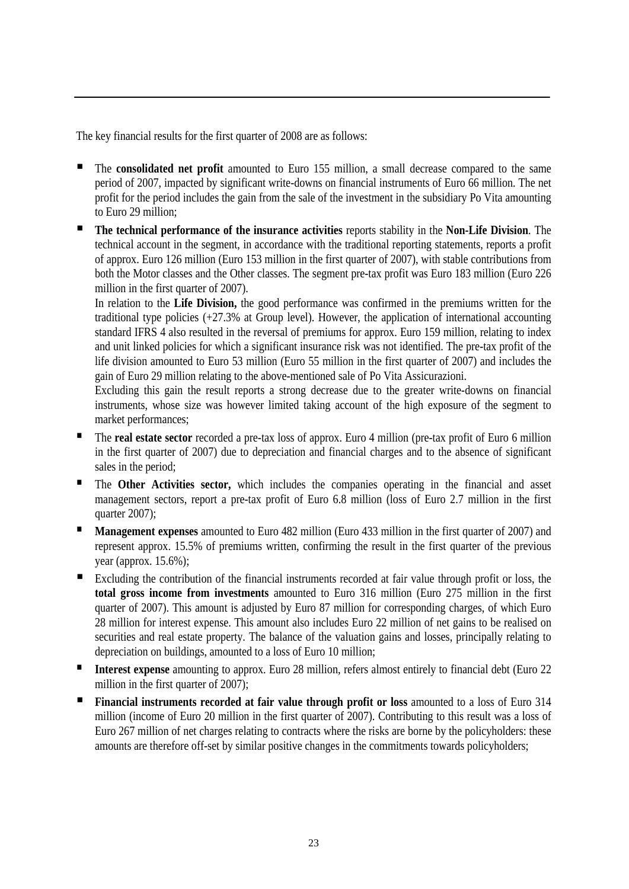The key financial results for the first quarter of 2008 are as follows:

- The **consolidated net profit** amounted to Euro 155 million, a small decrease compared to the same period of 2007, impacted by significant write-downs on financial instruments of Euro 66 million. The net profit for the period includes the gain from the sale of the investment in the subsidiary Po Vita amounting to Euro 29 million;
- **The technical performance of the insurance activities** reports stability in the **Non-Life Division**. The technical account in the segment, in accordance with the traditional reporting statements, reports a profit of approx. Euro 126 million (Euro 153 million in the first quarter of 2007), with stable contributions from both the Motor classes and the Other classes. The segment pre-tax profit was Euro 183 million (Euro 226 million in the first quarter of 2007).
  In relation to the **Life Division,** the good performance was confirmed in the premiums written for the traditional type policies (+27.3% at Group level). However, the application of international accounting standard IFRS 4 also resulted in the reversal of premiums for approx. Euro 159 million, relating to index and unit linked policies for which a significant insurance risk was not identified. The pre-tax profit of the life division amounted to Euro 53 million (Euro 55 million in the first quarter of 2007) and includes the gain of Euro 29 million relating to the above-mentioned sale of Po Vita Assicurazioni.
  Excluding this gain the result reports a strong decrease due to the greater write-downs on financial instruments, whose size was however limited taking account of the high exposure of the segment to market performances;
- The **real estate sector** recorded a pre-tax loss of approx. Euro 4 million (pre-tax profit of Euro 6 million in the first quarter of 2007) due to depreciation and financial charges and to the absence of significant sales in the period;
- The **Other Activities sector,** which includes the companies operating in the financial and asset management sectors, report a pre-tax profit of Euro 6.8 million (loss of Euro 2.7 million in the first quarter 2007);
- **Management expenses** amounted to Euro 482 million (Euro 433 million in the first quarter of 2007) and represent approx. 15.5% of premiums written, confirming the result in the first quarter of the previous year (approx. 15.6%);
- Excluding the contribution of the financial instruments recorded at fair value through profit or loss, the **total gross income from investments** amounted to Euro 316 million (Euro 275 million in the first quarter of 2007). This amount is adjusted by Euro 87 million for corresponding charges, of which Euro 28 million for interest expense. This amount also includes Euro 22 million of net gains to be realised on securities and real estate property. The balance of the valuation gains and losses, principally relating to depreciation on buildings, amounted to a loss of Euro 10 million;
- **Interest expense** amounting to approx. Euro 28 million, refers almost entirely to financial debt (Euro 22 million in the first quarter of 2007);
- **Financial instruments recorded at fair value through profit or loss** amounted to a loss of Euro 314 million (income of Euro 20 million in the first quarter of 2007). Contributing to this result was a loss of Euro 267 million of net charges relating to contracts where the risks are borne by the policyholders: these amounts are therefore off-set by similar positive changes in the commitments towards policyholders;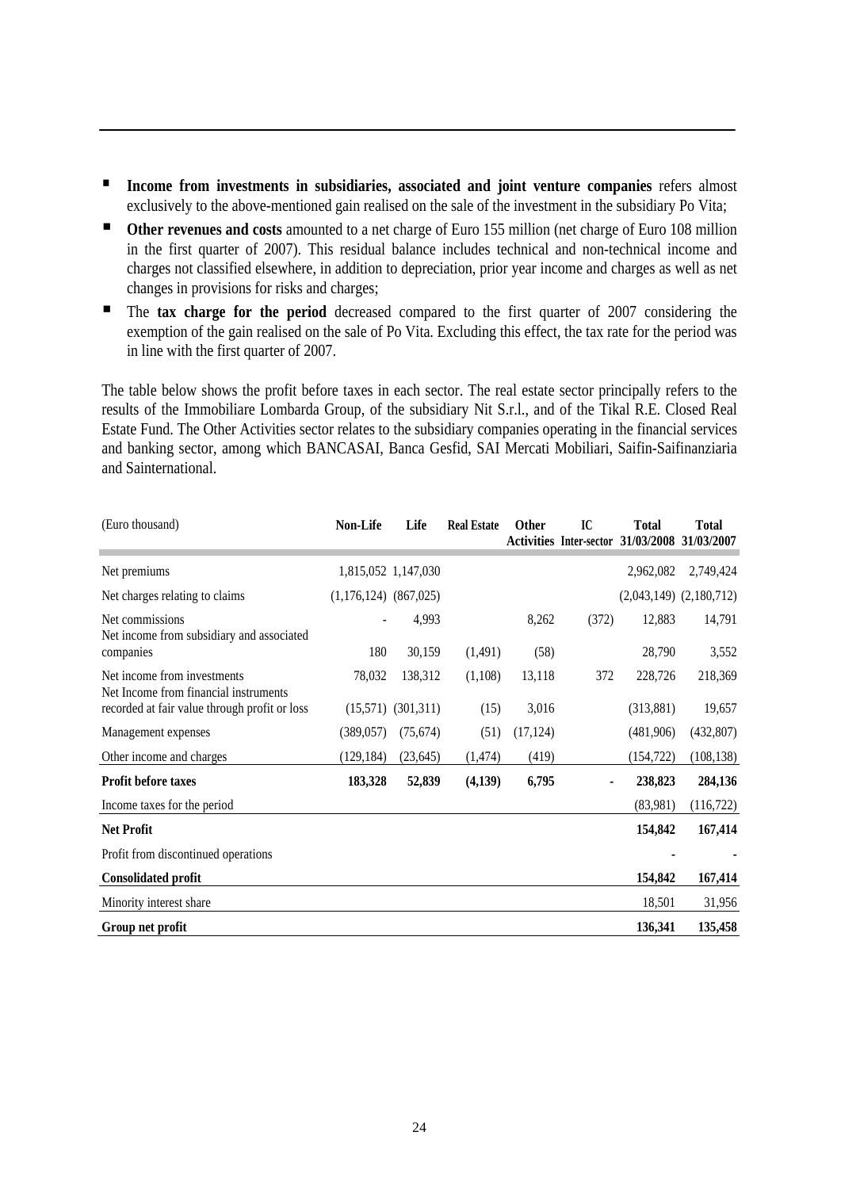- **Income from investments in subsidiaries, associated and joint venture companies** refers almost exclusively to the above-mentioned gain realised on the sale of the investment in the subsidiary Po Vita;
- **Other revenues and costs** amounted to a net charge of Euro 155 million (net charge of Euro 108 million in the first quarter of 2007). This residual balance includes technical and non-technical income and charges not classified elsewhere, in addition to depreciation, prior year income and charges as well as net changes in provisions for risks and charges;
- The **tax charge for the period** decreased compared to the first quarter of 2007 considering the exemption of the gain realised on the sale of Po Vita. Excluding this effect, the tax rate for the period was in line with the first quarter of 2007.

The table below shows the profit before taxes in each sector. The real estate sector principally refers to the results of the Immobiliare Lombarda Group, of the subsidiary Nit S.r.l., and of the Tikal R.E. Closed Real Estate Fund. The Other Activities sector relates to the subsidiary companies operating in the financial services and banking sector, among which BANCASAI, Banca Gesfid, SAI Mercati Mobiliari, Saifin-Saifinanziaria and Sainternational.

| (Euro thousand) | Non-Life | Life | Real Estate | Other Activities | IC Inter-sector | Total 31/03/2008 | Total 31/03/2007 |
|---|---|---|---|---|---|---|---|
| Net premiums | 1,815,052 | 1,147,030 | | | | 2,962,082 | 2,749,424 |
| Net charges relating to claims | (1,176,124) | (867,025) | | | | (2,043,149) | (2,180,712) |
| Net commissions | - | 4,993 | | 8,262 | (372) | 12,883 | 14,791 |
| Net income from subsidiary and associated companies | 180 | 30,159 | (1,491) | (58) | | 28,790 | 3,552 |
| Net income from investments | 78,032 | 138,312 | (1,108) | 13,118 | 372 | 228,726 | 218,369 |
| Net Income from financial instruments recorded at fair value through profit or loss | (15,571) | (301,311) | (15) | 3,016 | | (313,881) | 19,657 |
| Management expenses | (389,057) | (75,674) | (51) | (17,124) | | (481,906) | (432,807) |
| Other income and charges | (129,184) | (23,645) | (1,474) | (419) | | (154,722) | (108,138) |
| **Profit before taxes** | **183,328** | **52,839** | **(4,139)** | **6,795** | **-** | **238,823** | **284,136** |
| Income taxes for the period | | | | | | (83,981) | (116,722) |
| **Net Profit** | | | | | | **154,842** | **167,414** |
| Profit from discontinued operations | | | | | | - | - |
| **Consolidated profit** | | | | | | **154,842** | **167,414** |
| Minority interest share | | | | | | 18,501 | 31,956 |
| **Group net profit** | | | | | | **136,341** | **135,458** |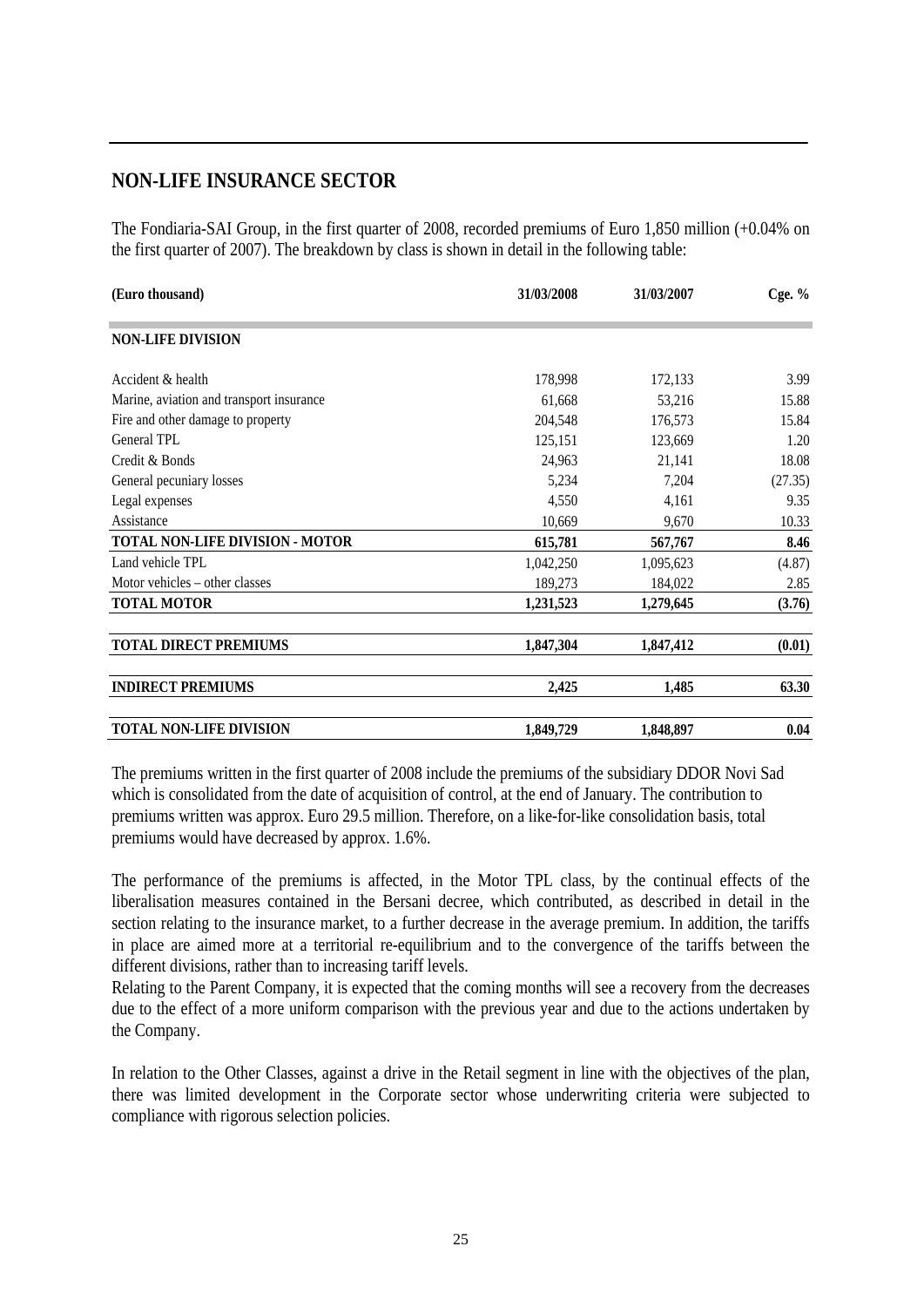## NON-LIFE INSURANCE SECTOR

The Fondiaria-SAI Group, in the first quarter of 2008, recorded premiums of Euro 1,850 million (+0.04% on the first quarter of 2007). The breakdown by class is shown in detail in the following table:

| (Euro thousand) | 31/03/2008 | 31/03/2007 | Cge. % |
|---|---|---|---|
| **NON-LIFE DIVISION** | | | |
| Accident & health | 178,998 | 172,133 | 3.99 |
| Marine, aviation and transport insurance | 61,668 | 53,216 | 15.88 |
| Fire and other damage to property | 204,548 | 176,573 | 15.84 |
| General TPL | 125,151 | 123,669 | 1.20 |
| Credit & Bonds | 24,963 | 21,141 | 18.08 |
| General pecuniary losses | 5,234 | 7,204 | (27.35) |
| Legal expenses | 4,550 | 4,161 | 9.35 |
| Assistance | 10,669 | 9,670 | 10.33 |
| **TOTAL NON-LIFE DIVISION - MOTOR** | **615,781** | **567,767** | **8.46** |
| Land vehicle TPL | 1,042,250 | 1,095,623 | (4.87) |
| Motor vehicles – other classes | 189,273 | 184,022 | 2.85 |
| **TOTAL MOTOR** | **1,231,523** | **1,279,645** | **(3.76)** |
| **TOTAL DIRECT PREMIUMS** | **1,847,304** | **1,847,412** | **(0.01)** |
| **INDIRECT PREMIUMS** | **2,425** | **1,485** | **63.30** |
| **TOTAL NON-LIFE DIVISION** | **1,849,729** | **1,848,897** | **0.04** |

The premiums written in the first quarter of 2008 include the premiums of the subsidiary DDOR Novi Sad which is consolidated from the date of acquisition of control, at the end of January. The contribution to premiums written was approx. Euro 29.5 million. Therefore, on a like-for-like consolidation basis, total premiums would have decreased by approx. 1.6%.

The performance of the premiums is affected, in the Motor TPL class, by the continual effects of the liberalisation measures contained in the Bersani decree, which contributed, as described in detail in the section relating to the insurance market, to a further decrease in the average premium. In addition, the tariffs in place are aimed more at a territorial re-equilibrium and to the convergence of the tariffs between the different divisions, rather than to increasing tariff levels.

Relating to the Parent Company, it is expected that the coming months will see a recovery from the decreases due to the effect of a more uniform comparison with the previous year and due to the actions undertaken by the Company.

In relation to the Other Classes, against a drive in the Retail segment in line with the objectives of the plan, there was limited development in the Corporate sector whose underwriting criteria were subjected to compliance with rigorous selection policies.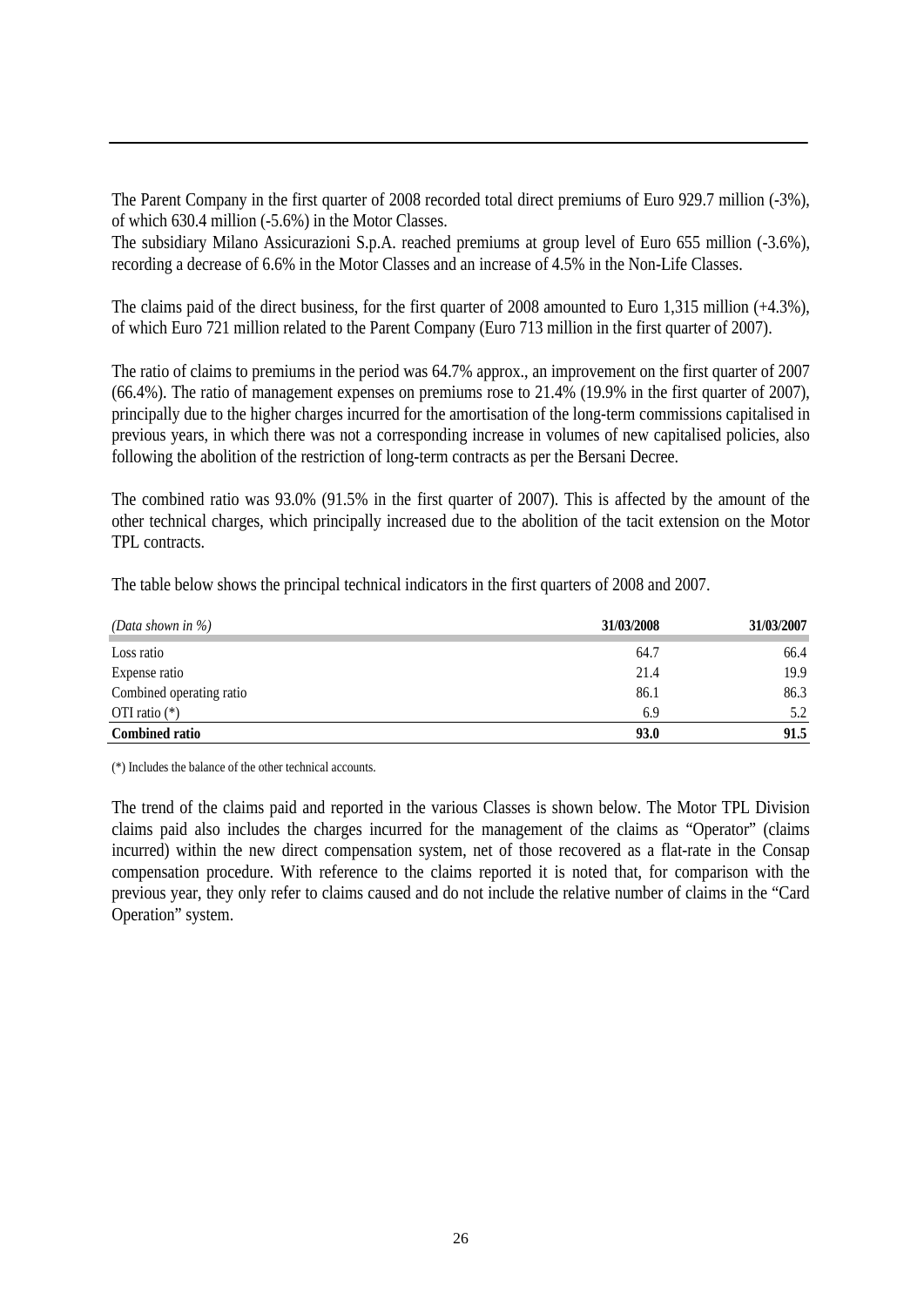The Parent Company in the first quarter of 2008 recorded total direct premiums of Euro 929.7 million (-3%), of which 630.4 million (-5.6%) in the Motor Classes.
The subsidiary Milano Assicurazioni S.p.A. reached premiums at group level of Euro 655 million (-3.6%), recording a decrease of 6.6% in the Motor Classes and an increase of 4.5% in the Non-Life Classes.

The claims paid of the direct business, for the first quarter of 2008 amounted to Euro 1,315 million (+4.3%), of which Euro 721 million related to the Parent Company (Euro 713 million in the first quarter of 2007).

The ratio of claims to premiums in the period was 64.7% approx., an improvement on the first quarter of 2007 (66.4%). The ratio of management expenses on premiums rose to 21.4% (19.9% in the first quarter of 2007), principally due to the higher charges incurred for the amortisation of the long-term commissions capitalised in previous years, in which there was not a corresponding increase in volumes of new capitalised policies, also following the abolition of the restriction of long-term contracts as per the Bersani Decree.

The combined ratio was 93.0% (91.5% in the first quarter of 2007). This is affected by the amount of the other technical charges, which principally increased due to the abolition of the tacit extension on the Motor TPL contracts.

The table below shows the principal technical indicators in the first quarters of 2008 and 2007.

| *(Data shown in %)* | **31/03/2008** | **31/03/2007** |
|---|---|---|
| Loss ratio | 64.7 | 66.4 |
| Expense ratio | 21.4 | 19.9 |
| Combined operating ratio | 86.1 | 86.3 |
| OTI ratio (*) | 6.9 | 5.2 |
| **Combined ratio** | **93.0** | **91.5** |

(*) Includes the balance of the other technical accounts.

The trend of the claims paid and reported in the various Classes is shown below. The Motor TPL Division claims paid also includes the charges incurred for the management of the claims as "Operator" (claims incurred) within the new direct compensation system, net of those recovered as a flat-rate in the Consap compensation procedure. With reference to the claims reported it is noted that, for comparison with the previous year, they only refer to claims caused and do not include the relative number of claims in the "Card Operation" system.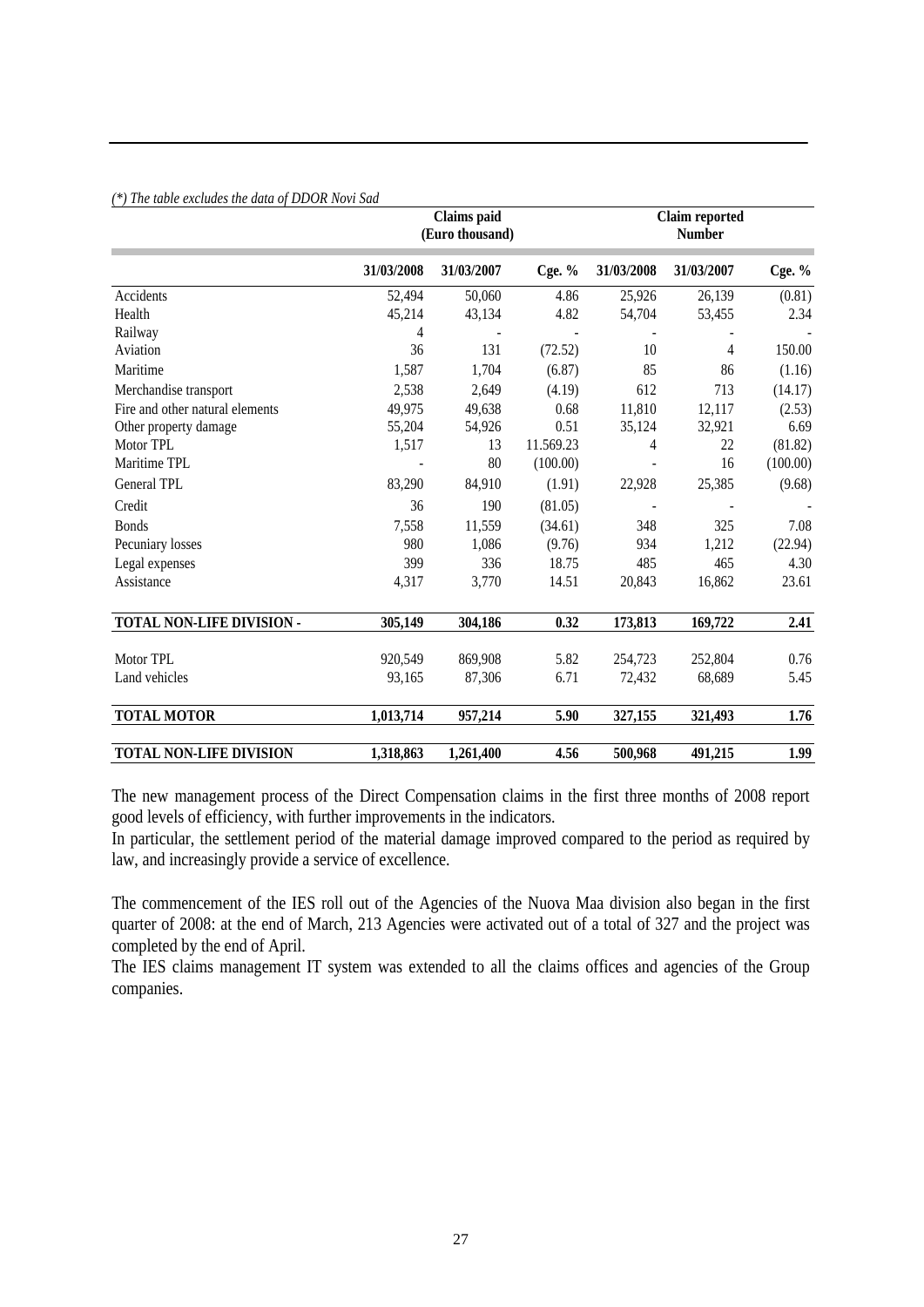*(*) The table excludes the data of DDOR Novi Sad*

| | Claims paid (Euro thousand) | | | Claim reported Number | | |
|---|---|---|---|---|---|---|
| | 31/03/2008 | 31/03/2007 | Cge. % | 31/03/2008 | 31/03/2007 | Cge. % |
| Accidents | 52,494 | 50,060 | 4.86 | 25,926 | 26,139 | (0.81) |
| Health | 45,214 | 43,134 | 4.82 | 54,704 | 53,455 | 2.34 |
| Railway | 4 | - | - | - | - | - |
| Aviation | 36 | 131 | (72.52) | 10 | 4 | 150.00 |
| Maritime | 1,587 | 1,704 | (6.87) | 85 | 86 | (1.16) |
| Merchandise transport | 2,538 | 2,649 | (4.19) | 612 | 713 | (14.17) |
| Fire and other natural elements | 49,975 | 49,638 | 0.68 | 11,810 | 12,117 | (2.53) |
| Other property damage | 55,204 | 54,926 | 0.51 | 35,124 | 32,921 | 6.69 |
| Motor TPL | 1,517 | 13 | 11.569.23 | 4 | 22 | (81.82) |
| Maritime TPL | - | 80 | (100.00) | - | 16 | (100.00) |
| General TPL | 83,290 | 84,910 | (1.91) | 22,928 | 25,385 | (9.68) |
| Credit | 36 | 190 | (81.05) | - | - | - |
| Bonds | 7,558 | 11,559 | (34.61) | 348 | 325 | 7.08 |
| Pecuniary losses | 980 | 1,086 | (9.76) | 934 | 1,212 | (22.94) |
| Legal expenses | 399 | 336 | 18.75 | 485 | 465 | 4.30 |
| Assistance | 4,317 | 3,770 | 14.51 | 20,843 | 16,862 | 23.61 |
| **TOTAL NON-LIFE DIVISION -** | **305,149** | **304,186** | **0.32** | **173,813** | **169,722** | **2.41** |
| Motor TPL | 920,549 | 869,908 | 5.82 | 254,723 | 252,804 | 0.76 |
| Land vehicles | 93,165 | 87,306 | 6.71 | 72,432 | 68,689 | 5.45 |
| **TOTAL MOTOR** | **1,013,714** | **957,214** | **5.90** | **327,155** | **321,493** | **1.76** |
| **TOTAL NON-LIFE DIVISION** | **1,318,863** | **1,261,400** | **4.56** | **500,968** | **491,215** | **1.99** |

The new management process of the Direct Compensation claims in the first three months of 2008 report good levels of efficiency, with further improvements in the indicators.
In particular, the settlement period of the material damage improved compared to the period as required by law, and increasingly provide a service of excellence.

The commencement of the IES roll out of the Agencies of the Nuova Maa division also began in the first quarter of 2008: at the end of March, 213 Agencies were activated out of a total of 327 and the project was completed by the end of April.
The IES claims management IT system was extended to all the claims offices and agencies of the Group companies.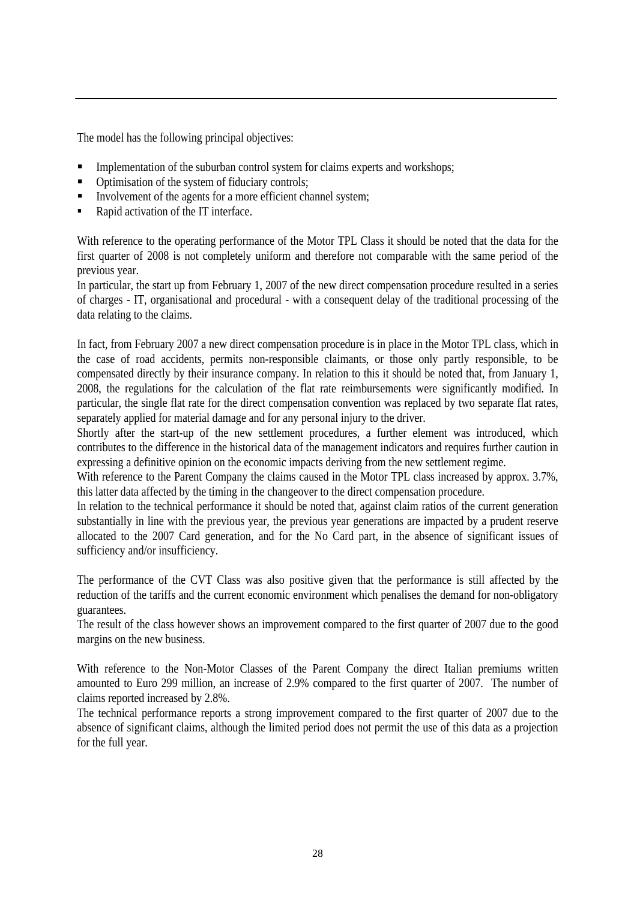The model has the following principal objectives:

- Implementation of the suburban control system for claims experts and workshops;
- Optimisation of the system of fiduciary controls;
- Involvement of the agents for a more efficient channel system;
- Rapid activation of the IT interface.

With reference to the operating performance of the Motor TPL Class it should be noted that the data for the first quarter of 2008 is not completely uniform and therefore not comparable with the same period of the previous year.
In particular, the start up from February 1, 2007 of the new direct compensation procedure resulted in a series of charges - IT, organisational and procedural - with a consequent delay of the traditional processing of the data relating to the claims.

In fact, from February 2007 a new direct compensation procedure is in place in the Motor TPL class, which in the case of road accidents, permits non-responsible claimants, or those only partly responsible, to be compensated directly by their insurance company. In relation to this it should be noted that, from January 1, 2008, the regulations for the calculation of the flat rate reimbursements were significantly modified. In particular, the single flat rate for the direct compensation convention was replaced by two separate flat rates, separately applied for material damage and for any personal injury to the driver.
Shortly after the start-up of the new settlement procedures, a further element was introduced, which contributes to the difference in the historical data of the management indicators and requires further caution in expressing a definitive opinion on the economic impacts deriving from the new settlement regime.
With reference to the Parent Company the claims caused in the Motor TPL class increased by approx. 3.7%, this latter data affected by the timing in the changeover to the direct compensation procedure.
In relation to the technical performance it should be noted that, against claim ratios of the current generation substantially in line with the previous year, the previous year generations are impacted by a prudent reserve allocated to the 2007 Card generation, and for the No Card part, in the absence of significant issues of sufficiency and/or insufficiency.

The performance of the CVT Class was also positive given that the performance is still affected by the reduction of the tariffs and the current economic environment which penalises the demand for non-obligatory guarantees.
The result of the class however shows an improvement compared to the first quarter of 2007 due to the good margins on the new business.

With reference to the Non-Motor Classes of the Parent Company the direct Italian premiums written amounted to Euro 299 million, an increase of 2.9% compared to the first quarter of 2007. The number of claims reported increased by 2.8%.
The technical performance reports a strong improvement compared to the first quarter of 2007 due to the absence of significant claims, although the limited period does not permit the use of this data as a projection for the full year.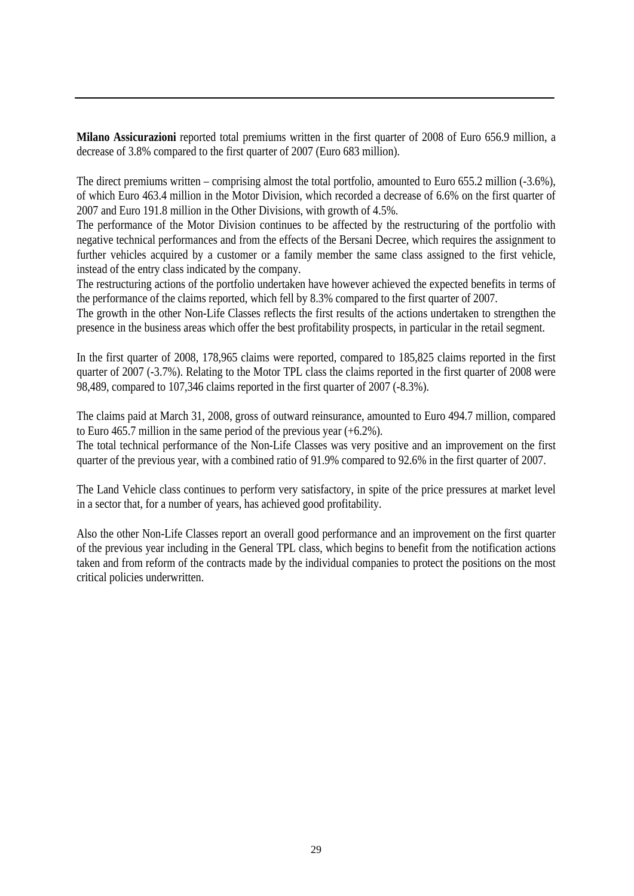**Milano Assicurazioni** reported total premiums written in the first quarter of 2008 of Euro 656.9 million, a decrease of 3.8% compared to the first quarter of 2007 (Euro 683 million).

The direct premiums written – comprising almost the total portfolio, amounted to Euro 655.2 million (-3.6%), of which Euro 463.4 million in the Motor Division, which recorded a decrease of 6.6% on the first quarter of 2007 and Euro 191.8 million in the Other Divisions, with growth of 4.5%.
The performance of the Motor Division continues to be affected by the restructuring of the portfolio with negative technical performances and from the effects of the Bersani Decree, which requires the assignment to further vehicles acquired by a customer or a family member the same class assigned to the first vehicle, instead of the entry class indicated by the company.
The restructuring actions of the portfolio undertaken have however achieved the expected benefits in terms of the performance of the claims reported, which fell by 8.3% compared to the first quarter of 2007.
The growth in the other Non-Life Classes reflects the first results of the actions undertaken to strengthen the presence in the business areas which offer the best profitability prospects, in particular in the retail segment.

In the first quarter of 2008, 178,965 claims were reported, compared to 185,825 claims reported in the first quarter of 2007 (-3.7%). Relating to the Motor TPL class the claims reported in the first quarter of 2008 were 98,489, compared to 107,346 claims reported in the first quarter of 2007 (-8.3%).

The claims paid at March 31, 2008, gross of outward reinsurance, amounted to Euro 494.7 million, compared to Euro 465.7 million in the same period of the previous year (+6.2%).
The total technical performance of the Non-Life Classes was very positive and an improvement on the first quarter of the previous year, with a combined ratio of 91.9% compared to 92.6% in the first quarter of 2007.

The Land Vehicle class continues to perform very satisfactory, in spite of the price pressures at market level in a sector that, for a number of years, has achieved good profitability.

Also the other Non-Life Classes report an overall good performance and an improvement on the first quarter of the previous year including in the General TPL class, which begins to benefit from the notification actions taken and from reform of the contracts made by the individual companies to protect the positions on the most critical policies underwritten.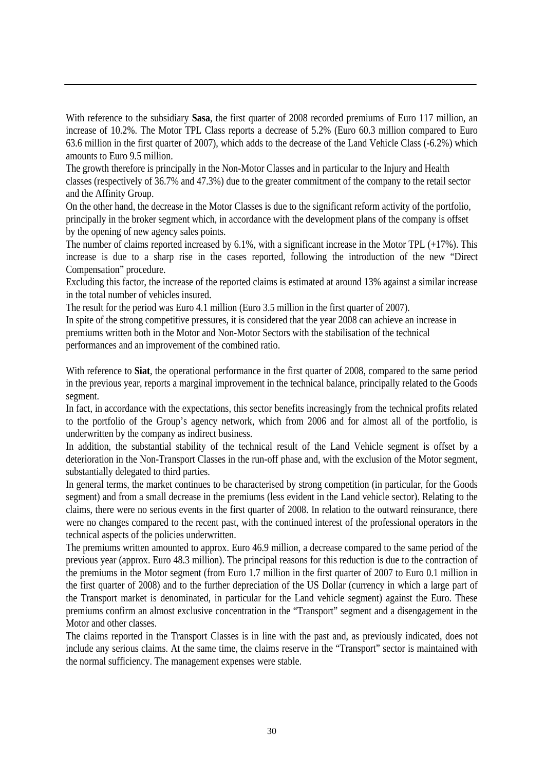With reference to the subsidiary **Sasa**, the first quarter of 2008 recorded premiums of Euro 117 million, an increase of 10.2%. The Motor TPL Class reports a decrease of 5.2% (Euro 60.3 million compared to Euro 63.6 million in the first quarter of 2007), which adds to the decrease of the Land Vehicle Class (-6.2%) which amounts to Euro 9.5 million.

The growth therefore is principally in the Non-Motor Classes and in particular to the Injury and Health classes (respectively of 36.7% and 47.3%) due to the greater commitment of the company to the retail sector and the Affinity Group.

On the other hand, the decrease in the Motor Classes is due to the significant reform activity of the portfolio, principally in the broker segment which, in accordance with the development plans of the company is offset by the opening of new agency sales points.

The number of claims reported increased by 6.1%, with a significant increase in the Motor TPL (+17%). This increase is due to a sharp rise in the cases reported, following the introduction of the new "Direct Compensation" procedure.

Excluding this factor, the increase of the reported claims is estimated at around 13% against a similar increase in the total number of vehicles insured.

The result for the period was Euro 4.1 million (Euro 3.5 million in the first quarter of 2007).

In spite of the strong competitive pressures, it is considered that the year 2008 can achieve an increase in premiums written both in the Motor and Non-Motor Sectors with the stabilisation of the technical performances and an improvement of the combined ratio.

With reference to **Siat**, the operational performance in the first quarter of 2008, compared to the same period in the previous year, reports a marginal improvement in the technical balance, principally related to the Goods segment.

In fact, in accordance with the expectations, this sector benefits increasingly from the technical profits related to the portfolio of the Group's agency network, which from 2006 and for almost all of the portfolio, is underwritten by the company as indirect business.

In addition, the substantial stability of the technical result of the Land Vehicle segment is offset by a deterioration in the Non-Transport Classes in the run-off phase and, with the exclusion of the Motor segment, substantially delegated to third parties.

In general terms, the market continues to be characterised by strong competition (in particular, for the Goods segment) and from a small decrease in the premiums (less evident in the Land vehicle sector). Relating to the claims, there were no serious events in the first quarter of 2008. In relation to the outward reinsurance, there were no changes compared to the recent past, with the continued interest of the professional operators in the technical aspects of the policies underwritten.

The premiums written amounted to approx. Euro 46.9 million, a decrease compared to the same period of the previous year (approx. Euro 48.3 million). The principal reasons for this reduction is due to the contraction of the premiums in the Motor segment (from Euro 1.7 million in the first quarter of 2007 to Euro 0.1 million in the first quarter of 2008) and to the further depreciation of the US Dollar (currency in which a large part of the Transport market is denominated, in particular for the Land vehicle segment) against the Euro. These premiums confirm an almost exclusive concentration in the "Transport" segment and a disengagement in the Motor and other classes.

The claims reported in the Transport Classes is in line with the past and, as previously indicated, does not include any serious claims. At the same time, the claims reserve in the "Transport" sector is maintained with the normal sufficiency. The management expenses were stable.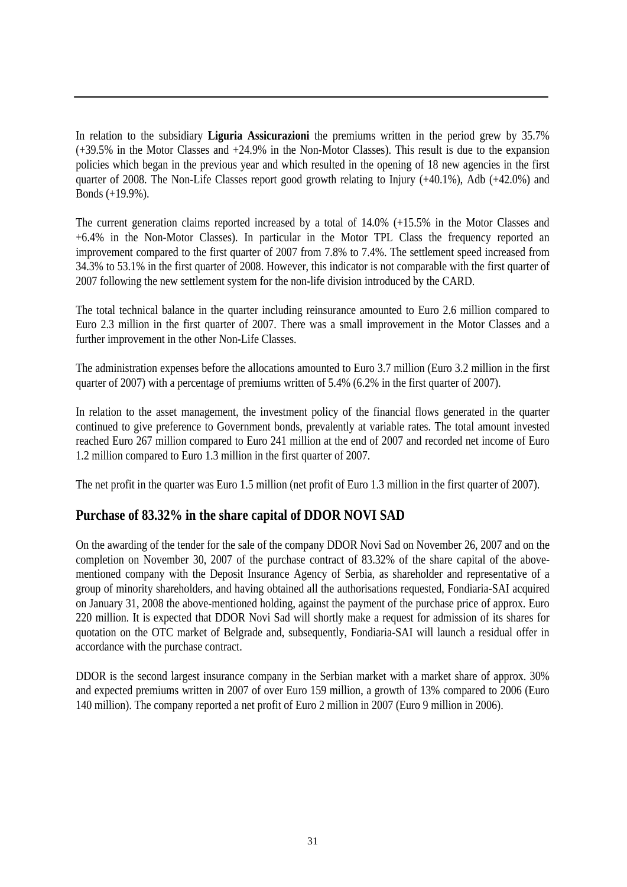In relation to the subsidiary **Liguria Assicurazioni** the premiums written in the period grew by 35.7% (+39.5% in the Motor Classes and +24.9% in the Non-Motor Classes). This result is due to the expansion policies which began in the previous year and which resulted in the opening of 18 new agencies in the first quarter of 2008. The Non-Life Classes report good growth relating to Injury (+40.1%), Adb (+42.0%) and Bonds (+19.9%).

The current generation claims reported increased by a total of 14.0% (+15.5% in the Motor Classes and +6.4% in the Non-Motor Classes). In particular in the Motor TPL Class the frequency reported an improvement compared to the first quarter of 2007 from 7.8% to 7.4%. The settlement speed increased from 34.3% to 53.1% in the first quarter of 2008. However, this indicator is not comparable with the first quarter of 2007 following the new settlement system for the non-life division introduced by the CARD.

The total technical balance in the quarter including reinsurance amounted to Euro 2.6 million compared to Euro 2.3 million in the first quarter of 2007. There was a small improvement in the Motor Classes and a further improvement in the other Non-Life Classes.

The administration expenses before the allocations amounted to Euro 3.7 million (Euro 3.2 million in the first quarter of 2007) with a percentage of premiums written of 5.4% (6.2% in the first quarter of 2007).

In relation to the asset management, the investment policy of the financial flows generated in the quarter continued to give preference to Government bonds, prevalently at variable rates. The total amount invested reached Euro 267 million compared to Euro 241 million at the end of 2007 and recorded net income of Euro 1.2 million compared to Euro 1.3 million in the first quarter of 2007.

The net profit in the quarter was Euro 1.5 million (net profit of Euro 1.3 million in the first quarter of 2007).

## Purchase of 83.32% in the share capital of DDOR NOVI SAD

On the awarding of the tender for the sale of the company DDOR Novi Sad on November 26, 2007 and on the completion on November 30, 2007 of the purchase contract of 83.32% of the share capital of the above-mentioned company with the Deposit Insurance Agency of Serbia, as shareholder and representative of a group of minority shareholders, and having obtained all the authorisations requested, Fondiaria-SAI acquired on January 31, 2008 the above-mentioned holding, against the payment of the purchase price of approx. Euro 220 million. It is expected that DDOR Novi Sad will shortly make a request for admission of its shares for quotation on the OTC market of Belgrade and, subsequently, Fondiaria-SAI will launch a residual offer in accordance with the purchase contract.

DDOR is the second largest insurance company in the Serbian market with a market share of approx. 30% and expected premiums written in 2007 of over Euro 159 million, a growth of 13% compared to 2006 (Euro 140 million). The company reported a net profit of Euro 2 million in 2007 (Euro 9 million in 2006).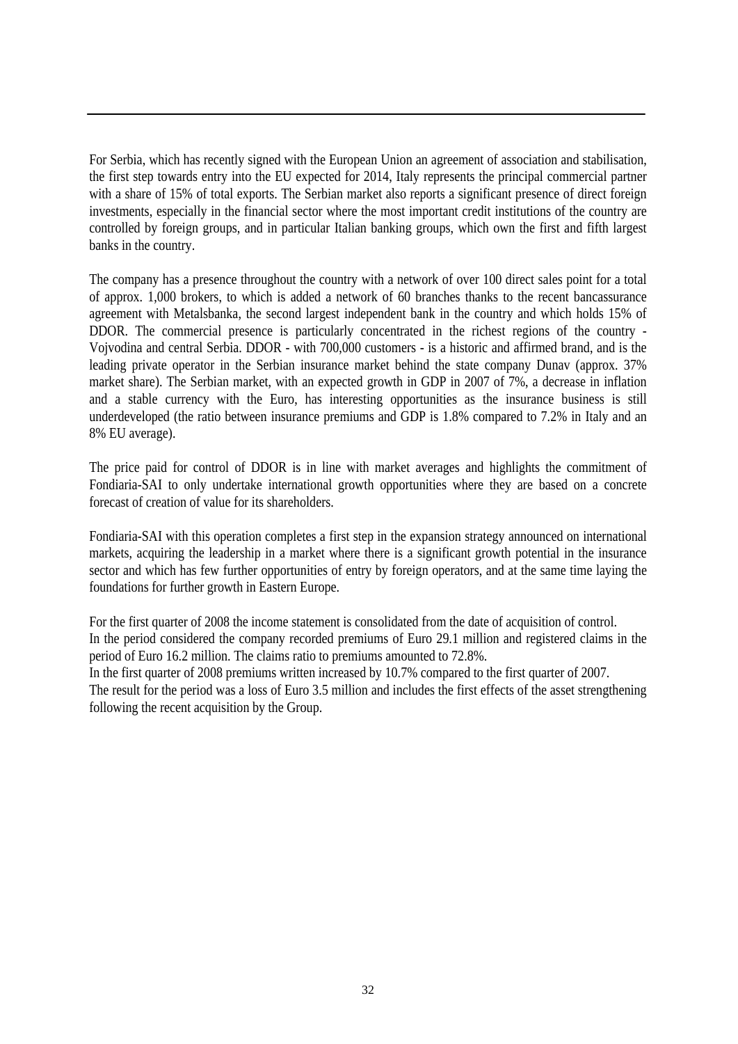For Serbia, which has recently signed with the European Union an agreement of association and stabilisation, the first step towards entry into the EU expected for 2014, Italy represents the principal commercial partner with a share of 15% of total exports. The Serbian market also reports a significant presence of direct foreign investments, especially in the financial sector where the most important credit institutions of the country are controlled by foreign groups, and in particular Italian banking groups, which own the first and fifth largest banks in the country.

The company has a presence throughout the country with a network of over 100 direct sales point for a total of approx. 1,000 brokers, to which is added a network of 60 branches thanks to the recent bancassurance agreement with Metalsbanka, the second largest independent bank in the country and which holds 15% of DDOR. The commercial presence is particularly concentrated in the richest regions of the country - Vojvodina and central Serbia. DDOR - with 700,000 customers - is a historic and affirmed brand, and is the leading private operator in the Serbian insurance market behind the state company Dunav (approx. 37% market share). The Serbian market, with an expected growth in GDP in 2007 of 7%, a decrease in inflation and a stable currency with the Euro, has interesting opportunities as the insurance business is still underdeveloped (the ratio between insurance premiums and GDP is 1.8% compared to 7.2% in Italy and an 8% EU average).

The price paid for control of DDOR is in line with market averages and highlights the commitment of Fondiaria-SAI to only undertake international growth opportunities where they are based on a concrete forecast of creation of value for its shareholders.

Fondiaria-SAI with this operation completes a first step in the expansion strategy announced on international markets, acquiring the leadership in a market where there is a significant growth potential in the insurance sector and which has few further opportunities of entry by foreign operators, and at the same time laying the foundations for further growth in Eastern Europe.

For the first quarter of 2008 the income statement is consolidated from the date of acquisition of control.
In the period considered the company recorded premiums of Euro 29.1 million and registered claims in the period of Euro 16.2 million. The claims ratio to premiums amounted to 72.8%.
In the first quarter of 2008 premiums written increased by 10.7% compared to the first quarter of 2007.
The result for the period was a loss of Euro 3.5 million and includes the first effects of the asset strengthening following the recent acquisition by the Group.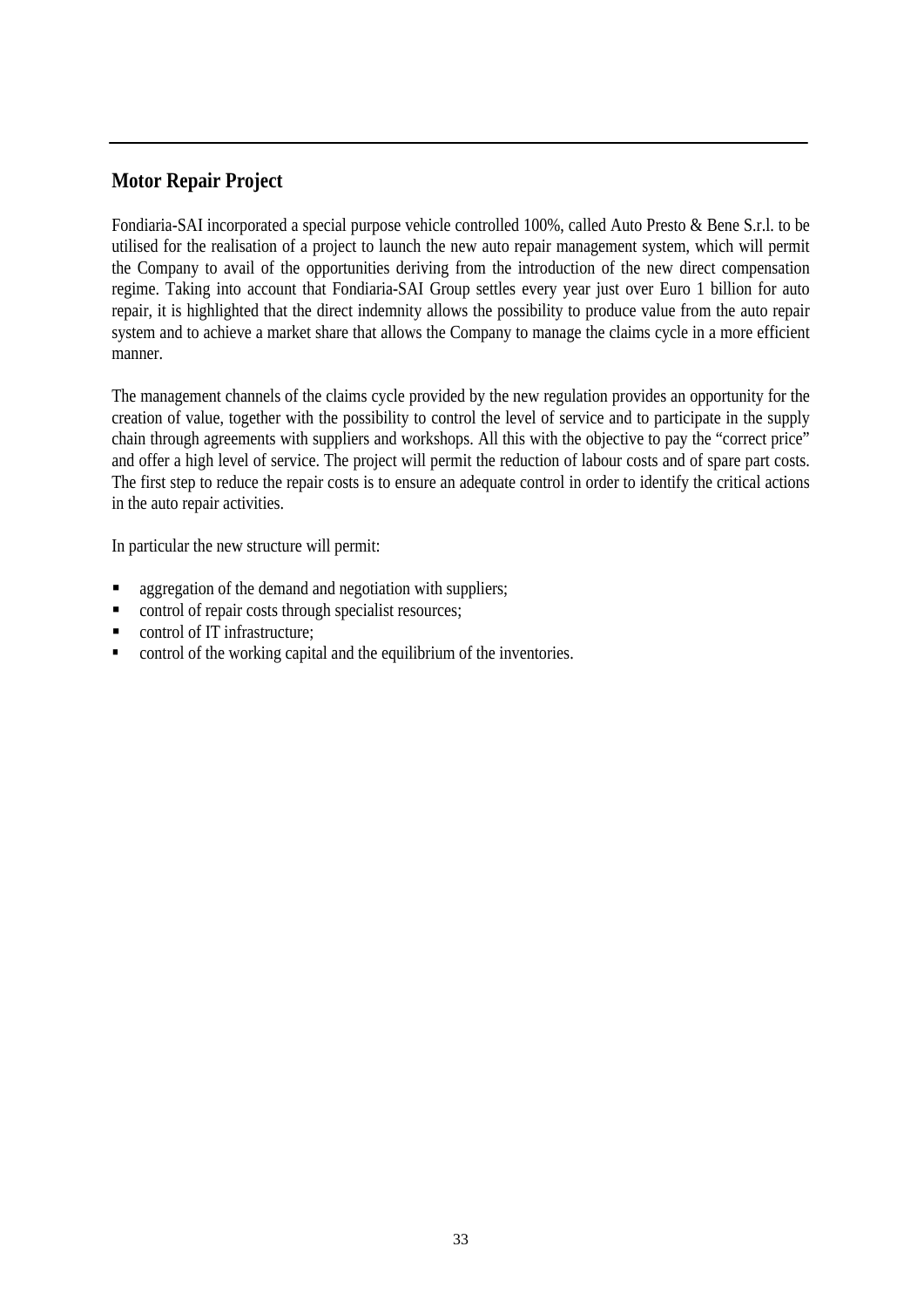## Motor Repair Project

Fondiaria-SAI incorporated a special purpose vehicle controlled 100%, called Auto Presto & Bene S.r.l. to be utilised for the realisation of a project to launch the new auto repair management system, which will permit the Company to avail of the opportunities deriving from the introduction of the new direct compensation regime. Taking into account that Fondiaria-SAI Group settles every year just over Euro 1 billion for auto repair, it is highlighted that the direct indemnity allows the possibility to produce value from the auto repair system and to achieve a market share that allows the Company to manage the claims cycle in a more efficient manner.

The management channels of the claims cycle provided by the new regulation provides an opportunity for the creation of value, together with the possibility to control the level of service and to participate in the supply chain through agreements with suppliers and workshops. All this with the objective to pay the "correct price" and offer a high level of service. The project will permit the reduction of labour costs and of spare part costs. The first step to reduce the repair costs is to ensure an adequate control in order to identify the critical actions in the auto repair activities.

In particular the new structure will permit:

- aggregation of the demand and negotiation with suppliers;
- control of repair costs through specialist resources;
- control of IT infrastructure;
- control of the working capital and the equilibrium of the inventories.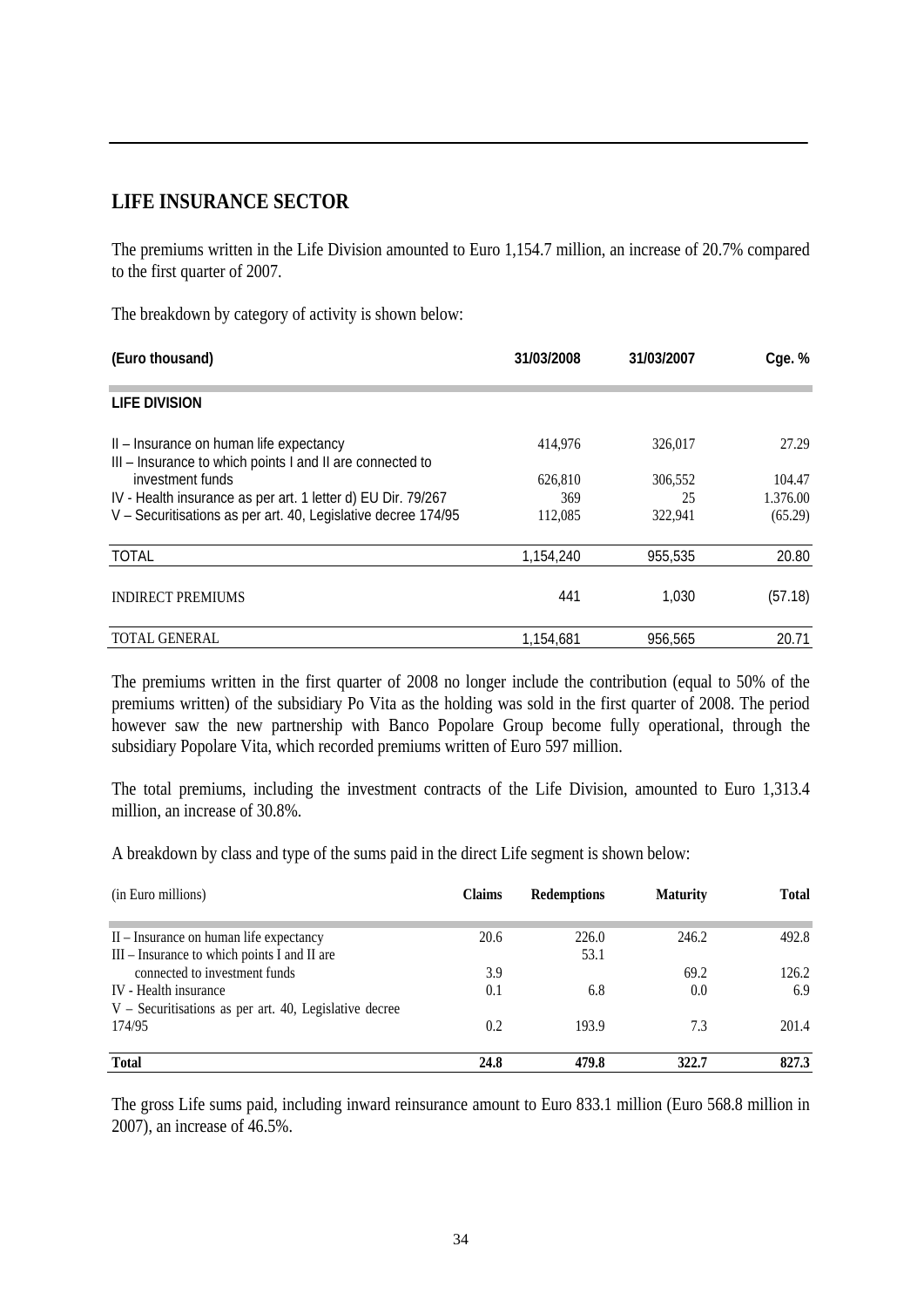## LIFE INSURANCE SECTOR

The premiums written in the Life Division amounted to Euro 1,154.7 million, an increase of 20.7% compared to the first quarter of 2007.

The breakdown by category of activity is shown below:

| (Euro thousand) | 31/03/2008 | 31/03/2007 | Cge. % |
|---|---|---|---|
| **LIFE DIVISION** | | | |
| II – Insurance on human life expectancy | 414,976 | 326,017 | 27.29 |
| III – Insurance to which points I and II are connected to investment funds | 626,810 | 306,552 | 104.47 |
| IV - Health insurance as per art. 1 letter d) EU Dir. 79/267 | 369 | 25 | 1.376.00 |
| V – Securitisations as per art. 40, Legislative decree 174/95 | 112,085 | 322,941 | (65.29) |
| TOTAL | 1,154,240 | 955,535 | 20.80 |
| INDIRECT PREMIUMS | 441 | 1,030 | (57.18) |
| TOTAL GENERAL | 1,154,681 | 956,565 | 20.71 |

The premiums written in the first quarter of 2008 no longer include the contribution (equal to 50% of the premiums written) of the subsidiary Po Vita as the holding was sold in the first quarter of 2008. The period however saw the new partnership with Banco Popolare Group become fully operational, through the subsidiary Popolare Vita, which recorded premiums written of Euro 597 million.

The total premiums, including the investment contracts of the Life Division, amounted to Euro 1,313.4 million, an increase of 30.8%.

A breakdown by class and type of the sums paid in the direct Life segment is shown below:

| (in Euro millions) | Claims | Redemptions | Maturity | Total |
|---|---|---|---|---|
| II – Insurance on human life expectancy | 20.6 | 226.0 | 246.2 | 492.8 |
| III – Insurance to which points I and II are connected to investment funds | 3.9 | 53.1 | 69.2 | 126.2 |
| IV - Health insurance | 0.1 | 6.8 | 0.0 | 6.9 |
| V – Securitisations as per art. 40, Legislative decree 174/95 | 0.2 | 193.9 | 7.3 | 201.4 |
| **Total** | **24.8** | **479.8** | **322.7** | **827.3** |

The gross Life sums paid, including inward reinsurance amount to Euro 833.1 million (Euro 568.8 million in 2007), an increase of 46.5%.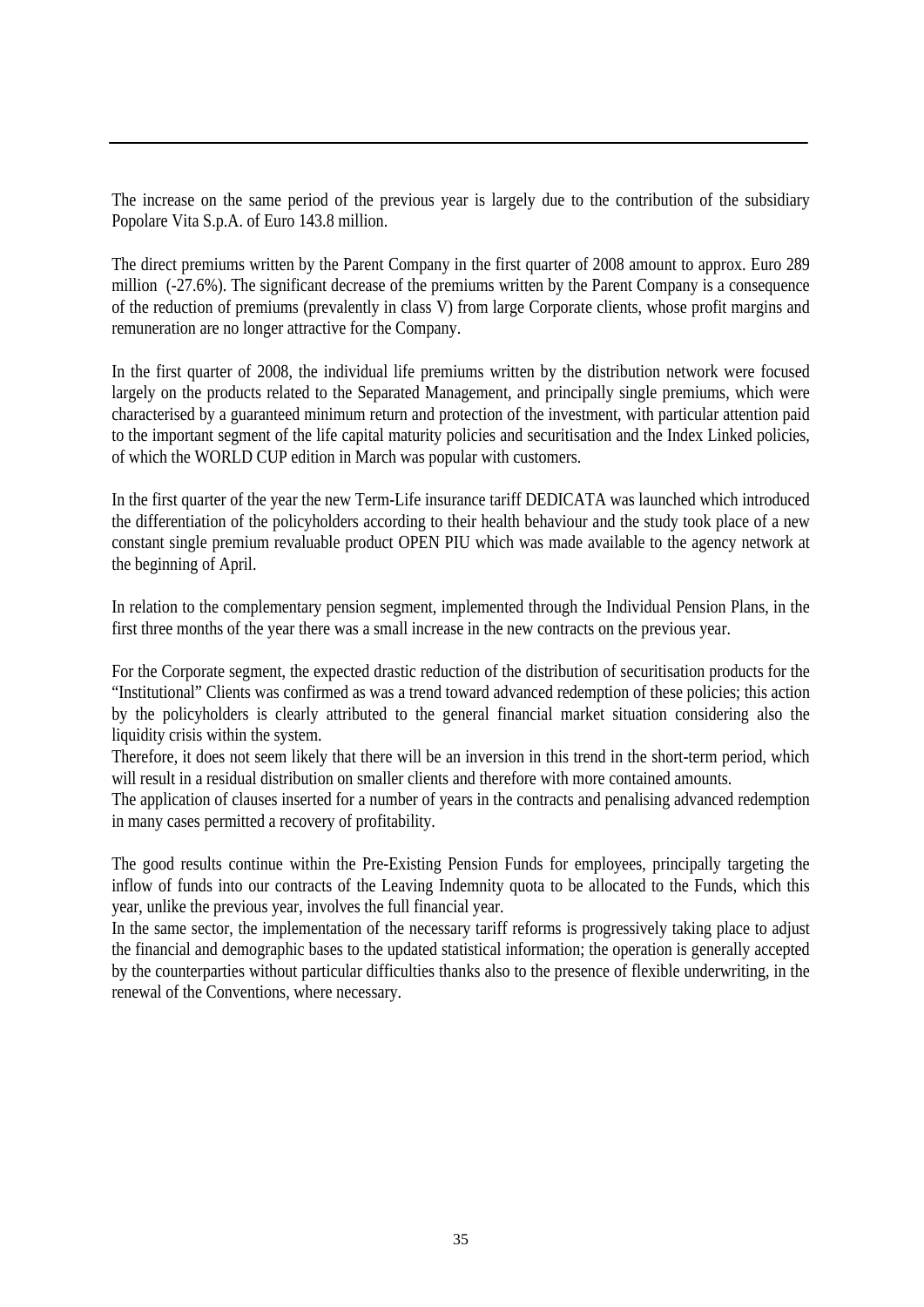The increase on the same period of the previous year is largely due to the contribution of the subsidiary Popolare Vita S.p.A. of Euro 143.8 million.

The direct premiums written by the Parent Company in the first quarter of 2008 amount to approx. Euro 289 million (-27.6%). The significant decrease of the premiums written by the Parent Company is a consequence of the reduction of premiums (prevalently in class V) from large Corporate clients, whose profit margins and remuneration are no longer attractive for the Company.

In the first quarter of 2008, the individual life premiums written by the distribution network were focused largely on the products related to the Separated Management, and principally single premiums, which were characterised by a guaranteed minimum return and protection of the investment, with particular attention paid to the important segment of the life capital maturity policies and securitisation and the Index Linked policies, of which the WORLD CUP edition in March was popular with customers.

In the first quarter of the year the new Term-Life insurance tariff DEDICATA was launched which introduced the differentiation of the policyholders according to their health behaviour and the study took place of a new constant single premium revaluable product OPEN PIU which was made available to the agency network at the beginning of April.

In relation to the complementary pension segment, implemented through the Individual Pension Plans, in the first three months of the year there was a small increase in the new contracts on the previous year.

For the Corporate segment, the expected drastic reduction of the distribution of securitisation products for the "Institutional" Clients was confirmed as was a trend toward advanced redemption of these policies; this action by the policyholders is clearly attributed to the general financial market situation considering also the liquidity crisis within the system.
Therefore, it does not seem likely that there will be an inversion in this trend in the short-term period, which will result in a residual distribution on smaller clients and therefore with more contained amounts.
The application of clauses inserted for a number of years in the contracts and penalising advanced redemption in many cases permitted a recovery of profitability.

The good results continue within the Pre-Existing Pension Funds for employees, principally targeting the inflow of funds into our contracts of the Leaving Indemnity quota to be allocated to the Funds, which this year, unlike the previous year, involves the full financial year.
In the same sector, the implementation of the necessary tariff reforms is progressively taking place to adjust the financial and demographic bases to the updated statistical information; the operation is generally accepted by the counterparties without particular difficulties thanks also to the presence of flexible underwriting, in the renewal of the Conventions, where necessary.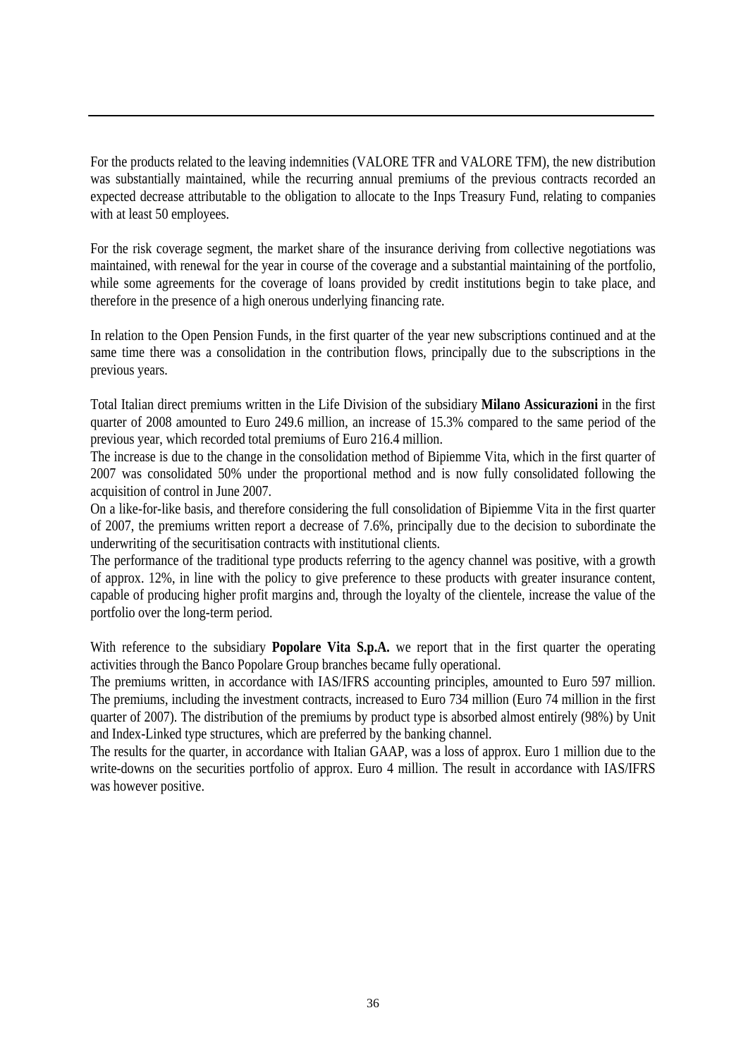For the products related to the leaving indemnities (VALORE TFR and VALORE TFM), the new distribution was substantially maintained, while the recurring annual premiums of the previous contracts recorded an expected decrease attributable to the obligation to allocate to the Inps Treasury Fund, relating to companies with at least 50 employees.

For the risk coverage segment, the market share of the insurance deriving from collective negotiations was maintained, with renewal for the year in course of the coverage and a substantial maintaining of the portfolio, while some agreements for the coverage of loans provided by credit institutions begin to take place, and therefore in the presence of a high onerous underlying financing rate.

In relation to the Open Pension Funds, in the first quarter of the year new subscriptions continued and at the same time there was a consolidation in the contribution flows, principally due to the subscriptions in the previous years.

Total Italian direct premiums written in the Life Division of the subsidiary **Milano Assicurazioni** in the first quarter of 2008 amounted to Euro 249.6 million, an increase of 15.3% compared to the same period of the previous year, which recorded total premiums of Euro 216.4 million.
The increase is due to the change in the consolidation method of Bipiemme Vita, which in the first quarter of 2007 was consolidated 50% under the proportional method and is now fully consolidated following the acquisition of control in June 2007.
On a like-for-like basis, and therefore considering the full consolidation of Bipiemme Vita in the first quarter of 2007, the premiums written report a decrease of 7.6%, principally due to the decision to subordinate the underwriting of the securitisation contracts with institutional clients.
The performance of the traditional type products referring to the agency channel was positive, with a growth of approx. 12%, in line with the policy to give preference to these products with greater insurance content, capable of producing higher profit margins and, through the loyalty of the clientele, increase the value of the portfolio over the long-term period.

With reference to the subsidiary **Popolare Vita S.p.A.** we report that in the first quarter the operating activities through the Banco Popolare Group branches became fully operational.
The premiums written, in accordance with IAS/IFRS accounting principles, amounted to Euro 597 million. The premiums, including the investment contracts, increased to Euro 734 million (Euro 74 million in the first quarter of 2007). The distribution of the premiums by product type is absorbed almost entirely (98%) by Unit and Index-Linked type structures, which are preferred by the banking channel.
The results for the quarter, in accordance with Italian GAAP, was a loss of approx. Euro 1 million due to the write-downs on the securities portfolio of approx. Euro 4 million. The result in accordance with IAS/IFRS was however positive.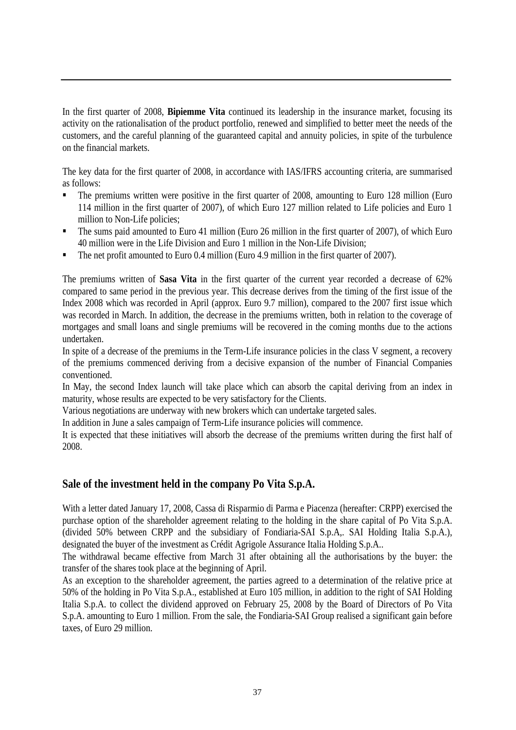In the first quarter of 2008, **Bipiemme Vita** continued its leadership in the insurance market, focusing its activity on the rationalisation of the product portfolio, renewed and simplified to better meet the needs of the customers, and the careful planning of the guaranteed capital and annuity policies, in spite of the turbulence on the financial markets.

The key data for the first quarter of 2008, in accordance with IAS/IFRS accounting criteria, are summarised as follows:

- The premiums written were positive in the first quarter of 2008, amounting to Euro 128 million (Euro 114 million in the first quarter of 2007), of which Euro 127 million related to Life policies and Euro 1 million to Non-Life policies;
- The sums paid amounted to Euro 41 million (Euro 26 million in the first quarter of 2007), of which Euro 40 million were in the Life Division and Euro 1 million in the Non-Life Division;
- The net profit amounted to Euro 0.4 million (Euro 4.9 million in the first quarter of 2007).

The premiums written of **Sasa Vita** in the first quarter of the current year recorded a decrease of 62% compared to same period in the previous year. This decrease derives from the timing of the first issue of the Index 2008 which was recorded in April (approx. Euro 9.7 million), compared to the 2007 first issue which was recorded in March. In addition, the decrease in the premiums written, both in relation to the coverage of mortgages and small loans and single premiums will be recovered in the coming months due to the actions undertaken.

In spite of a decrease of the premiums in the Term-Life insurance policies in the class V segment, a recovery of the premiums commenced deriving from a decisive expansion of the number of Financial Companies conventioned.

In May, the second Index launch will take place which can absorb the capital deriving from an index in maturity, whose results are expected to be very satisfactory for the Clients.

Various negotiations are underway with new brokers which can undertake targeted sales.

In addition in June a sales campaign of Term-Life insurance policies will commence.

It is expected that these initiatives will absorb the decrease of the premiums written during the first half of 2008.

## Sale of the investment held in the company Po Vita S.p.A.

With a letter dated January 17, 2008, Cassa di Risparmio di Parma e Piacenza (hereafter: CRPP) exercised the purchase option of the shareholder agreement relating to the holding in the share capital of Po Vita S.p.A. (divided 50% between CRPP and the subsidiary of Fondiaria-SAI S.p.A,. SAI Holding Italia S.p.A.), designated the buyer of the investment as Crédit Agrigole Assurance Italia Holding S.p.A..

The withdrawal became effective from March 31 after obtaining all the authorisations by the buyer: the transfer of the shares took place at the beginning of April.

As an exception to the shareholder agreement, the parties agreed to a determination of the relative price at 50% of the holding in Po Vita S.p.A., established at Euro 105 million, in addition to the right of SAI Holding Italia S.p.A. to collect the dividend approved on February 25, 2008 by the Board of Directors of Po Vita S.p.A. amounting to Euro 1 million. From the sale, the Fondiaria-SAI Group realised a significant gain before taxes, of Euro 29 million.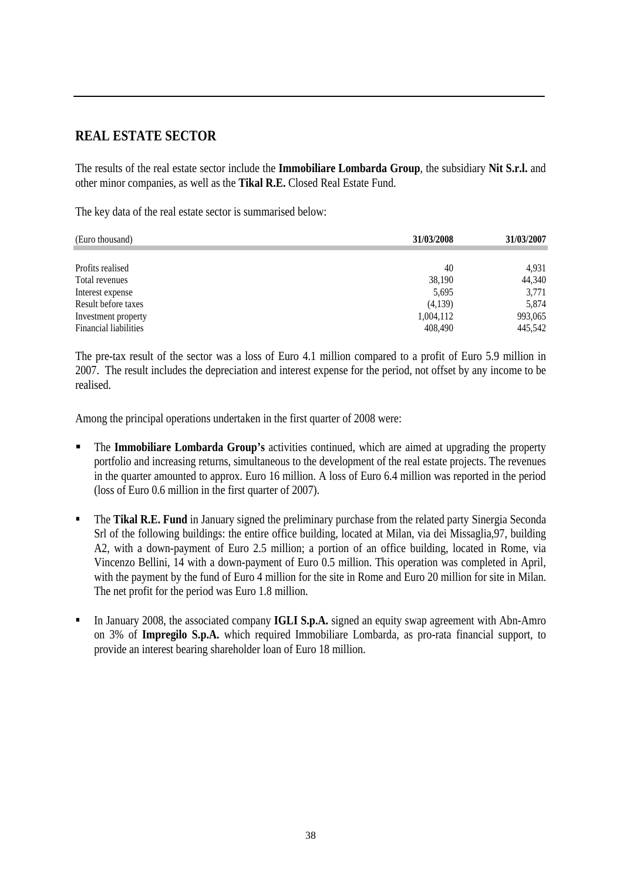## REAL ESTATE SECTOR

The results of the real estate sector include the **Immobiliare Lombarda Group**, the subsidiary **Nit S.r.l.** and other minor companies, as well as the **Tikal R.E.** Closed Real Estate Fund.

The key data of the real estate sector is summarised below:

| (Euro thousand) | 31/03/2008 | 31/03/2007 |
|---|---|---|
| Profits realised | 40 | 4,931 |
| Total revenues | 38,190 | 44,340 |
| Interest expense | 5,695 | 3,771 |
| Result before taxes | (4,139) | 5,874 |
| Investment property | 1,004,112 | 993,065 |
| Financial liabilities | 408,490 | 445,542 |

The pre-tax result of the sector was a loss of Euro 4.1 million compared to a profit of Euro 5.9 million in 2007. The result includes the depreciation and interest expense for the period, not offset by any income to be realised.

Among the principal operations undertaken in the first quarter of 2008 were:

- The **Immobiliare Lombarda Group's** activities continued, which are aimed at upgrading the property portfolio and increasing returns, simultaneous to the development of the real estate projects. The revenues in the quarter amounted to approx. Euro 16 million. A loss of Euro 6.4 million was reported in the period (loss of Euro 0.6 million in the first quarter of 2007).

- The **Tikal R.E. Fund** in January signed the preliminary purchase from the related party Sinergia Seconda Srl of the following buildings: the entire office building, located at Milan, via dei Missaglia,97, building A2, with a down-payment of Euro 2.5 million; a portion of an office building, located in Rome, via Vincenzo Bellini, 14 with a down-payment of Euro 0.5 million. This operation was completed in April, with the payment by the fund of Euro 4 million for the site in Rome and Euro 20 million for site in Milan. The net profit for the period was Euro 1.8 million.

- In January 2008, the associated company **IGLI S.p.A.** signed an equity swap agreement with Abn-Amro on 3% of **Impregilo S.p.A.** which required Immobiliare Lombarda, as pro-rata financial support, to provide an interest bearing shareholder loan of Euro 18 million.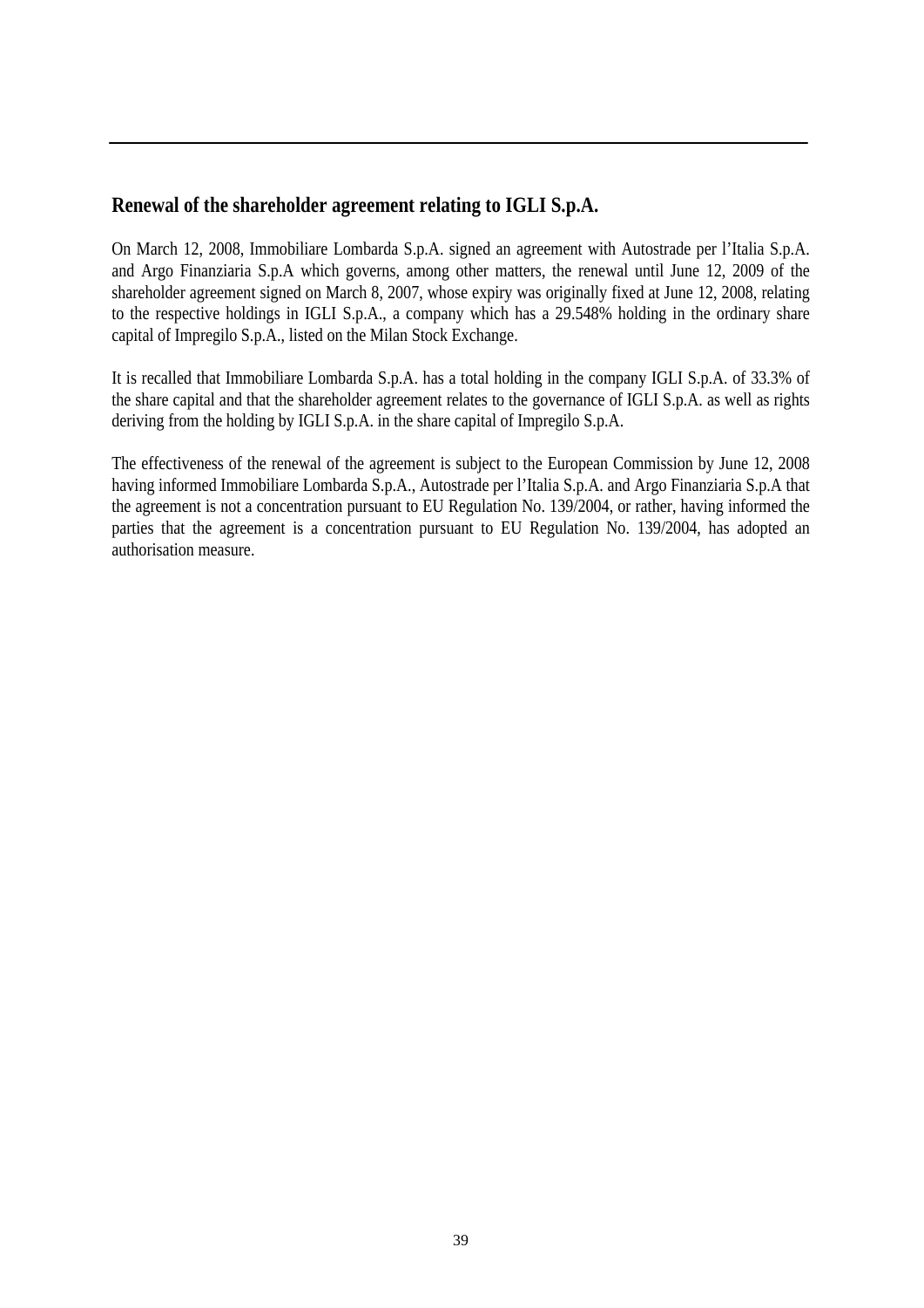## Renewal of the shareholder agreement relating to IGLI S.p.A.

On March 12, 2008, Immobiliare Lombarda S.p.A. signed an agreement with Autostrade per l'Italia S.p.A. and Argo Finanziaria S.p.A which governs, among other matters, the renewal until June 12, 2009 of the shareholder agreement signed on March 8, 2007, whose expiry was originally fixed at June 12, 2008, relating to the respective holdings in IGLI S.p.A., a company which has a 29.548% holding in the ordinary share capital of Impregilo S.p.A., listed on the Milan Stock Exchange.

It is recalled that Immobiliare Lombarda S.p.A. has a total holding in the company IGLI S.p.A. of 33.3% of the share capital and that the shareholder agreement relates to the governance of IGLI S.p.A. as well as rights deriving from the holding by IGLI S.p.A. in the share capital of Impregilo S.p.A.

The effectiveness of the renewal of the agreement is subject to the European Commission by June 12, 2008 having informed Immobiliare Lombarda S.p.A., Autostrade per l'Italia S.p.A. and Argo Finanziaria S.p.A that the agreement is not a concentration pursuant to EU Regulation No. 139/2004, or rather, having informed the parties that the agreement is a concentration pursuant to EU Regulation No. 139/2004, has adopted an authorisation measure.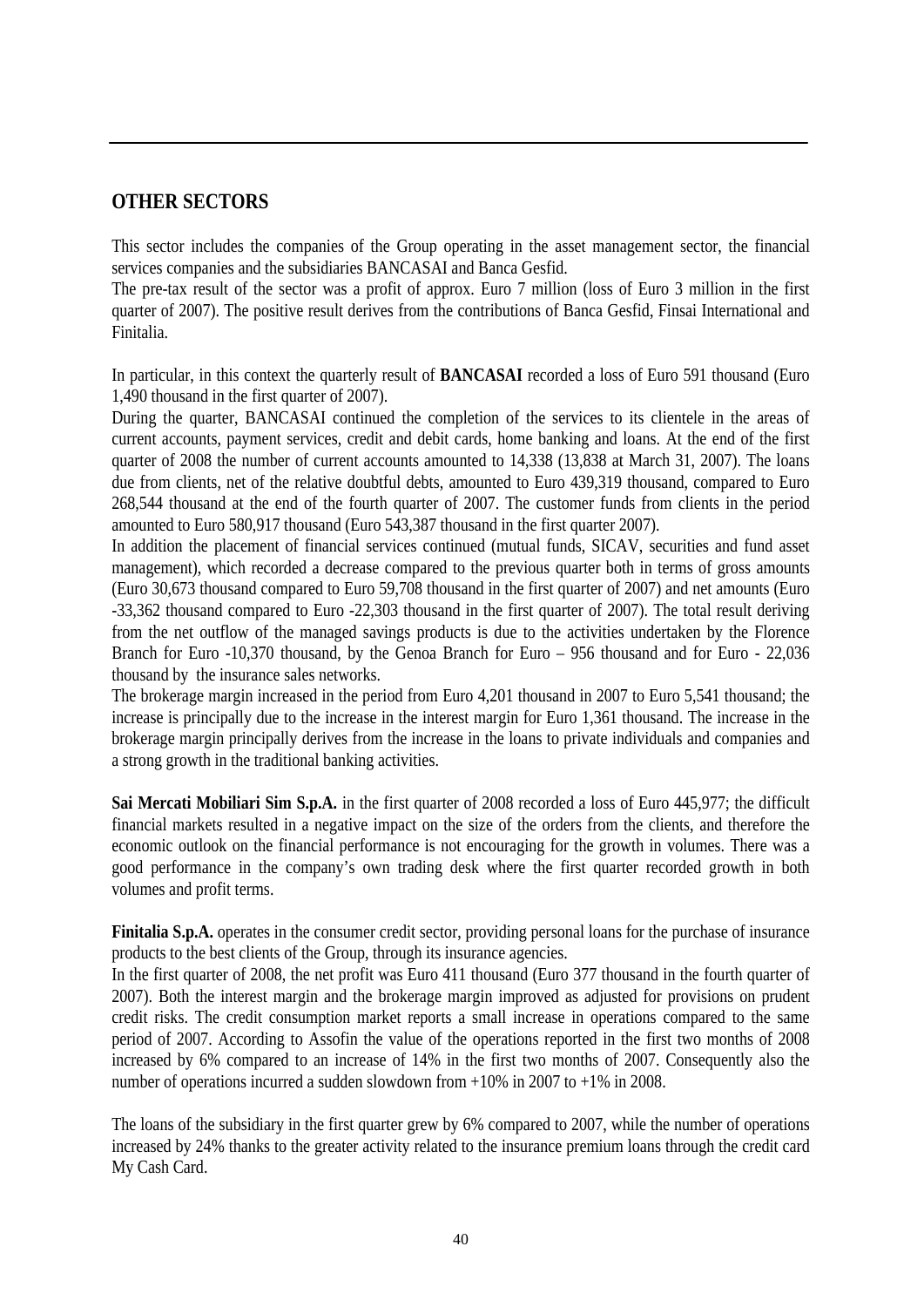## OTHER SECTORS

This sector includes the companies of the Group operating in the asset management sector, the financial services companies and the subsidiaries BANCASAI and Banca Gesfid.
The pre-tax result of the sector was a profit of approx. Euro 7 million (loss of Euro 3 million in the first quarter of 2007). The positive result derives from the contributions of Banca Gesfid, Finsai International and Finitalia.

In particular, in this context the quarterly result of **BANCASAI** recorded a loss of Euro 591 thousand (Euro 1,490 thousand in the first quarter of 2007).
During the quarter, BANCASAI continued the completion of the services to its clientele in the areas of current accounts, payment services, credit and debit cards, home banking and loans. At the end of the first quarter of 2008 the number of current accounts amounted to 14,338 (13,838 at March 31, 2007). The loans due from clients, net of the relative doubtful debts, amounted to Euro 439,319 thousand, compared to Euro 268,544 thousand at the end of the fourth quarter of 2007. The customer funds from clients in the period amounted to Euro 580,917 thousand (Euro 543,387 thousand in the first quarter 2007).
In addition the placement of financial services continued (mutual funds, SICAV, securities and fund asset management), which recorded a decrease compared to the previous quarter both in terms of gross amounts (Euro 30,673 thousand compared to Euro 59,708 thousand in the first quarter of 2007) and net amounts (Euro -33,362 thousand compared to Euro -22,303 thousand in the first quarter of 2007). The total result deriving from the net outflow of the managed savings products is due to the activities undertaken by the Florence Branch for Euro -10,370 thousand, by the Genoa Branch for Euro – 956 thousand and for Euro - 22,036 thousand by the insurance sales networks.
The brokerage margin increased in the period from Euro 4,201 thousand in 2007 to Euro 5,541 thousand; the increase is principally due to the increase in the interest margin for Euro 1,361 thousand. The increase in the brokerage margin principally derives from the increase in the loans to private individuals and companies and a strong growth in the traditional banking activities.

**Sai Mercati Mobiliari Sim S.p.A.** in the first quarter of 2008 recorded a loss of Euro 445,977; the difficult financial markets resulted in a negative impact on the size of the orders from the clients, and therefore the economic outlook on the financial performance is not encouraging for the growth in volumes. There was a good performance in the company's own trading desk where the first quarter recorded growth in both volumes and profit terms.

**Finitalia S.p.A.** operates in the consumer credit sector, providing personal loans for the purchase of insurance products to the best clients of the Group, through its insurance agencies.
In the first quarter of 2008, the net profit was Euro 411 thousand (Euro 377 thousand in the fourth quarter of 2007). Both the interest margin and the brokerage margin improved as adjusted for provisions on prudent credit risks. The credit consumption market reports a small increase in operations compared to the same period of 2007. According to Assofin the value of the operations reported in the first two months of 2008 increased by 6% compared to an increase of 14% in the first two months of 2007. Consequently also the number of operations incurred a sudden slowdown from +10% in 2007 to +1% in 2008.

The loans of the subsidiary in the first quarter grew by 6% compared to 2007, while the number of operations increased by 24% thanks to the greater activity related to the insurance premium loans through the credit card My Cash Card.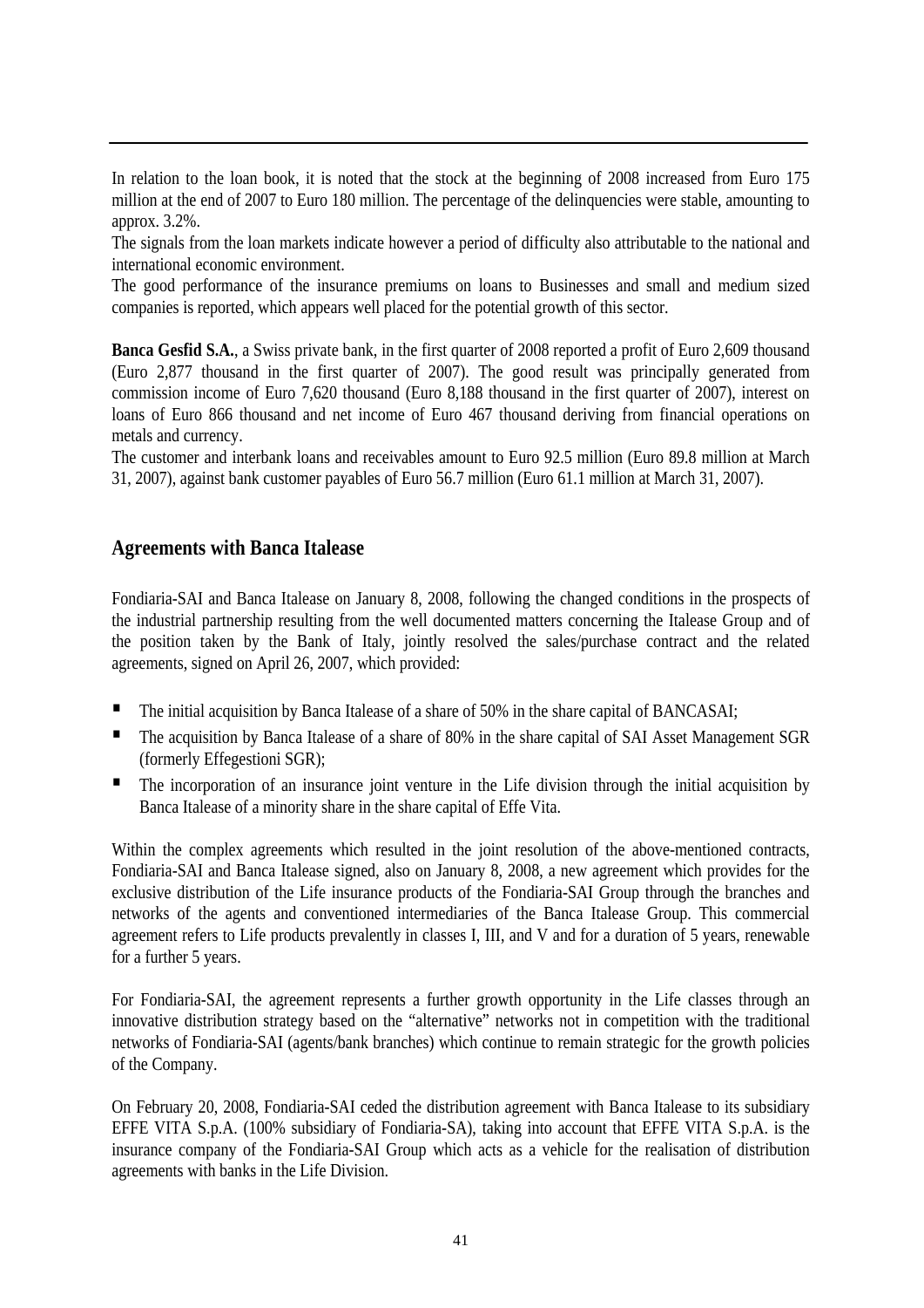In relation to the loan book, it is noted that the stock at the beginning of 2008 increased from Euro 175 million at the end of 2007 to Euro 180 million. The percentage of the delinquencies were stable, amounting to approx. 3.2%.
The signals from the loan markets indicate however a period of difficulty also attributable to the national and international economic environment.
The good performance of the insurance premiums on loans to Businesses and small and medium sized companies is reported, which appears well placed for the potential growth of this sector.

**Banca Gesfid S.A.**, a Swiss private bank, in the first quarter of 2008 reported a profit of Euro 2,609 thousand (Euro 2,877 thousand in the first quarter of 2007). The good result was principally generated from commission income of Euro 7,620 thousand (Euro 8,188 thousand in the first quarter of 2007), interest on loans of Euro 866 thousand and net income of Euro 467 thousand deriving from financial operations on metals and currency.
The customer and interbank loans and receivables amount to Euro 92.5 million (Euro 89.8 million at March 31, 2007), against bank customer payables of Euro 56.7 million (Euro 61.1 million at March 31, 2007).

## Agreements with Banca Italease

Fondiaria-SAI and Banca Italease on January 8, 2008, following the changed conditions in the prospects of the industrial partnership resulting from the well documented matters concerning the Italease Group and of the position taken by the Bank of Italy, jointly resolved the sales/purchase contract and the related agreements, signed on April 26, 2007, which provided:

- The initial acquisition by Banca Italease of a share of 50% in the share capital of BANCASAI;
- The acquisition by Banca Italease of a share of 80% in the share capital of SAI Asset Management SGR (formerly Effegestioni SGR);
- The incorporation of an insurance joint venture in the Life division through the initial acquisition by Banca Italease of a minority share in the share capital of Effe Vita.

Within the complex agreements which resulted in the joint resolution of the above-mentioned contracts, Fondiaria-SAI and Banca Italease signed, also on January 8, 2008, a new agreement which provides for the exclusive distribution of the Life insurance products of the Fondiaria-SAI Group through the branches and networks of the agents and conventioned intermediaries of the Banca Italease Group. This commercial agreement refers to Life products prevalently in classes I, III, and V and for a duration of 5 years, renewable for a further 5 years.

For Fondiaria-SAI, the agreement represents a further growth opportunity in the Life classes through an innovative distribution strategy based on the "alternative" networks not in competition with the traditional networks of Fondiaria-SAI (agents/bank branches) which continue to remain strategic for the growth policies of the Company.

On February 20, 2008, Fondiaria-SAI ceded the distribution agreement with Banca Italease to its subsidiary EFFE VITA S.p.A. (100% subsidiary of Fondiaria-SA), taking into account that EFFE VITA S.p.A. is the insurance company of the Fondiaria-SAI Group which acts as a vehicle for the realisation of distribution agreements with banks in the Life Division.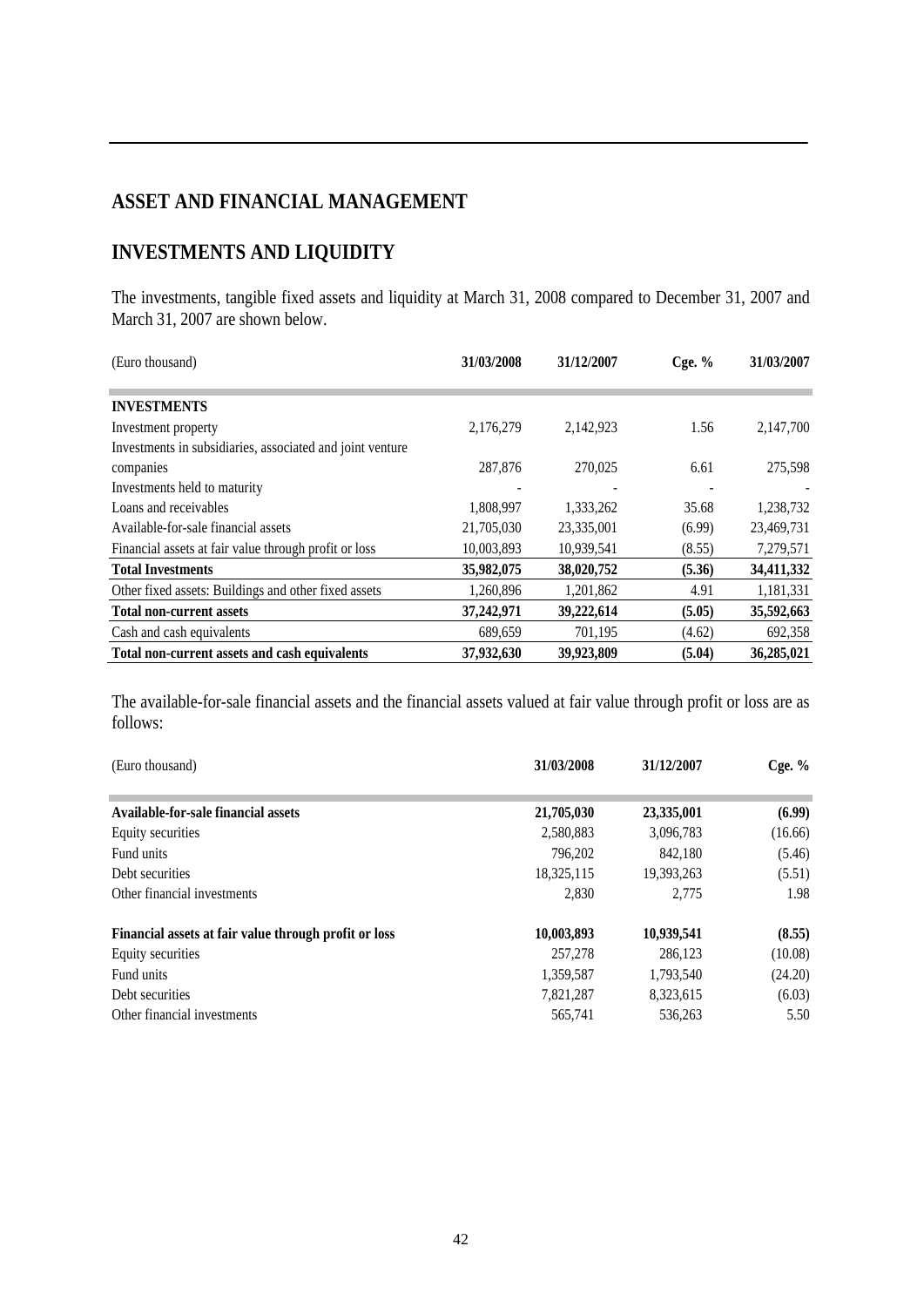# ASSET AND FINANCIAL MANAGEMENT

## INVESTMENTS AND LIQUIDITY

The investments, tangible fixed assets and liquidity at March 31, 2008 compared to December 31, 2007 and March 31, 2007 are shown below.

| (Euro thousand) | 31/03/2008 | 31/12/2007 | Cge. % | 31/03/2007 |
|---|---|---|---|---|
| **INVESTMENTS** | | | | |
| Investment property | 2,176,279 | 2,142,923 | 1.56 | 2,147,700 |
| Investments in subsidiaries, associated and joint venture companies | 287,876 | 270,025 | 6.61 | 275,598 |
| Investments held to maturity | - | - | - | - |
| Loans and receivables | 1,808,997 | 1,333,262 | 35.68 | 1,238,732 |
| Available-for-sale financial assets | 21,705,030 | 23,335,001 | (6.99) | 23,469,731 |
| Financial assets at fair value through profit or loss | 10,003,893 | 10,939,541 | (8.55) | 7,279,571 |
| **Total Investments** | **35,982,075** | **38,020,752** | **(5.36)** | **34,411,332** |
| Other fixed assets: Buildings and other fixed assets | 1,260,896 | 1,201,862 | 4.91 | 1,181,331 |
| **Total non-current assets** | **37,242,971** | **39,222,614** | **(5.05)** | **35,592,663** |
| Cash and cash equivalents | 689,659 | 701,195 | (4.62) | 692,358 |
| **Total non-current assets and cash equivalents** | **37,932,630** | **39,923,809** | **(5.04)** | **36,285,021** |

The available-for-sale financial assets and the financial assets valued at fair value through profit or loss are as follows:

| (Euro thousand) | 31/03/2008 | 31/12/2007 | Cge. % |
|---|---|---|---|
| **Available-for-sale financial assets** | **21,705,030** | **23,335,001** | **(6.99)** |
| Equity securities | 2,580,883 | 3,096,783 | (16.66) |
| Fund units | 796,202 | 842,180 | (5.46) |
| Debt securities | 18,325,115 | 19,393,263 | (5.51) |
| Other financial investments | 2,830 | 2,775 | 1.98 |
| | | | |
| **Financial assets at fair value through profit or loss** | **10,003,893** | **10,939,541** | **(8.55)** |
| Equity securities | 257,278 | 286,123 | (10.08) |
| Fund units | 1,359,587 | 1,793,540 | (24.20) |
| Debt securities | 7,821,287 | 8,323,615 | (6.03) |
| Other financial investments | 565,741 | 536,263 | 5.50 |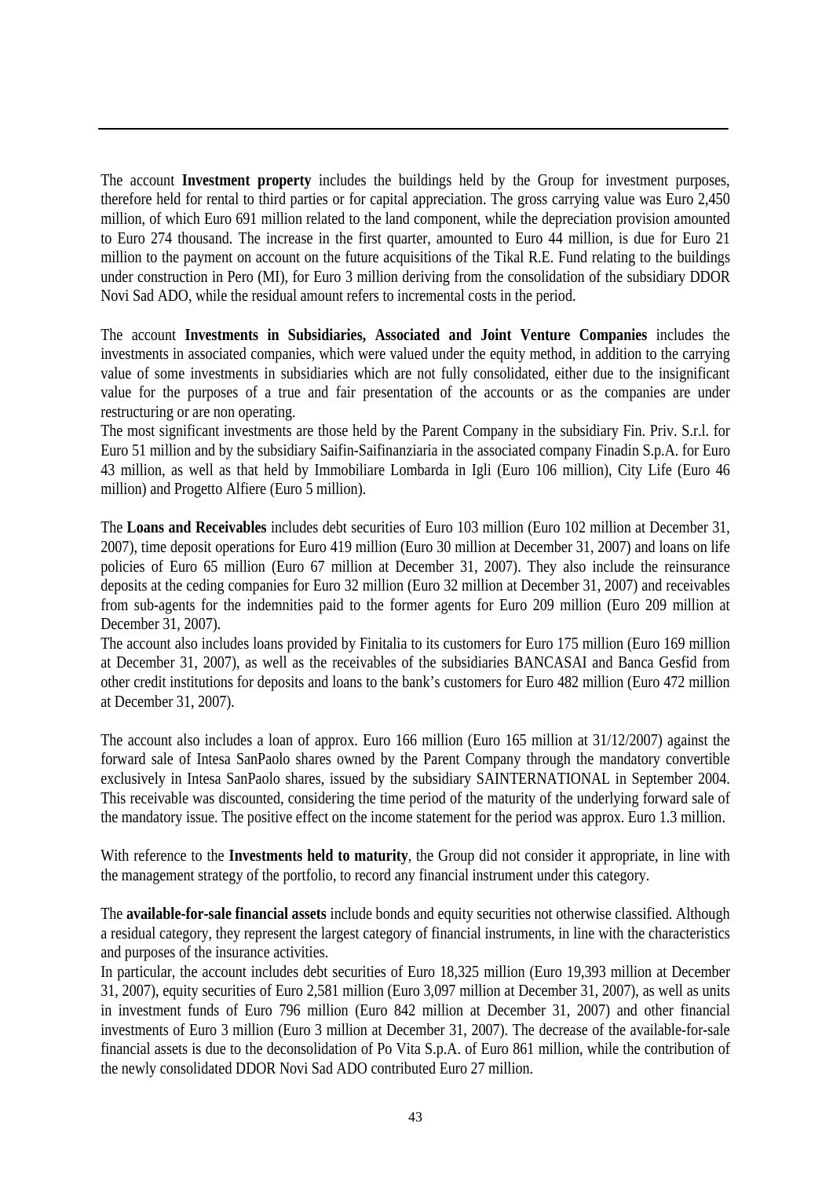The account **Investment property** includes the buildings held by the Group for investment purposes, therefore held for rental to third parties or for capital appreciation. The gross carrying value was Euro 2,450 million, of which Euro 691 million related to the land component, while the depreciation provision amounted to Euro 274 thousand. The increase in the first quarter, amounted to Euro 44 million, is due for Euro 21 million to the payment on account on the future acquisitions of the Tikal R.E. Fund relating to the buildings under construction in Pero (MI), for Euro 3 million deriving from the consolidation of the subsidiary DDOR Novi Sad ADO, while the residual amount refers to incremental costs in the period.

The account **Investments in Subsidiaries, Associated and Joint Venture Companies** includes the investments in associated companies, which were valued under the equity method, in addition to the carrying value of some investments in subsidiaries which are not fully consolidated, either due to the insignificant value for the purposes of a true and fair presentation of the accounts or as the companies are under restructuring or are non operating.

The most significant investments are those held by the Parent Company in the subsidiary Fin. Priv. S.r.l. for Euro 51 million and by the subsidiary Saifin-Saifinanziaria in the associated company Finadin S.p.A. for Euro 43 million, as well as that held by Immobiliare Lombarda in Igli (Euro 106 million), City Life (Euro 46 million) and Progetto Alfiere (Euro 5 million).

The **Loans and Receivables** includes debt securities of Euro 103 million (Euro 102 million at December 31, 2007), time deposit operations for Euro 419 million (Euro 30 million at December 31, 2007) and loans on life policies of Euro 65 million (Euro 67 million at December 31, 2007). They also include the reinsurance deposits at the ceding companies for Euro 32 million (Euro 32 million at December 31, 2007) and receivables from sub-agents for the indemnities paid to the former agents for Euro 209 million (Euro 209 million at December 31, 2007).

The account also includes loans provided by Finitalia to its customers for Euro 175 million (Euro 169 million at December 31, 2007), as well as the receivables of the subsidiaries BANCASAI and Banca Gesfid from other credit institutions for deposits and loans to the bank's customers for Euro 482 million (Euro 472 million at December 31, 2007).

The account also includes a loan of approx. Euro 166 million (Euro 165 million at 31/12/2007) against the forward sale of Intesa SanPaolo shares owned by the Parent Company through the mandatory convertible exclusively in Intesa SanPaolo shares, issued by the subsidiary SAINTERNATIONAL in September 2004. This receivable was discounted, considering the time period of the maturity of the underlying forward sale of the mandatory issue. The positive effect on the income statement for the period was approx. Euro 1.3 million.

With reference to the **Investments held to maturity**, the Group did not consider it appropriate, in line with the management strategy of the portfolio, to record any financial instrument under this category.

The **available-for-sale financial assets** include bonds and equity securities not otherwise classified. Although a residual category, they represent the largest category of financial instruments, in line with the characteristics and purposes of the insurance activities.

In particular, the account includes debt securities of Euro 18,325 million (Euro 19,393 million at December 31, 2007), equity securities of Euro 2,581 million (Euro 3,097 million at December 31, 2007), as well as units in investment funds of Euro 796 million (Euro 842 million at December 31, 2007) and other financial investments of Euro 3 million (Euro 3 million at December 31, 2007). The decrease of the available-for-sale financial assets is due to the deconsolidation of Po Vita S.p.A. of Euro 861 million, while the contribution of the newly consolidated DDOR Novi Sad ADO contributed Euro 27 million.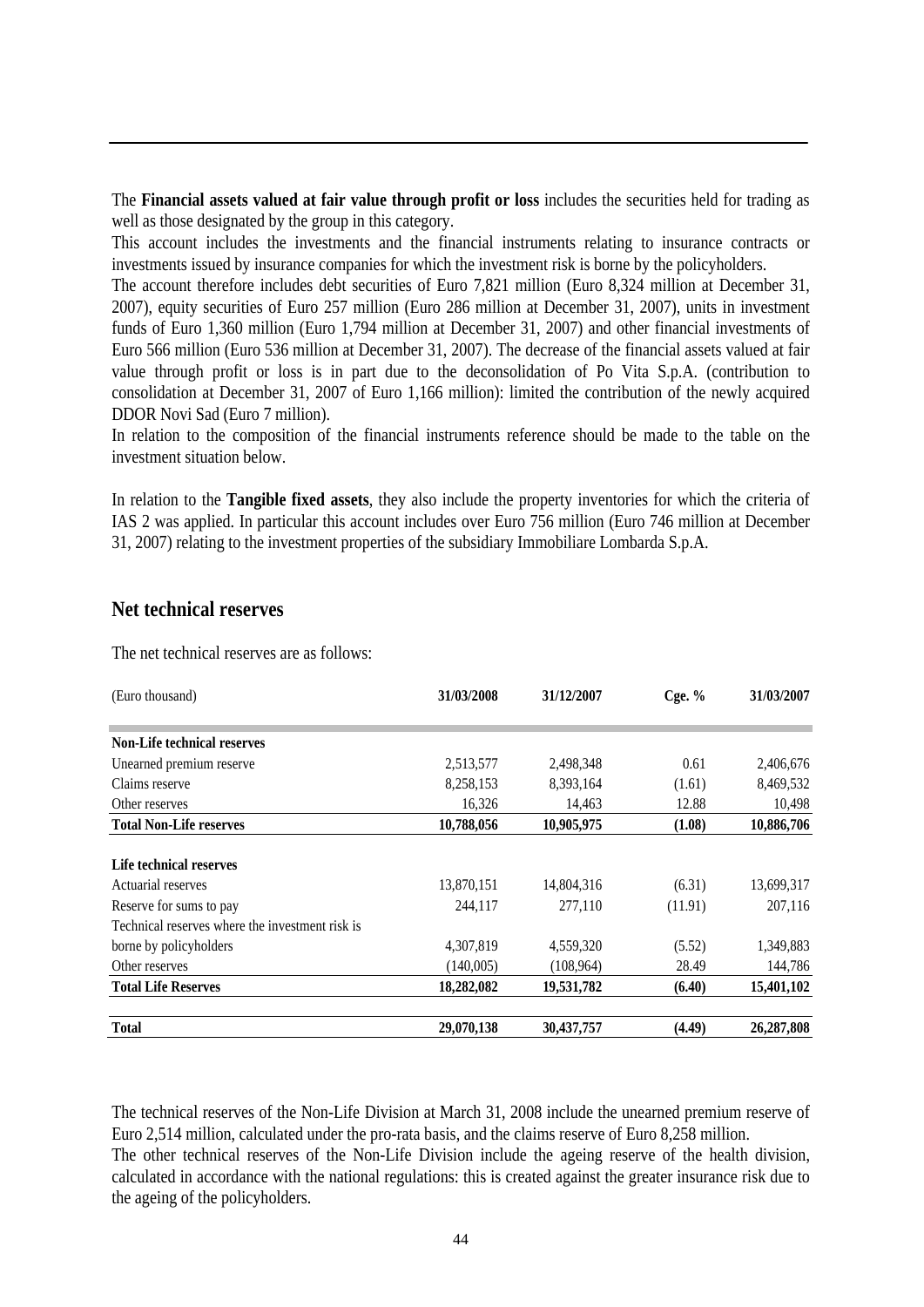The **Financial assets valued at fair value through profit or loss** includes the securities held for trading as well as those designated by the group in this category.

This account includes the investments and the financial instruments relating to insurance contracts or investments issued by insurance companies for which the investment risk is borne by the policyholders.

The account therefore includes debt securities of Euro 7,821 million (Euro 8,324 million at December 31, 2007), equity securities of Euro 257 million (Euro 286 million at December 31, 2007), units in investment funds of Euro 1,360 million (Euro 1,794 million at December 31, 2007) and other financial investments of Euro 566 million (Euro 536 million at December 31, 2007). The decrease of the financial assets valued at fair value through profit or loss is in part due to the deconsolidation of Po Vita S.p.A. (contribution to consolidation at December 31, 2007 of Euro 1,166 million): limited the contribution of the newly acquired DDOR Novi Sad (Euro 7 million).

In relation to the composition of the financial instruments reference should be made to the table on the investment situation below.

In relation to the **Tangible fixed assets**, they also include the property inventories for which the criteria of IAS 2 was applied. In particular this account includes over Euro 756 million (Euro 746 million at December 31, 2007) relating to the investment properties of the subsidiary Immobiliare Lombarda S.p.A.

## Net technical reserves

The net technical reserves are as follows:

| (Euro thousand) | 31/03/2008 | 31/12/2007 | Cge. % | 31/03/2007 |
|---|---|---|---|---|
| **Non-Life technical reserves** | | | | |
| Unearned premium reserve | 2,513,577 | 2,498,348 | 0.61 | 2,406,676 |
| Claims reserve | 8,258,153 | 8,393,164 | (1.61) | 8,469,532 |
| Other reserves | 16,326 | 14,463 | 12.88 | 10,498 |
| **Total Non-Life reserves** | **10,788,056** | **10,905,975** | **(1.08)** | **10,886,706** |
| **Life technical reserves** | | | | |
| Actuarial reserves | 13,870,151 | 14,804,316 | (6.31) | 13,699,317 |
| Reserve for sums to pay | 244,117 | 277,110 | (11.91) | 207,116 |
| Technical reserves where the investment risk is borne by policyholders | 4,307,819 | 4,559,320 | (5.52) | 1,349,883 |
| Other reserves | (140,005) | (108,964) | 28.49 | 144,786 |
| **Total Life Reserves** | **18,282,082** | **19,531,782** | **(6.40)** | **15,401,102** |
| **Total** | **29,070,138** | **30,437,757** | **(4.49)** | **26,287,808** |

The technical reserves of the Non-Life Division at March 31, 2008 include the unearned premium reserve of Euro 2,514 million, calculated under the pro-rata basis, and the claims reserve of Euro 8,258 million.

The other technical reserves of the Non-Life Division include the ageing reserve of the health division, calculated in accordance with the national regulations: this is created against the greater insurance risk due to the ageing of the policyholders.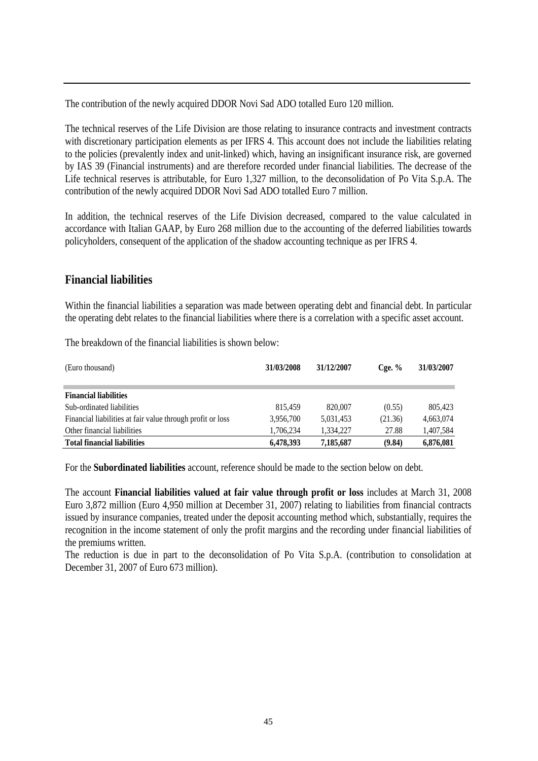The contribution of the newly acquired DDOR Novi Sad ADO totalled Euro 120 million.

The technical reserves of the Life Division are those relating to insurance contracts and investment contracts with discretionary participation elements as per IFRS 4. This account does not include the liabilities relating to the policies (prevalently index and unit-linked) which, having an insignificant insurance risk, are governed by IAS 39 (Financial instruments) and are therefore recorded under financial liabilities. The decrease of the Life technical reserves is attributable, for Euro 1,327 million, to the deconsolidation of Po Vita S.p.A. The contribution of the newly acquired DDOR Novi Sad ADO totalled Euro 7 million.

In addition, the technical reserves of the Life Division decreased, compared to the value calculated in accordance with Italian GAAP, by Euro 268 million due to the accounting of the deferred liabilities towards policyholders, consequent of the application of the shadow accounting technique as per IFRS 4.

## Financial liabilities

Within the financial liabilities a separation was made between operating debt and financial debt. In particular the operating debt relates to the financial liabilities where there is a correlation with a specific asset account.

The breakdown of the financial liabilities is shown below:

| (Euro thousand) | 31/03/2008 | 31/12/2007 | Cge. % | 31/03/2007 |
|---|---|---|---|---|
| **Financial liabilities** | | | | |
| Sub-ordinated liabilities | 815,459 | 820,007 | (0.55) | 805,423 |
| Financial liabilities at fair value through profit or loss | 3,956,700 | 5,031,453 | (21.36) | 4,663,074 |
| Other financial liabilities | 1,706,234 | 1,334,227 | 27.88 | 1,407,584 |
| **Total financial liabilities** | **6,478,393** | **7,185,687** | **(9.84)** | **6,876,081** |

For the **Subordinated liabilities** account, reference should be made to the section below on debt.

The account **Financial liabilities valued at fair value through profit or loss** includes at March 31, 2008 Euro 3,872 million (Euro 4,950 million at December 31, 2007) relating to liabilities from financial contracts issued by insurance companies, treated under the deposit accounting method which, substantially, requires the recognition in the income statement of only the profit margins and the recording under financial liabilities of the premiums written.
The reduction is due in part to the deconsolidation of Po Vita S.p.A. (contribution to consolidation at December 31, 2007 of Euro 673 million).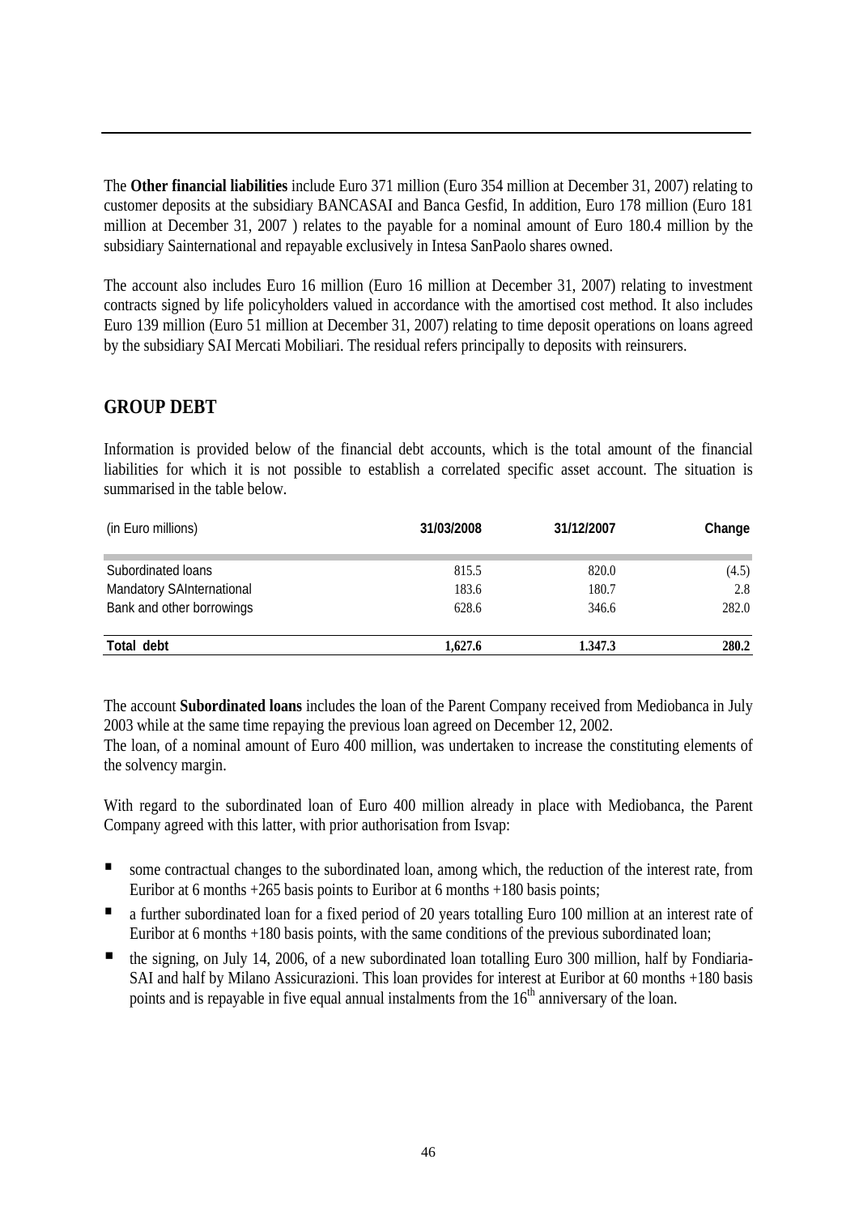The **Other financial liabilities** include Euro 371 million (Euro 354 million at December 31, 2007) relating to customer deposits at the subsidiary BANCASAI and Banca Gesfid, In addition, Euro 178 million (Euro 181 million at December 31, 2007 ) relates to the payable for a nominal amount of Euro 180.4 million by the subsidiary Sainternational and repayable exclusively in Intesa SanPaolo shares owned.

The account also includes Euro 16 million (Euro 16 million at December 31, 2007) relating to investment contracts signed by life policyholders valued in accordance with the amortised cost method. It also includes Euro 139 million (Euro 51 million at December 31, 2007) relating to time deposit operations on loans agreed by the subsidiary SAI Mercati Mobiliari. The residual refers principally to deposits with reinsurers.

## GROUP DEBT

Information is provided below of the financial debt accounts, which is the total amount of the financial liabilities for which it is not possible to establish a correlated specific asset account. The situation is summarised in the table below.

| (in Euro millions) | 31/03/2008 | 31/12/2007 | Change |
|---|---|---|---|
| Subordinated loans | 815.5 | 820.0 | (4.5) |
| Mandatory SAInternational | 183.6 | 180.7 | 2.8 |
| Bank and other borrowings | 628.6 | 346.6 | 282.0 |
| **Total debt** | **1,627.6** | **1.347.3** | **280.2** |

The account **Subordinated loans** includes the loan of the Parent Company received from Mediobanca in July 2003 while at the same time repaying the previous loan agreed on December 12, 2002.
The loan, of a nominal amount of Euro 400 million, was undertaken to increase the constituting elements of the solvency margin.

With regard to the subordinated loan of Euro 400 million already in place with Mediobanca, the Parent Company agreed with this latter, with prior authorisation from Isvap:

- some contractual changes to the subordinated loan, among which, the reduction of the interest rate, from Euribor at 6 months +265 basis points to Euribor at 6 months +180 basis points;
- a further subordinated loan for a fixed period of 20 years totalling Euro 100 million at an interest rate of Euribor at 6 months +180 basis points, with the same conditions of the previous subordinated loan;
- the signing, on July 14, 2006, of a new subordinated loan totalling Euro 300 million, half by Fondiaria-SAI and half by Milano Assicurazioni. This loan provides for interest at Euribor at 60 months +180 basis points and is repayable in five equal annual instalments from the 16th anniversary of the loan.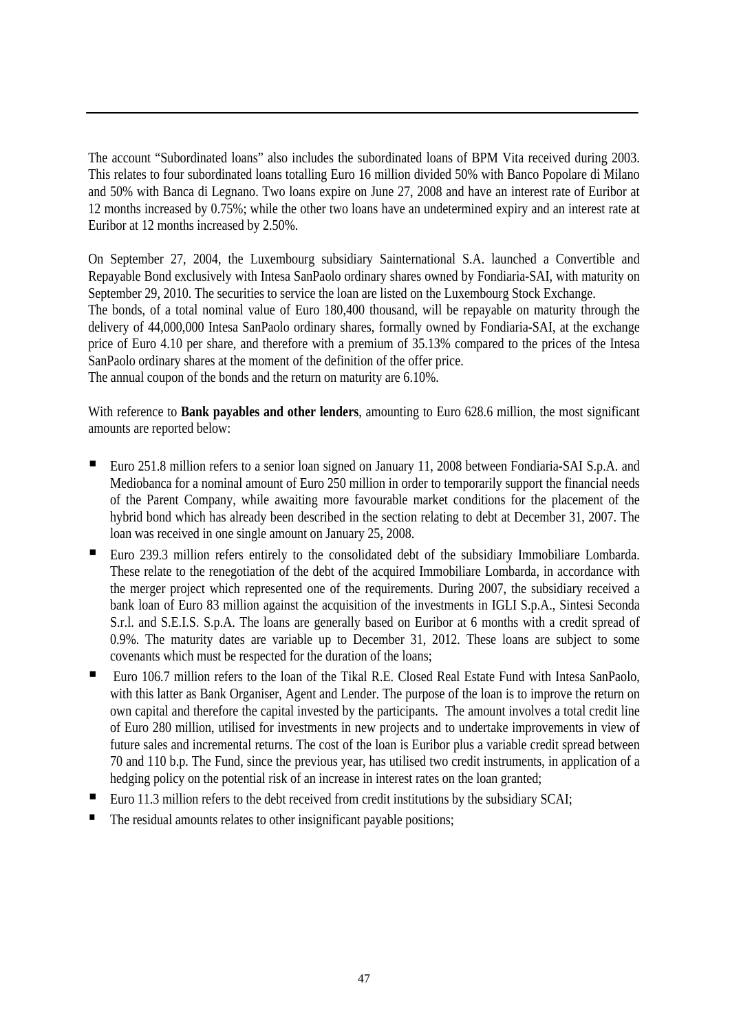The account "Subordinated loans" also includes the subordinated loans of BPM Vita received during 2003. This relates to four subordinated loans totalling Euro 16 million divided 50% with Banco Popolare di Milano and 50% with Banca di Legnano. Two loans expire on June 27, 2008 and have an interest rate of Euribor at 12 months increased by 0.75%; while the other two loans have an undetermined expiry and an interest rate at Euribor at 12 months increased by 2.50%.

On September 27, 2004, the Luxembourg subsidiary Sainternational S.A. launched a Convertible and Repayable Bond exclusively with Intesa SanPaolo ordinary shares owned by Fondiaria-SAI, with maturity on September 29, 2010. The securities to service the loan are listed on the Luxembourg Stock Exchange.
The bonds, of a total nominal value of Euro 180,400 thousand, will be repayable on maturity through the delivery of 44,000,000 Intesa SanPaolo ordinary shares, formally owned by Fondiaria-SAI, at the exchange price of Euro 4.10 per share, and therefore with a premium of 35.13% compared to the prices of the Intesa SanPaolo ordinary shares at the moment of the definition of the offer price.
The annual coupon of the bonds and the return on maturity are 6.10%.

With reference to **Bank payables and other lenders**, amounting to Euro 628.6 million, the most significant amounts are reported below:

- Euro 251.8 million refers to a senior loan signed on January 11, 2008 between Fondiaria-SAI S.p.A. and Mediobanca for a nominal amount of Euro 250 million in order to temporarily support the financial needs of the Parent Company, while awaiting more favourable market conditions for the placement of the hybrid bond which has already been described in the section relating to debt at December 31, 2007. The loan was received in one single amount on January 25, 2008.
- Euro 239.3 million refers entirely to the consolidated debt of the subsidiary Immobiliare Lombarda. These relate to the renegotiation of the debt of the acquired Immobiliare Lombarda, in accordance with the merger project which represented one of the requirements. During 2007, the subsidiary received a bank loan of Euro 83 million against the acquisition of the investments in IGLI S.p.A., Sintesi Seconda S.r.l. and S.E.I.S. S.p.A. The loans are generally based on Euribor at 6 months with a credit spread of 0.9%. The maturity dates are variable up to December 31, 2012. These loans are subject to some covenants which must be respected for the duration of the loans;
- Euro 106.7 million refers to the loan of the Tikal R.E. Closed Real Estate Fund with Intesa SanPaolo, with this latter as Bank Organiser, Agent and Lender. The purpose of the loan is to improve the return on own capital and therefore the capital invested by the participants. The amount involves a total credit line of Euro 280 million, utilised for investments in new projects and to undertake improvements in view of future sales and incremental returns. The cost of the loan is Euribor plus a variable credit spread between 70 and 110 b.p. The Fund, since the previous year, has utilised two credit instruments, in application of a hedging policy on the potential risk of an increase in interest rates on the loan granted;
- Euro 11.3 million refers to the debt received from credit institutions by the subsidiary SCAI;
- The residual amounts relates to other insignificant payable positions;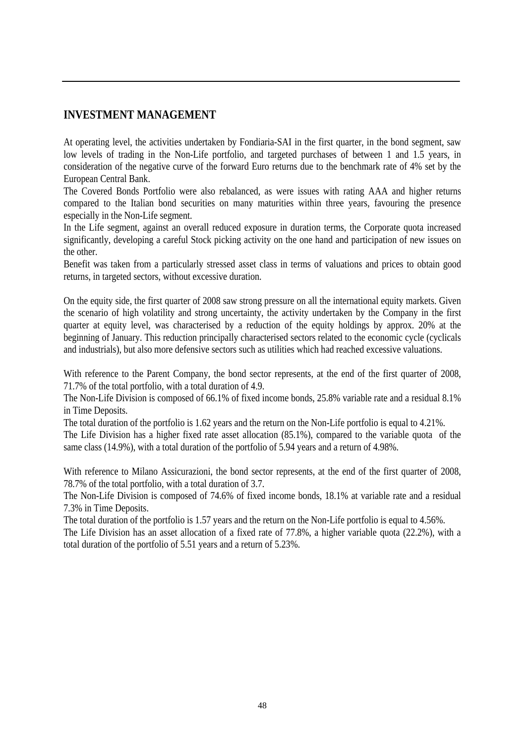## INVESTMENT MANAGEMENT

At operating level, the activities undertaken by Fondiaria-SAI in the first quarter, in the bond segment, saw low levels of trading in the Non-Life portfolio, and targeted purchases of between 1 and 1.5 years, in consideration of the negative curve of the forward Euro returns due to the benchmark rate of 4% set by the European Central Bank.

The Covered Bonds Portfolio were also rebalanced, as were issues with rating AAA and higher returns compared to the Italian bond securities on many maturities within three years, favouring the presence especially in the Non-Life segment.

In the Life segment, against an overall reduced exposure in duration terms, the Corporate quota increased significantly, developing a careful Stock picking activity on the one hand and participation of new issues on the other.

Benefit was taken from a particularly stressed asset class in terms of valuations and prices to obtain good returns, in targeted sectors, without excessive duration.

On the equity side, the first quarter of 2008 saw strong pressure on all the international equity markets. Given the scenario of high volatility and strong uncertainty, the activity undertaken by the Company in the first quarter at equity level, was characterised by a reduction of the equity holdings by approx. 20% at the beginning of January. This reduction principally characterised sectors related to the economic cycle (cyclicals and industrials), but also more defensive sectors such as utilities which had reached excessive valuations.

With reference to the Parent Company, the bond sector represents, at the end of the first quarter of 2008, 71.7% of the total portfolio, with a total duration of 4.9.

The Non-Life Division is composed of 66.1% of fixed income bonds, 25.8% variable rate and a residual 8.1% in Time Deposits.

The total duration of the portfolio is 1.62 years and the return on the Non-Life portfolio is equal to 4.21%.

The Life Division has a higher fixed rate asset allocation (85.1%), compared to the variable quota of the same class (14.9%), with a total duration of the portfolio of 5.94 years and a return of 4.98%.

With reference to Milano Assicurazioni, the bond sector represents, at the end of the first quarter of 2008, 78.7% of the total portfolio, with a total duration of 3.7.

The Non-Life Division is composed of 74.6% of fixed income bonds, 18.1% at variable rate and a residual 7.3% in Time Deposits.

The total duration of the portfolio is 1.57 years and the return on the Non-Life portfolio is equal to 4.56%.

The Life Division has an asset allocation of a fixed rate of 77.8%, a higher variable quota (22.2%), with a total duration of the portfolio of 5.51 years and a return of 5.23%.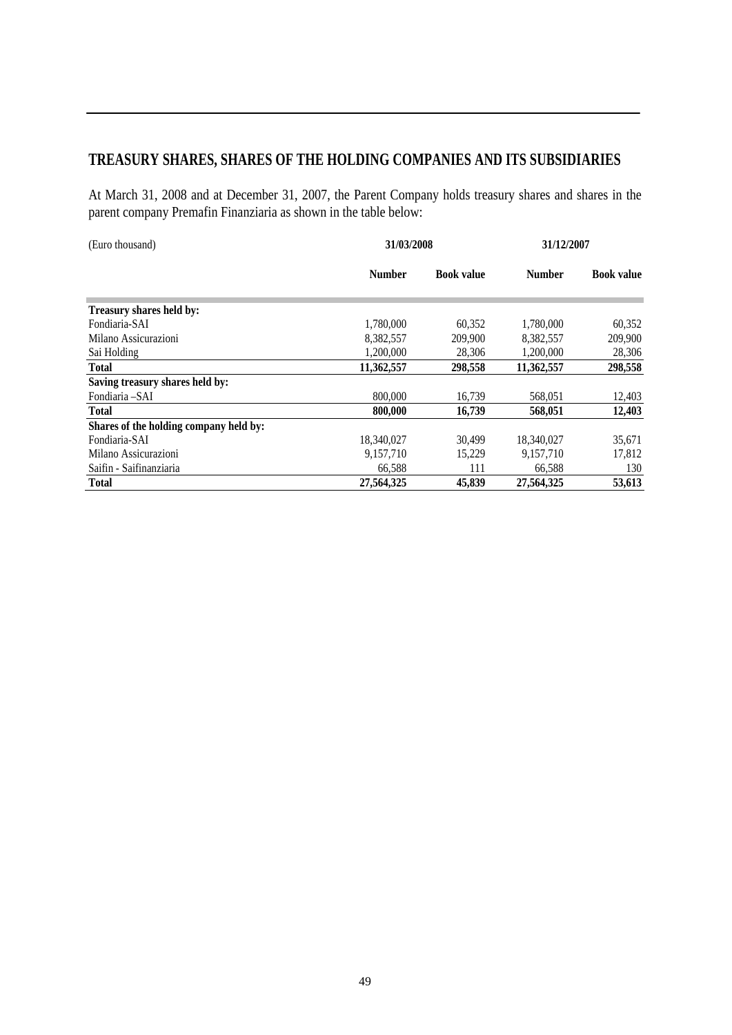## TREASURY SHARES, SHARES OF THE HOLDING COMPANIES AND ITS SUBSIDIARIES

At March 31, 2008 and at December 31, 2007, the Parent Company holds treasury shares and shares in the parent company Premafin Finanziaria as shown in the table below:

| (Euro thousand) | 31/03/2008 | | 31/12/2007 | |
|---|---|---|---|---|
| | **Number** | **Book value** | **Number** | **Book value** |
| **Treasury shares held by:** | | | | |
| Fondiaria-SAI | 1,780,000 | 60,352 | 1,780,000 | 60,352 |
| Milano Assicurazioni | 8,382,557 | 209,900 | 8,382,557 | 209,900 |
| Sai Holding | 1,200,000 | 28,306 | 1,200,000 | 28,306 |
| **Total** | **11,362,557** | **298,558** | **11,362,557** | **298,558** |
| **Saving treasury shares held by:** | | | | |
| Fondiaria –SAI | 800,000 | 16,739 | 568,051 | 12,403 |
| **Total** | **800,000** | **16,739** | **568,051** | **12,403** |
| **Shares of the holding company held by:** | | | | |
| Fondiaria-SAI | 18,340,027 | 30,499 | 18,340,027 | 35,671 |
| Milano Assicurazioni | 9,157,710 | 15,229 | 9,157,710 | 17,812 |
| Saifin - Saifinanziaria | 66,588 | 111 | 66,588 | 130 |
| **Total** | **27,564,325** | **45,839** | **27,564,325** | **53,613** |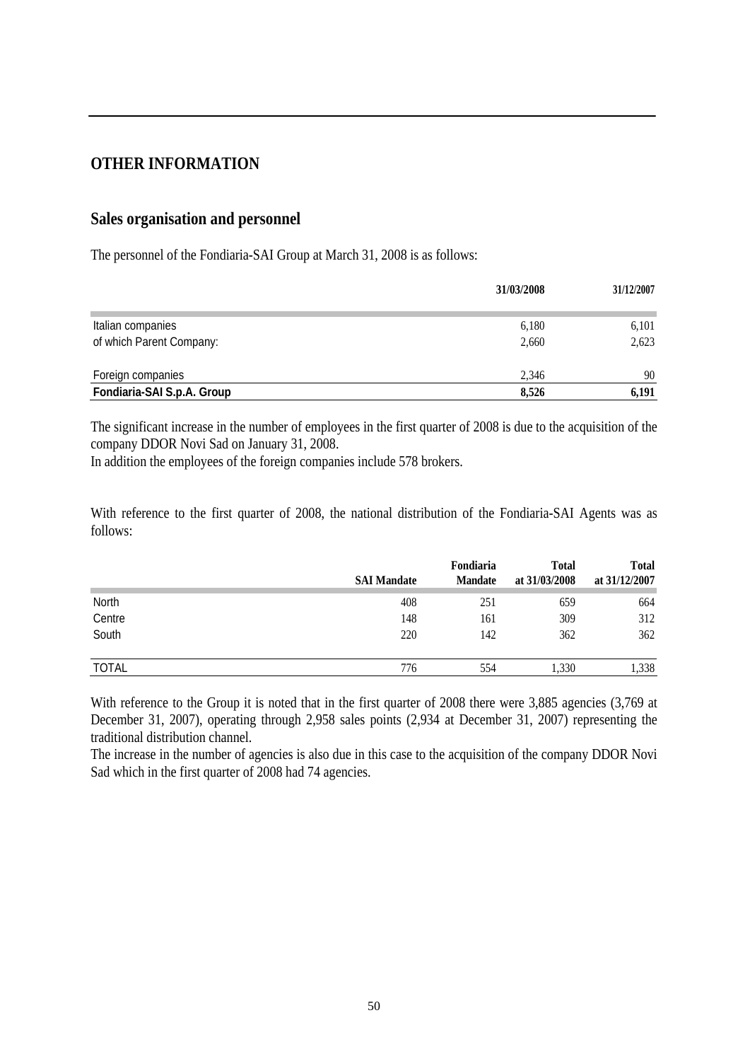# OTHER INFORMATION

## Sales organisation and personnel

The personnel of the Fondiaria-SAI Group at March 31, 2008 is as follows:

| | 31/03/2008 | 31/12/2007 |
|---|---|---|
| Italian companies | 6,180 | 6,101 |
| of which Parent Company: | 2,660 | 2,623 |
| Foreign companies | 2,346 | 90 |
| **Fondiaria-SAI S.p.A. Group** | **8,526** | **6,191** |

The significant increase in the number of employees in the first quarter of 2008 is due to the acquisition of the company DDOR Novi Sad on January 31, 2008.
In addition the employees of the foreign companies include 578 brokers.

With reference to the first quarter of 2008, the national distribution of the Fondiaria-SAI Agents was as follows:

| | SAI Mandate | Fondiaria Mandate | Total at 31/03/2008 | Total at 31/12/2007 |
|---|---|---|---|---|
| North | 408 | 251 | 659 | 664 |
| Centre | 148 | 161 | 309 | 312 |
| South | 220 | 142 | 362 | 362 |
| TOTAL | 776 | 554 | 1,330 | 1,338 |

With reference to the Group it is noted that in the first quarter of 2008 there were 3,885 agencies (3,769 at December 31, 2007), operating through 2,958 sales points (2,934 at December 31, 2007) representing the traditional distribution channel.
The increase in the number of agencies is also due in this case to the acquisition of the company DDOR Novi Sad which in the first quarter of 2008 had 74 agencies.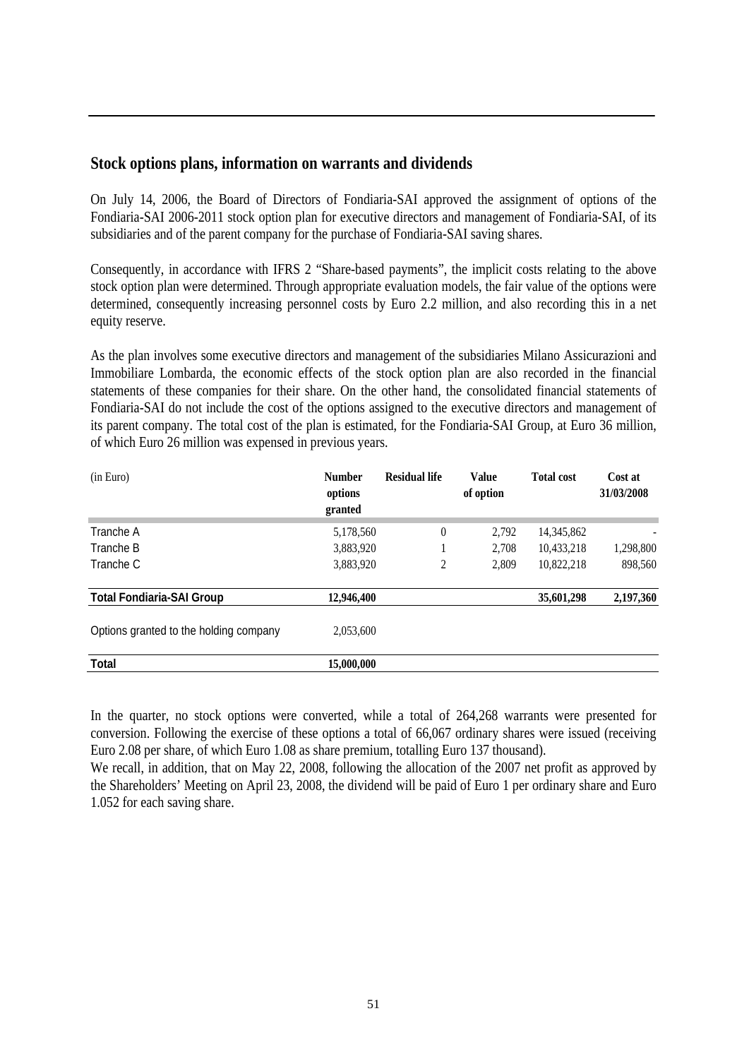## Stock options plans, information on warrants and dividends

On July 14, 2006, the Board of Directors of Fondiaria-SAI approved the assignment of options of the Fondiaria-SAI 2006-2011 stock option plan for executive directors and management of Fondiaria-SAI, of its subsidiaries and of the parent company for the purchase of Fondiaria-SAI saving shares.

Consequently, in accordance with IFRS 2 "Share-based payments", the implicit costs relating to the above stock option plan were determined. Through appropriate evaluation models, the fair value of the options were determined, consequently increasing personnel costs by Euro 2.2 million, and also recording this in a net equity reserve.

As the plan involves some executive directors and management of the subsidiaries Milano Assicurazioni and Immobiliare Lombarda, the economic effects of the stock option plan are also recorded in the financial statements of these companies for their share. On the other hand, the consolidated financial statements of Fondiaria-SAI do not include the cost of the options assigned to the executive directors and management of its parent company. The total cost of the plan is estimated, for the Fondiaria-SAI Group, at Euro 36 million, of which Euro 26 million was expensed in previous years.

| (in Euro) | Number options granted | Residual life | Value of option | Total cost | Cost at 31/03/2008 |
|---|---|---|---|---|---|
| Tranche A | 5,178,560 | 0 | 2,792 | 14,345,862 | - |
| Tranche B | 3,883,920 | 1 | 2,708 | 10,433,218 | 1,298,800 |
| Tranche C | 3,883,920 | 2 | 2,809 | 10,822,218 | 898,560 |
| **Total Fondiaria-SAI Group** | **12,946,400** | | | **35,601,298** | **2,197,360** |
| Options granted to the holding company | 2,053,600 | | | | |
| **Total** | **15,000,000** | | | | |

In the quarter, no stock options were converted, while a total of 264,268 warrants were presented for conversion. Following the exercise of these options a total of 66,067 ordinary shares were issued (receiving Euro 2.08 per share, of which Euro 1.08 as share premium, totalling Euro 137 thousand).

We recall, in addition, that on May 22, 2008, following the allocation of the 2007 net profit as approved by the Shareholders' Meeting on April 23, 2008, the dividend will be paid of Euro 1 per ordinary share and Euro 1.052 for each saving share.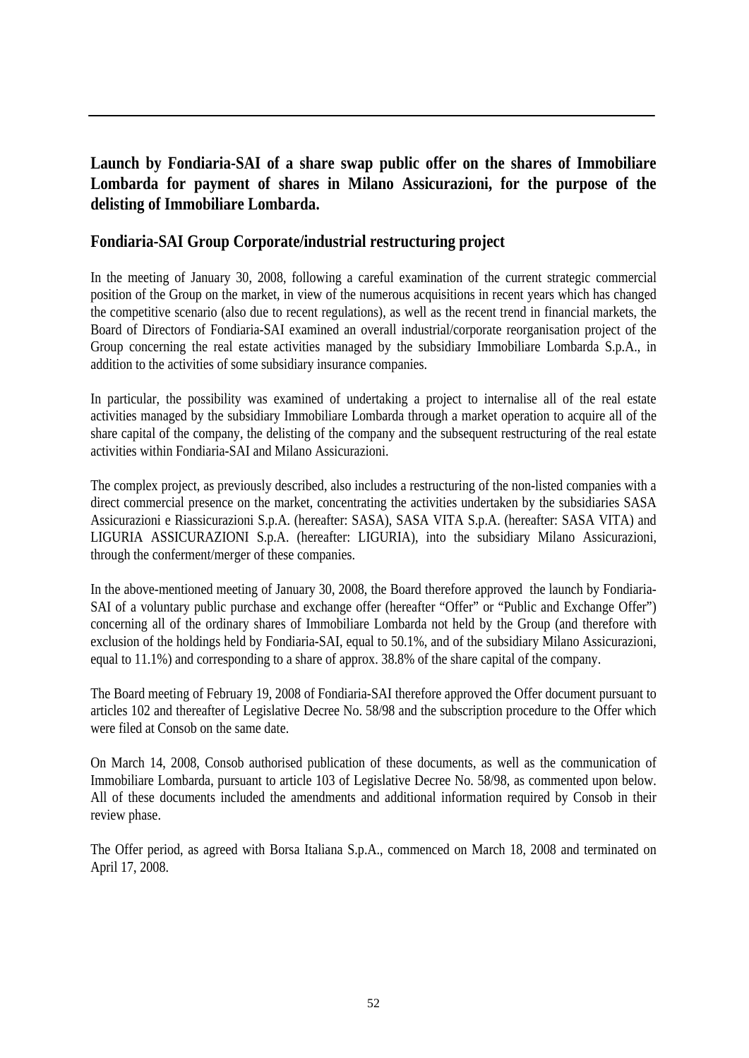## Launch by Fondiaria-SAI of a share swap public offer on the shares of Immobiliare Lombarda for payment of shares in Milano Assicurazioni, for the purpose of the delisting of Immobiliare Lombarda.

### Fondiaria-SAI Group Corporate/industrial restructuring project

In the meeting of January 30, 2008, following a careful examination of the current strategic commercial position of the Group on the market, in view of the numerous acquisitions in recent years which has changed the competitive scenario (also due to recent regulations), as well as the recent trend in financial markets, the Board of Directors of Fondiaria-SAI examined an overall industrial/corporate reorganisation project of the Group concerning the real estate activities managed by the subsidiary Immobiliare Lombarda S.p.A., in addition to the activities of some subsidiary insurance companies.

In particular, the possibility was examined of undertaking a project to internalise all of the real estate activities managed by the subsidiary Immobiliare Lombarda through a market operation to acquire all of the share capital of the company, the delisting of the company and the subsequent restructuring of the real estate activities within Fondiaria-SAI and Milano Assicurazioni.

The complex project, as previously described, also includes a restructuring of the non-listed companies with a direct commercial presence on the market, concentrating the activities undertaken by the subsidiaries SASA Assicurazioni e Riassicurazioni S.p.A. (hereafter: SASA), SASA VITA S.p.A. (hereafter: SASA VITA) and LIGURIA ASSICURAZIONI S.p.A. (hereafter: LIGURIA), into the subsidiary Milano Assicurazioni, through the conferment/merger of these companies.

In the above-mentioned meeting of January 30, 2008, the Board therefore approved the launch by Fondiaria-SAI of a voluntary public purchase and exchange offer (hereafter "Offer" or "Public and Exchange Offer") concerning all of the ordinary shares of Immobiliare Lombarda not held by the Group (and therefore with exclusion of the holdings held by Fondiaria-SAI, equal to 50.1%, and of the subsidiary Milano Assicurazioni, equal to 11.1%) and corresponding to a share of approx. 38.8% of the share capital of the company.

The Board meeting of February 19, 2008 of Fondiaria-SAI therefore approved the Offer document pursuant to articles 102 and thereafter of Legislative Decree No. 58/98 and the subscription procedure to the Offer which were filed at Consob on the same date.

On March 14, 2008, Consob authorised publication of these documents, as well as the communication of Immobiliare Lombarda, pursuant to article 103 of Legislative Decree No. 58/98, as commented upon below. All of these documents included the amendments and additional information required by Consob in their review phase.

The Offer period, as agreed with Borsa Italiana S.p.A., commenced on March 18, 2008 and terminated on April 17, 2008.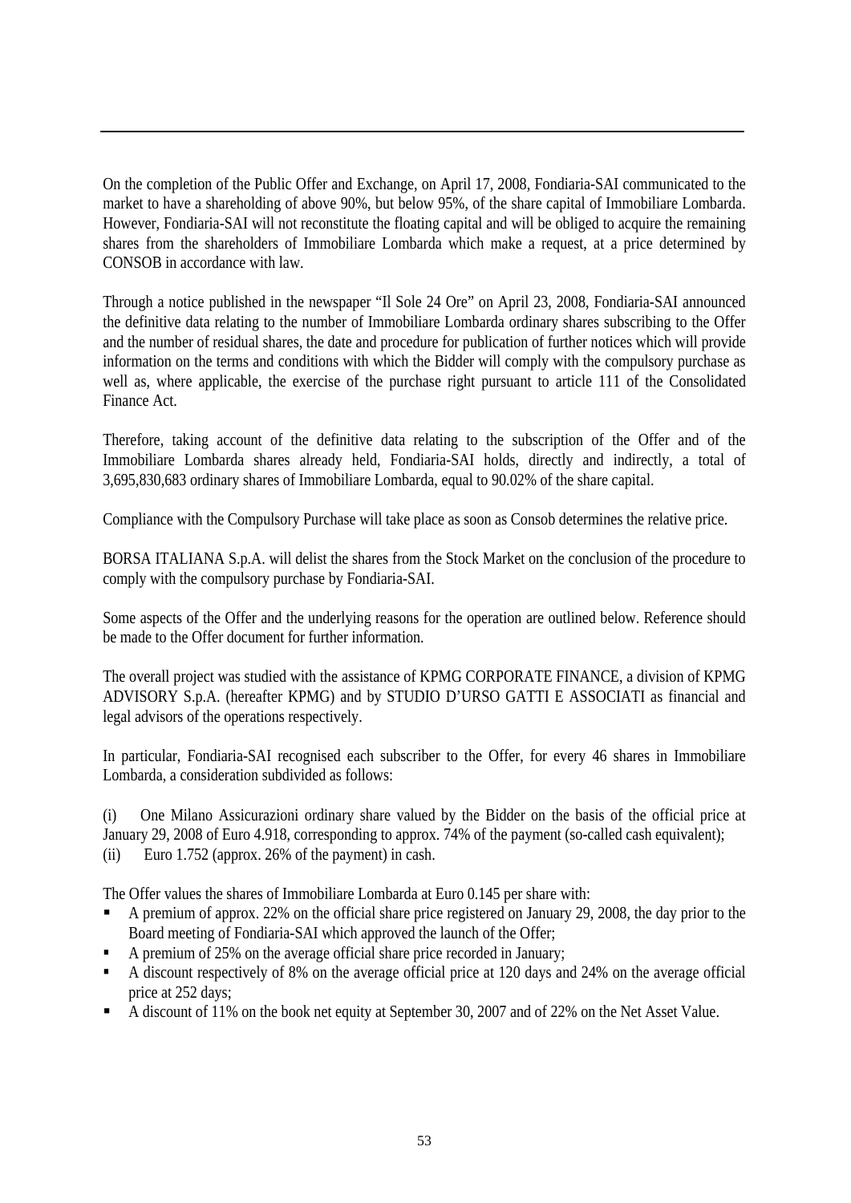On the completion of the Public Offer and Exchange, on April 17, 2008, Fondiaria-SAI communicated to the market to have a shareholding of above 90%, but below 95%, of the share capital of Immobiliare Lombarda. However, Fondiaria-SAI will not reconstitute the floating capital and will be obliged to acquire the remaining shares from the shareholders of Immobiliare Lombarda which make a request, at a price determined by CONSOB in accordance with law.

Through a notice published in the newspaper "Il Sole 24 Ore" on April 23, 2008, Fondiaria-SAI announced the definitive data relating to the number of Immobiliare Lombarda ordinary shares subscribing to the Offer and the number of residual shares, the date and procedure for publication of further notices which will provide information on the terms and conditions with which the Bidder will comply with the compulsory purchase as well as, where applicable, the exercise of the purchase right pursuant to article 111 of the Consolidated Finance Act.

Therefore, taking account of the definitive data relating to the subscription of the Offer and of the Immobiliare Lombarda shares already held, Fondiaria-SAI holds, directly and indirectly, a total of 3,695,830,683 ordinary shares of Immobiliare Lombarda, equal to 90.02% of the share capital.

Compliance with the Compulsory Purchase will take place as soon as Consob determines the relative price.

BORSA ITALIANA S.p.A. will delist the shares from the Stock Market on the conclusion of the procedure to comply with the compulsory purchase by Fondiaria-SAI.

Some aspects of the Offer and the underlying reasons for the operation are outlined below. Reference should be made to the Offer document for further information.

The overall project was studied with the assistance of KPMG CORPORATE FINANCE, a division of KPMG ADVISORY S.p.A. (hereafter KPMG) and by STUDIO D'URSO GATTI E ASSOCIATI as financial and legal advisors of the operations respectively.

In particular, Fondiaria-SAI recognised each subscriber to the Offer, for every 46 shares in Immobiliare Lombarda, a consideration subdivided as follows:

(i) One Milano Assicurazioni ordinary share valued by the Bidder on the basis of the official price at January 29, 2008 of Euro 4.918, corresponding to approx. 74% of the payment (so-called cash equivalent);
(ii) Euro 1.752 (approx. 26% of the payment) in cash.

The Offer values the shares of Immobiliare Lombarda at Euro 0.145 per share with:

- A premium of approx. 22% on the official share price registered on January 29, 2008, the day prior to the Board meeting of Fondiaria-SAI which approved the launch of the Offer;
- A premium of 25% on the average official share price recorded in January;
- A discount respectively of 8% on the average official price at 120 days and 24% on the average official price at 252 days;
- A discount of 11% on the book net equity at September 30, 2007 and of 22% on the Net Asset Value.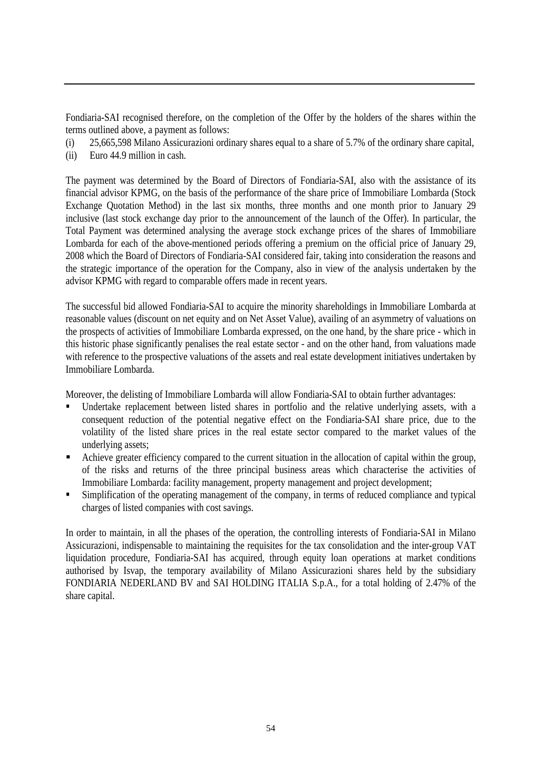Fondiaria-SAI recognised therefore, on the completion of the Offer by the holders of the shares within the terms outlined above, a payment as follows:

(i) 25,665,598 Milano Assicurazioni ordinary shares equal to a share of 5.7% of the ordinary share capital,

(ii) Euro 44.9 million in cash.

The payment was determined by the Board of Directors of Fondiaria-SAI, also with the assistance of its financial advisor KPMG, on the basis of the performance of the share price of Immobiliare Lombarda (Stock Exchange Quotation Method) in the last six months, three months and one month prior to January 29 inclusive (last stock exchange day prior to the announcement of the launch of the Offer). In particular, the Total Payment was determined analysing the average stock exchange prices of the shares of Immobiliare Lombarda for each of the above-mentioned periods offering a premium on the official price of January 29, 2008 which the Board of Directors of Fondiaria-SAI considered fair, taking into consideration the reasons and the strategic importance of the operation for the Company, also in view of the analysis undertaken by the advisor KPMG with regard to comparable offers made in recent years.

The successful bid allowed Fondiaria-SAI to acquire the minority shareholdings in Immobiliare Lombarda at reasonable values (discount on net equity and on Net Asset Value), availing of an asymmetry of valuations on the prospects of activities of Immobiliare Lombarda expressed, on the one hand, by the share price - which in this historic phase significantly penalises the real estate sector - and on the other hand, from valuations made with reference to the prospective valuations of the assets and real estate development initiatives undertaken by Immobiliare Lombarda.

Moreover, the delisting of Immobiliare Lombarda will allow Fondiaria-SAI to obtain further advantages:

- Undertake replacement between listed shares in portfolio and the relative underlying assets, with a consequent reduction of the potential negative effect on the Fondiaria-SAI share price, due to the volatility of the listed share prices in the real estate sector compared to the market values of the underlying assets;
- Achieve greater efficiency compared to the current situation in the allocation of capital within the group, of the risks and returns of the three principal business areas which characterise the activities of Immobiliare Lombarda: facility management, property management and project development;
- Simplification of the operating management of the company, in terms of reduced compliance and typical charges of listed companies with cost savings.

In order to maintain, in all the phases of the operation, the controlling interests of Fondiaria-SAI in Milano Assicurazioni, indispensable to maintaining the requisites for the tax consolidation and the inter-group VAT liquidation procedure, Fondiaria-SAI has acquired, through equity loan operations at market conditions authorised by Isvap, the temporary availability of Milano Assicurazioni shares held by the subsidiary FONDIARIA NEDERLAND BV and SAI HOLDING ITALIA S.p.A., for a total holding of 2.47% of the share capital.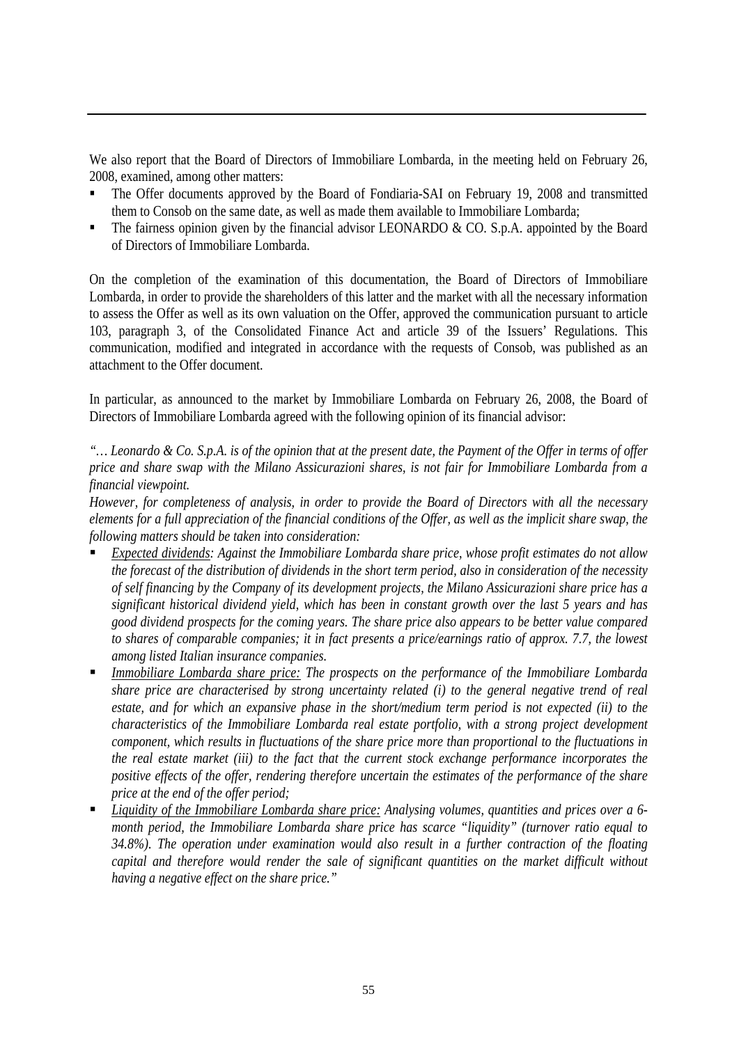We also report that the Board of Directors of Immobiliare Lombarda, in the meeting held on February 26, 2008, examined, among other matters:

- The Offer documents approved by the Board of Fondiaria-SAI on February 19, 2008 and transmitted them to Consob on the same date, as well as made them available to Immobiliare Lombarda;
- The fairness opinion given by the financial advisor LEONARDO & CO. S.p.A. appointed by the Board of Directors of Immobiliare Lombarda.

On the completion of the examination of this documentation, the Board of Directors of Immobiliare Lombarda, in order to provide the shareholders of this latter and the market with all the necessary information to assess the Offer as well as its own valuation on the Offer, approved the communication pursuant to article 103, paragraph 3, of the Consolidated Finance Act and article 39 of the Issuers' Regulations. This communication, modified and integrated in accordance with the requests of Consob, was published as an attachment to the Offer document.

In particular, as announced to the market by Immobiliare Lombarda on February 26, 2008, the Board of Directors of Immobiliare Lombarda agreed with the following opinion of its financial advisor:

*"… Leonardo & Co. S.p.A. is of the opinion that at the present date, the Payment of the Offer in terms of offer price and share swap with the Milano Assicurazioni shares, is not fair for Immobiliare Lombarda from a financial viewpoint.*
*However, for completeness of analysis, in order to provide the Board of Directors with all the necessary elements for a full appreciation of the financial conditions of the Offer, as well as the implicit share swap, the following matters should be taken into consideration:*

- *<u>Expected dividends</u>: Against the Immobiliare Lombarda share price, whose profit estimates do not allow the forecast of the distribution of dividends in the short term period, also in consideration of the necessity of self financing by the Company of its development projects, the Milano Assicurazioni share price has a significant historical dividend yield, which has been in constant growth over the last 5 years and has good dividend prospects for the coming years. The share price also appears to be better value compared to shares of comparable companies; it in fact presents a price/earnings ratio of approx. 7.7, the lowest among listed Italian insurance companies.*
- *<u>Immobiliare Lombarda share price:</u> The prospects on the performance of the Immobiliare Lombarda share price are characterised by strong uncertainty related (i) to the general negative trend of real estate, and for which an expansive phase in the short/medium term period is not expected (ii) to the characteristics of the Immobiliare Lombarda real estate portfolio, with a strong project development component, which results in fluctuations of the share price more than proportional to the fluctuations in the real estate market (iii) to the fact that the current stock exchange performance incorporates the positive effects of the offer, rendering therefore uncertain the estimates of the performance of the share price at the end of the offer period;*
- *<u>Liquidity of the Immobiliare Lombarda share price:</u> Analysing volumes, quantities and prices over a 6-month period, the Immobiliare Lombarda share price has scarce "liquidity" (turnover ratio equal to 34.8%). The operation under examination would also result in a further contraction of the floating capital and therefore would render the sale of significant quantities on the market difficult without having a negative effect on the share price."*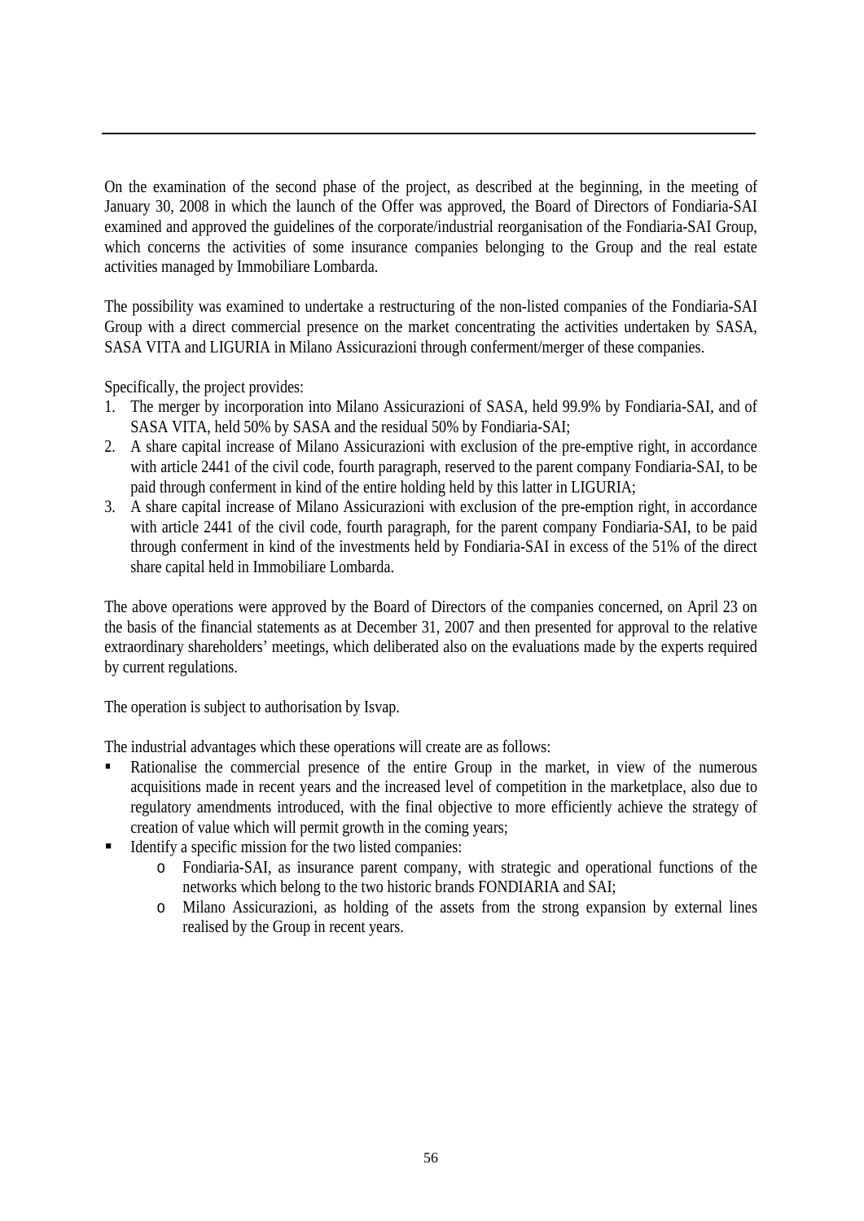On the examination of the second phase of the project, as described at the beginning, in the meeting of January 30, 2008 in which the launch of the Offer was approved, the Board of Directors of Fondiaria-SAI examined and approved the guidelines of the corporate/industrial reorganisation of the Fondiaria-SAI Group, which concerns the activities of some insurance companies belonging to the Group and the real estate activities managed by Immobiliare Lombarda.

The possibility was examined to undertake a restructuring of the non-listed companies of the Fondiaria-SAI Group with a direct commercial presence on the market concentrating the activities undertaken by SASA, SASA VITA and LIGURIA in Milano Assicurazioni through conferment/merger of these companies.

Specifically, the project provides:

1. The merger by incorporation into Milano Assicurazioni of SASA, held 99.9% by Fondiaria-SAI, and of SASA VITA, held 50% by SASA and the residual 50% by Fondiaria-SAI;
2. A share capital increase of Milano Assicurazioni with exclusion of the pre-emptive right, in accordance with article 2441 of the civil code, fourth paragraph, reserved to the parent company Fondiaria-SAI, to be paid through conferment in kind of the entire holding held by this latter in LIGURIA;
3. A share capital increase of Milano Assicurazioni with exclusion of the pre-emption right, in accordance with article 2441 of the civil code, fourth paragraph, for the parent company Fondiaria-SAI, to be paid through conferment in kind of the investments held by Fondiaria-SAI in excess of the 51% of the direct share capital held in Immobiliare Lombarda.

The above operations were approved by the Board of Directors of the companies concerned, on April 23 on the basis of the financial statements as at December 31, 2007 and then presented for approval to the relative extraordinary shareholders' meetings, which deliberated also on the evaluations made by the experts required by current regulations.

The operation is subject to authorisation by Isvap.

The industrial advantages which these operations will create are as follows:

- Rationalise the commercial presence of the entire Group in the market, in view of the numerous acquisitions made in recent years and the increased level of competition in the marketplace, also due to regulatory amendments introduced, with the final objective to more efficiently achieve the strategy of creation of value which will permit growth in the coming years;
- Identify a specific mission for the two listed companies:
  - Fondiaria-SAI, as insurance parent company, with strategic and operational functions of the networks which belong to the two historic brands FONDIARIA and SAI;
  - Milano Assicurazioni, as holding of the assets from the strong expansion by external lines realised by the Group in recent years.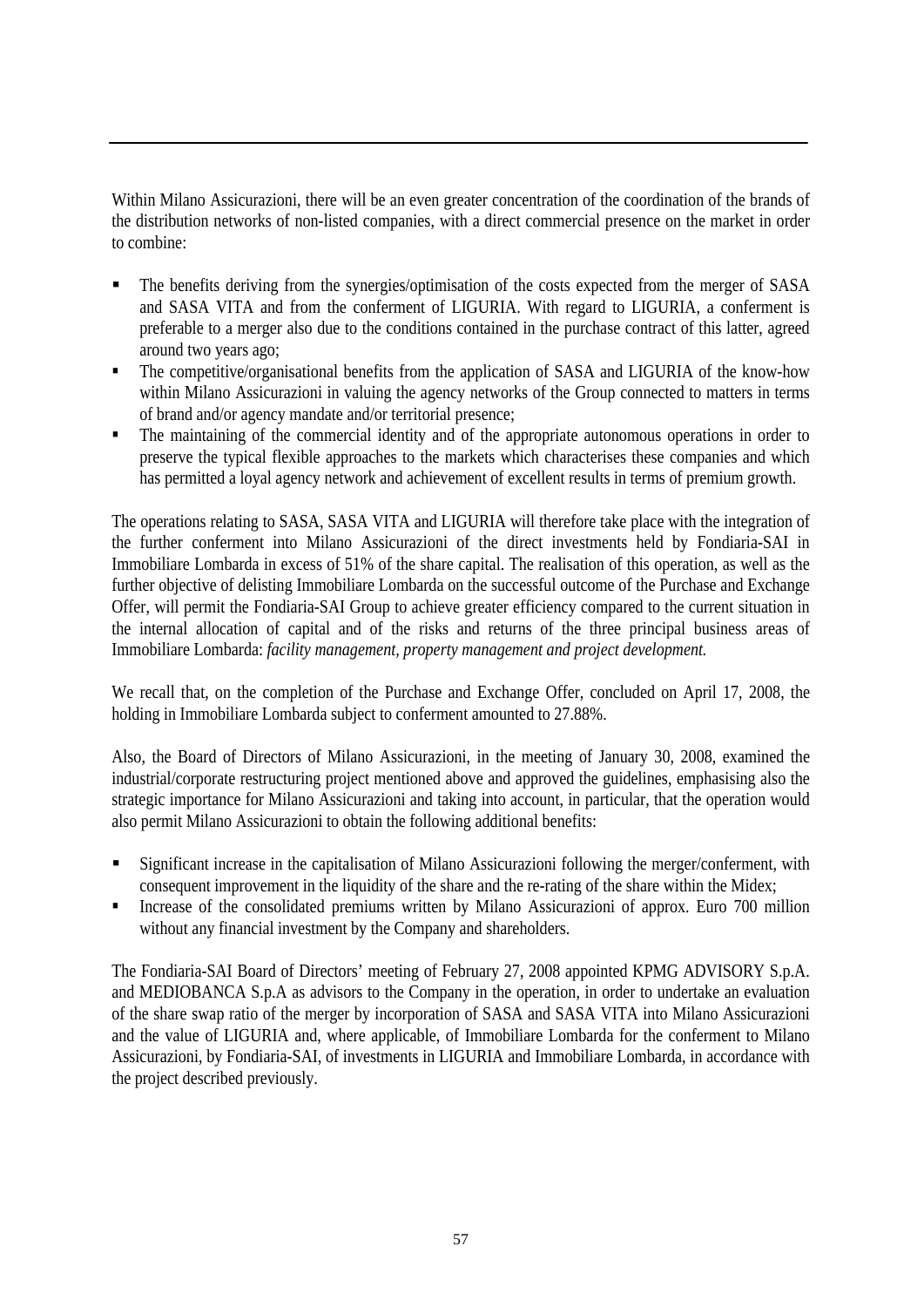Within Milano Assicurazioni, there will be an even greater concentration of the coordination of the brands of the distribution networks of non-listed companies, with a direct commercial presence on the market in order to combine:

- The benefits deriving from the synergies/optimisation of the costs expected from the merger of SASA and SASA VITA and from the conferment of LIGURIA. With regard to LIGURIA, a conferment is preferable to a merger also due to the conditions contained in the purchase contract of this latter, agreed around two years ago;
- The competitive/organisational benefits from the application of SASA and LIGURIA of the know-how within Milano Assicurazioni in valuing the agency networks of the Group connected to matters in terms of brand and/or agency mandate and/or territorial presence;
- The maintaining of the commercial identity and of the appropriate autonomous operations in order to preserve the typical flexible approaches to the markets which characterises these companies and which has permitted a loyal agency network and achievement of excellent results in terms of premium growth.

The operations relating to SASA, SASA VITA and LIGURIA will therefore take place with the integration of the further conferment into Milano Assicurazioni of the direct investments held by Fondiaria-SAI in Immobiliare Lombarda in excess of 51% of the share capital. The realisation of this operation, as well as the further objective of delisting Immobiliare Lombarda on the successful outcome of the Purchase and Exchange Offer, will permit the Fondiaria-SAI Group to achieve greater efficiency compared to the current situation in the internal allocation of capital and of the risks and returns of the three principal business areas of Immobiliare Lombarda: *facility management, property management and project development.*

We recall that, on the completion of the Purchase and Exchange Offer, concluded on April 17, 2008, the holding in Immobiliare Lombarda subject to conferment amounted to 27.88%.

Also, the Board of Directors of Milano Assicurazioni, in the meeting of January 30, 2008, examined the industrial/corporate restructuring project mentioned above and approved the guidelines, emphasising also the strategic importance for Milano Assicurazioni and taking into account, in particular, that the operation would also permit Milano Assicurazioni to obtain the following additional benefits:

- Significant increase in the capitalisation of Milano Assicurazioni following the merger/conferment, with consequent improvement in the liquidity of the share and the re-rating of the share within the Midex;
- Increase of the consolidated premiums written by Milano Assicurazioni of approx. Euro 700 million without any financial investment by the Company and shareholders.

The Fondiaria-SAI Board of Directors' meeting of February 27, 2008 appointed KPMG ADVISORY S.p.A. and MEDIOBANCA S.p.A as advisors to the Company in the operation, in order to undertake an evaluation of the share swap ratio of the merger by incorporation of SASA and SASA VITA into Milano Assicurazioni and the value of LIGURIA and, where applicable, of Immobiliare Lombarda for the conferment to Milano Assicurazioni, by Fondiaria-SAI, of investments in LIGURIA and Immobiliare Lombarda, in accordance with the project described previously.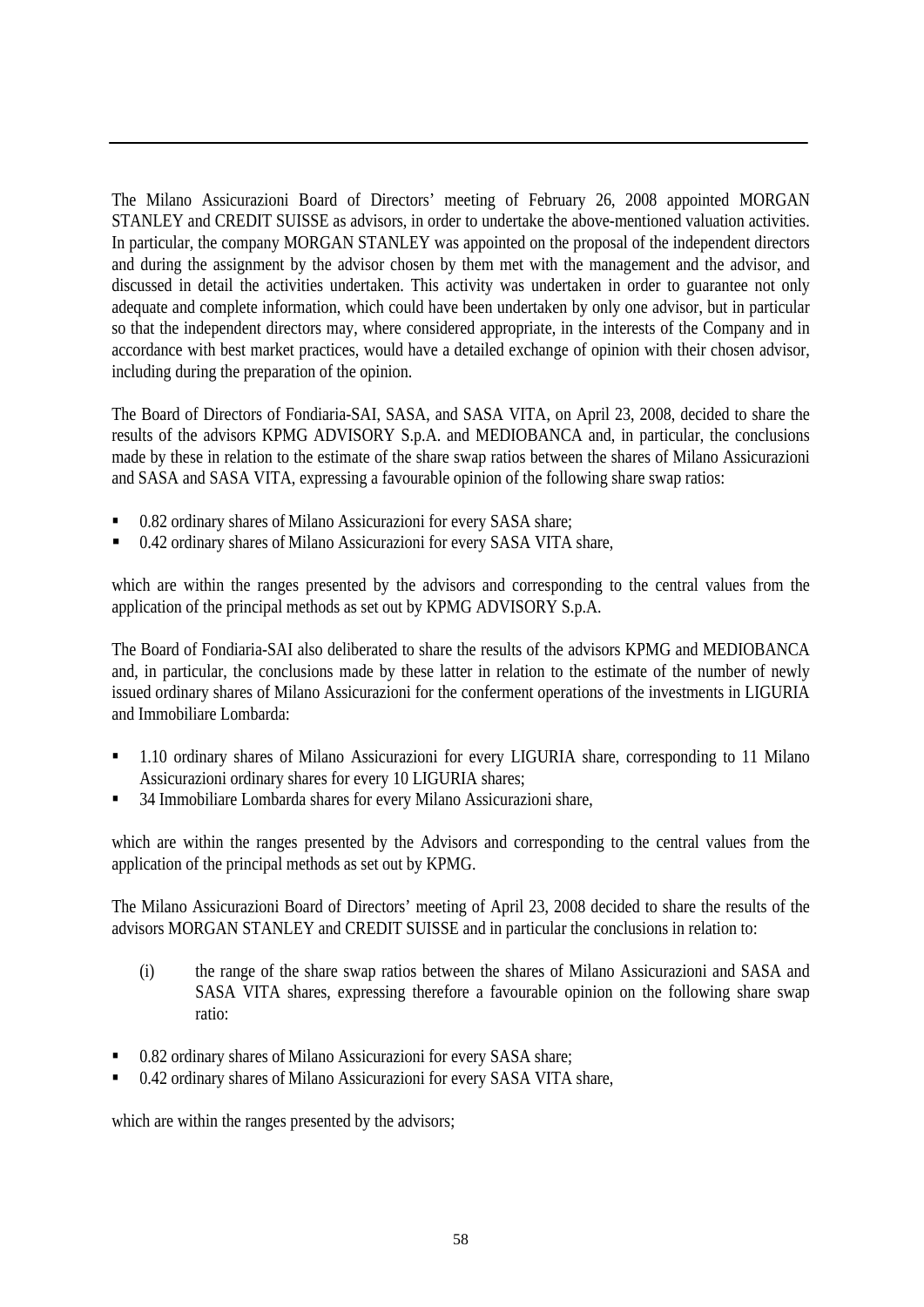The Milano Assicurazioni Board of Directors' meeting of February 26, 2008 appointed MORGAN STANLEY and CREDIT SUISSE as advisors, in order to undertake the above-mentioned valuation activities. In particular, the company MORGAN STANLEY was appointed on the proposal of the independent directors and during the assignment by the advisor chosen by them met with the management and the advisor, and discussed in detail the activities undertaken. This activity was undertaken in order to guarantee not only adequate and complete information, which could have been undertaken by only one advisor, but in particular so that the independent directors may, where considered appropriate, in the interests of the Company and in accordance with best market practices, would have a detailed exchange of opinion with their chosen advisor, including during the preparation of the opinion.

The Board of Directors of Fondiaria-SAI, SASA, and SASA VITA, on April 23, 2008, decided to share the results of the advisors KPMG ADVISORY S.p.A. and MEDIOBANCA and, in particular, the conclusions made by these in relation to the estimate of the share swap ratios between the shares of Milano Assicurazioni and SASA and SASA VITA, expressing a favourable opinion of the following share swap ratios:

- 0.82 ordinary shares of Milano Assicurazioni for every SASA share;
- 0.42 ordinary shares of Milano Assicurazioni for every SASA VITA share,

which are within the ranges presented by the advisors and corresponding to the central values from the application of the principal methods as set out by KPMG ADVISORY S.p.A.

The Board of Fondiaria-SAI also deliberated to share the results of the advisors KPMG and MEDIOBANCA and, in particular, the conclusions made by these latter in relation to the estimate of the number of newly issued ordinary shares of Milano Assicurazioni for the conferment operations of the investments in LIGURIA and Immobiliare Lombarda:

- 1.10 ordinary shares of Milano Assicurazioni for every LIGURIA share, corresponding to 11 Milano Assicurazioni ordinary shares for every 10 LIGURIA shares;
- 34 Immobiliare Lombarda shares for every Milano Assicurazioni share,

which are within the ranges presented by the Advisors and corresponding to the central values from the application of the principal methods as set out by KPMG.

The Milano Assicurazioni Board of Directors' meeting of April 23, 2008 decided to share the results of the advisors MORGAN STANLEY and CREDIT SUISSE and in particular the conclusions in relation to:

(i) the range of the share swap ratios between the shares of Milano Assicurazioni and SASA and SASA VITA shares, expressing therefore a favourable opinion on the following share swap ratio:

- 0.82 ordinary shares of Milano Assicurazioni for every SASA share;
- 0.42 ordinary shares of Milano Assicurazioni for every SASA VITA share,

which are within the ranges presented by the advisors;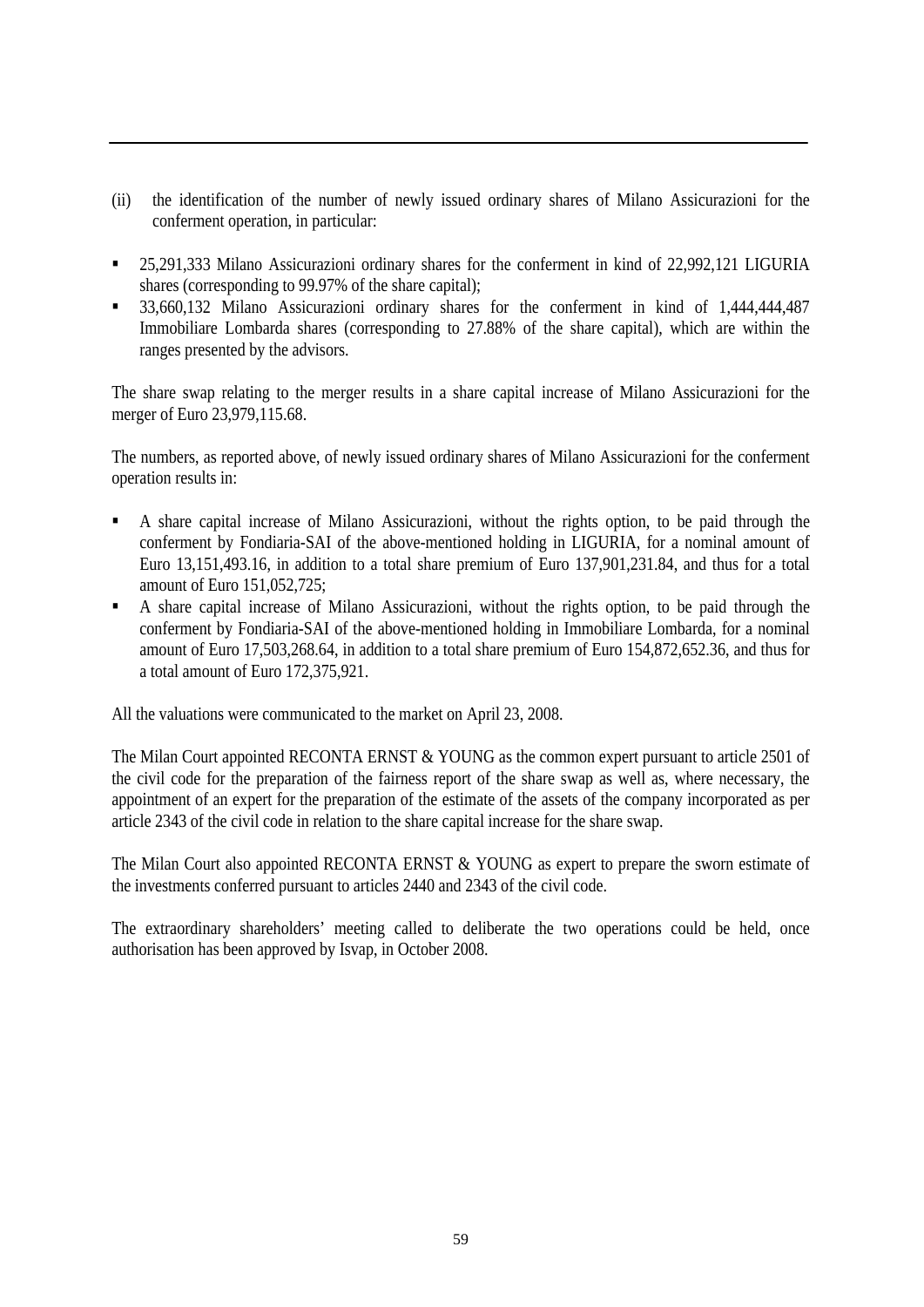(ii) the identification of the number of newly issued ordinary shares of Milano Assicurazioni for the conferment operation, in particular:

- 25,291,333 Milano Assicurazioni ordinary shares for the conferment in kind of 22,992,121 LIGURIA shares (corresponding to 99.97% of the share capital);
- 33,660,132 Milano Assicurazioni ordinary shares for the conferment in kind of 1,444,444,487 Immobiliare Lombarda shares (corresponding to 27.88% of the share capital), which are within the ranges presented by the advisors.

The share swap relating to the merger results in a share capital increase of Milano Assicurazioni for the merger of Euro 23,979,115.68.

The numbers, as reported above, of newly issued ordinary shares of Milano Assicurazioni for the conferment operation results in:

- A share capital increase of Milano Assicurazioni, without the rights option, to be paid through the conferment by Fondiaria-SAI of the above-mentioned holding in LIGURIA, for a nominal amount of Euro 13,151,493.16, in addition to a total share premium of Euro 137,901,231.84, and thus for a total amount of Euro 151,052,725;
- A share capital increase of Milano Assicurazioni, without the rights option, to be paid through the conferment by Fondiaria-SAI of the above-mentioned holding in Immobiliare Lombarda, for a nominal amount of Euro 17,503,268.64, in addition to a total share premium of Euro 154,872,652.36, and thus for a total amount of Euro 172,375,921.

All the valuations were communicated to the market on April 23, 2008.

The Milan Court appointed RECONTA ERNST & YOUNG as the common expert pursuant to article 2501 of the civil code for the preparation of the fairness report of the share swap as well as, where necessary, the appointment of an expert for the preparation of the estimate of the assets of the company incorporated as per article 2343 of the civil code in relation to the share capital increase for the share swap.

The Milan Court also appointed RECONTA ERNST & YOUNG as expert to prepare the sworn estimate of the investments conferred pursuant to articles 2440 and 2343 of the civil code.

The extraordinary shareholders' meeting called to deliberate the two operations could be held, once authorisation has been approved by Isvap, in October 2008.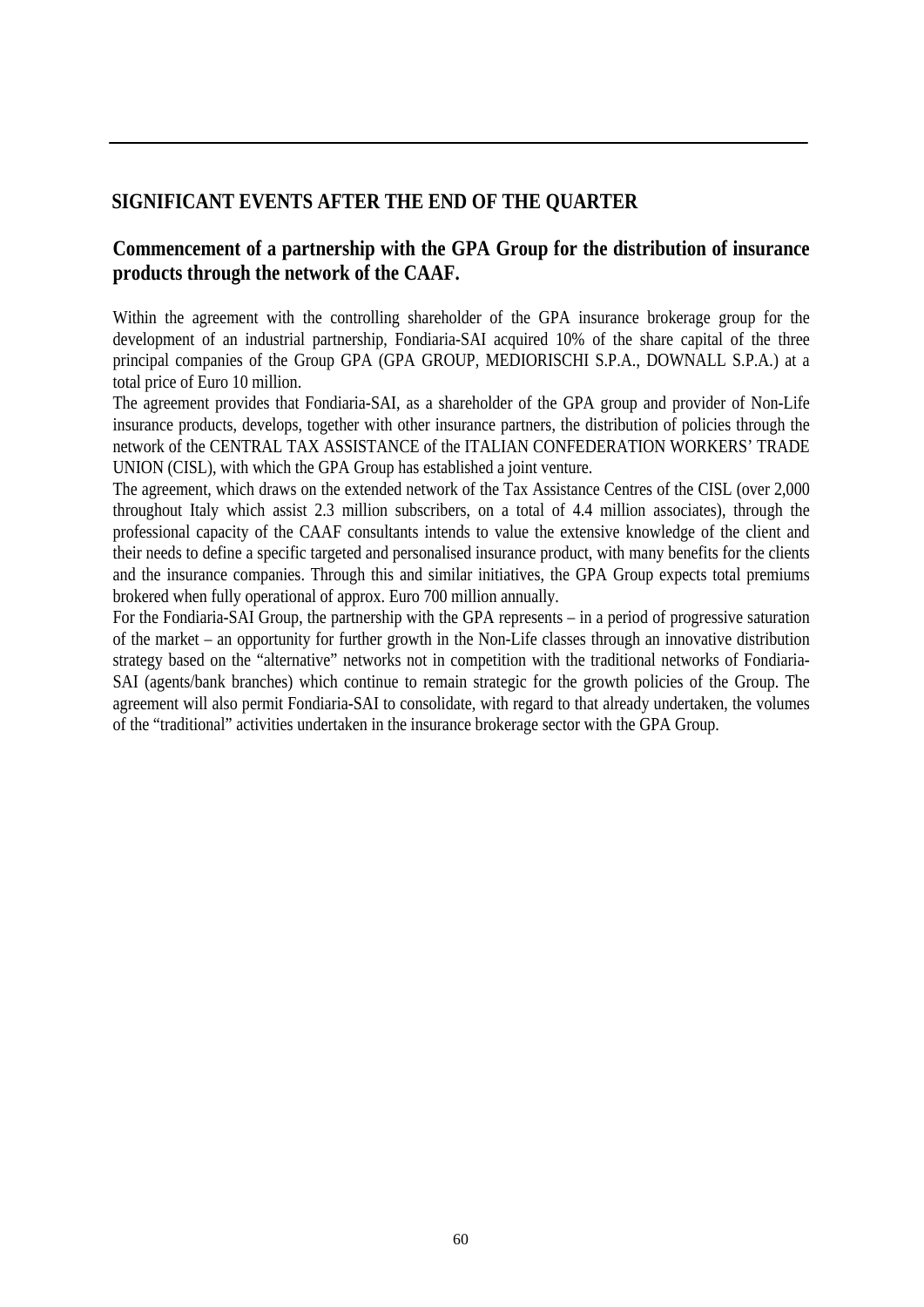## SIGNIFICANT EVENTS AFTER THE END OF THE QUARTER

### Commencement of a partnership with the GPA Group for the distribution of insurance products through the network of the CAAF.

Within the agreement with the controlling shareholder of the GPA insurance brokerage group for the development of an industrial partnership, Fondiaria-SAI acquired 10% of the share capital of the three principal companies of the Group GPA (GPA GROUP, MEDIORISCHI S.P.A., DOWNALL S.P.A.) at a total price of Euro 10 million.

The agreement provides that Fondiaria-SAI, as a shareholder of the GPA group and provider of Non-Life insurance products, develops, together with other insurance partners, the distribution of policies through the network of the CENTRAL TAX ASSISTANCE of the ITALIAN CONFEDERATION WORKERS' TRADE UNION (CISL), with which the GPA Group has established a joint venture.

The agreement, which draws on the extended network of the Tax Assistance Centres of the CISL (over 2,000 throughout Italy which assist 2.3 million subscribers, on a total of 4.4 million associates), through the professional capacity of the CAAF consultants intends to value the extensive knowledge of the client and their needs to define a specific targeted and personalised insurance product, with many benefits for the clients and the insurance companies. Through this and similar initiatives, the GPA Group expects total premiums brokered when fully operational of approx. Euro 700 million annually.

For the Fondiaria-SAI Group, the partnership with the GPA represents – in a period of progressive saturation of the market – an opportunity for further growth in the Non-Life classes through an innovative distribution strategy based on the "alternative" networks not in competition with the traditional networks of Fondiaria-SAI (agents/bank branches) which continue to remain strategic for the growth policies of the Group. The agreement will also permit Fondiaria-SAI to consolidate, with regard to that already undertaken, the volumes of the "traditional" activities undertaken in the insurance brokerage sector with the GPA Group.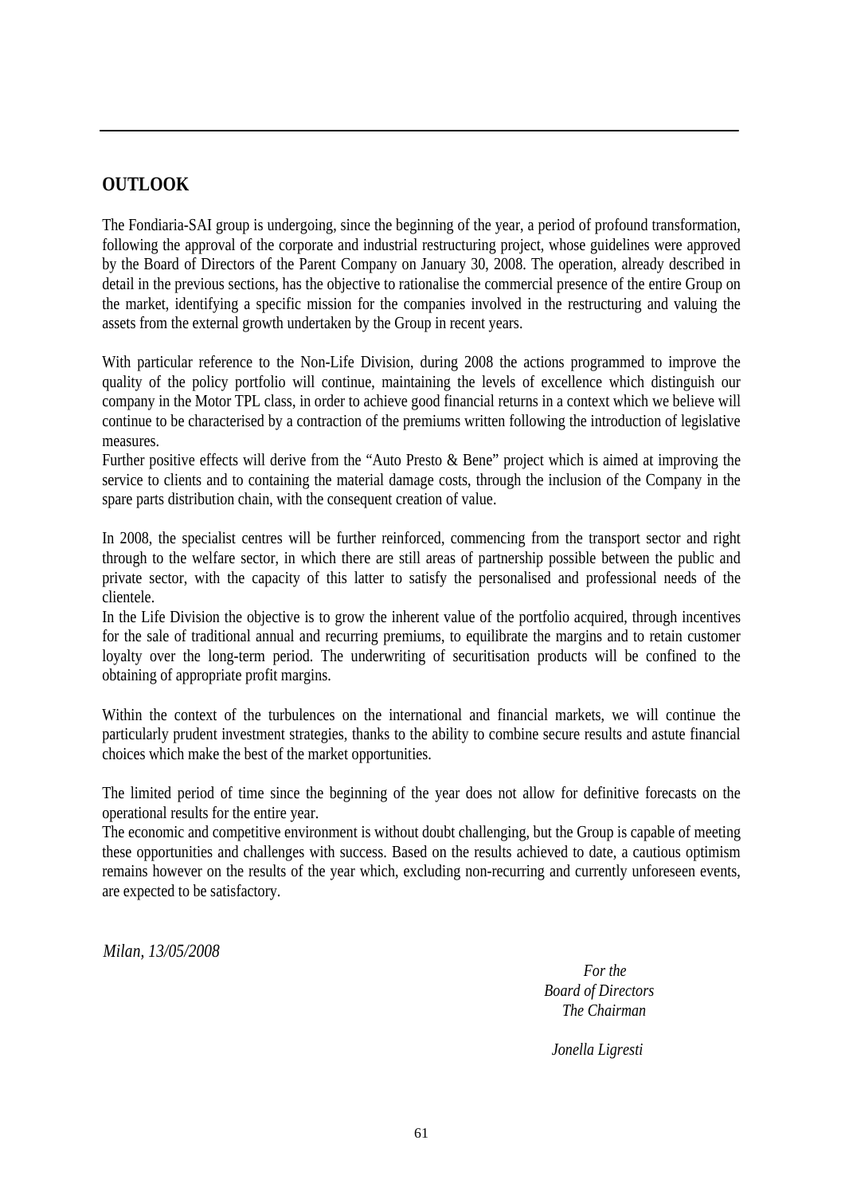## OUTLOOK

The Fondiaria-SAI group is undergoing, since the beginning of the year, a period of profound transformation, following the approval of the corporate and industrial restructuring project, whose guidelines were approved by the Board of Directors of the Parent Company on January 30, 2008. The operation, already described in detail in the previous sections, has the objective to rationalise the commercial presence of the entire Group on the market, identifying a specific mission for the companies involved in the restructuring and valuing the assets from the external growth undertaken by the Group in recent years.

With particular reference to the Non-Life Division, during 2008 the actions programmed to improve the quality of the policy portfolio will continue, maintaining the levels of excellence which distinguish our company in the Motor TPL class, in order to achieve good financial returns in a context which we believe will continue to be characterised by a contraction of the premiums written following the introduction of legislative measures.
Further positive effects will derive from the "Auto Presto & Bene" project which is aimed at improving the service to clients and to containing the material damage costs, through the inclusion of the Company in the spare parts distribution chain, with the consequent creation of value.

In 2008, the specialist centres will be further reinforced, commencing from the transport sector and right through to the welfare sector, in which there are still areas of partnership possible between the public and private sector, with the capacity of this latter to satisfy the personalised and professional needs of the clientele.
In the Life Division the objective is to grow the inherent value of the portfolio acquired, through incentives for the sale of traditional annual and recurring premiums, to equilibrate the margins and to retain customer loyalty over the long-term period. The underwriting of securitisation products will be confined to the obtaining of appropriate profit margins.

Within the context of the turbulences on the international and financial markets, we will continue the particularly prudent investment strategies, thanks to the ability to combine secure results and astute financial choices which make the best of the market opportunities.

The limited period of time since the beginning of the year does not allow for definitive forecasts on the operational results for the entire year.
The economic and competitive environment is without doubt challenging, but the Group is capable of meeting these opportunities and challenges with success. Based on the results achieved to date, a cautious optimism remains however on the results of the year which, excluding non-recurring and currently unforeseen events, are expected to be satisfactory.

*Milan, 13/05/2008*

*For the*
*Board of Directors*
*The Chairman*

*Jonella Ligresti*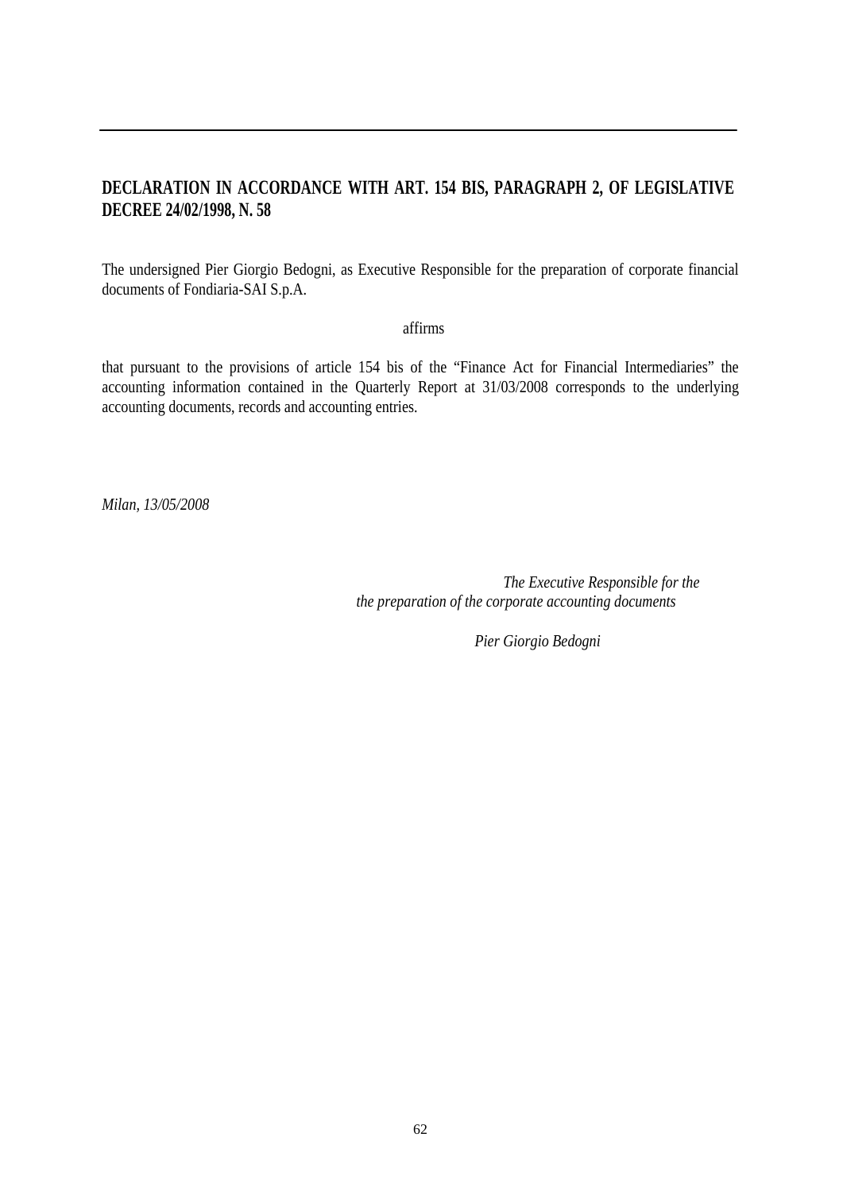## DECLARATION IN ACCORDANCE WITH ART. 154 BIS, PARAGRAPH 2, OF LEGISLATIVE DECREE 24/02/1998, N. 58

The undersigned Pier Giorgio Bedogni, as Executive Responsible for the preparation of corporate financial documents of Fondiaria-SAI S.p.A.

affirms

that pursuant to the provisions of article 154 bis of the "Finance Act for Financial Intermediaries" the accounting information contained in the Quarterly Report at 31/03/2008 corresponds to the underlying accounting documents, records and accounting entries.

*Milan, 13/05/2008*

*The Executive Responsible for the*
*the preparation of the corporate accounting documents*

*Pier Giorgio Bedogni*